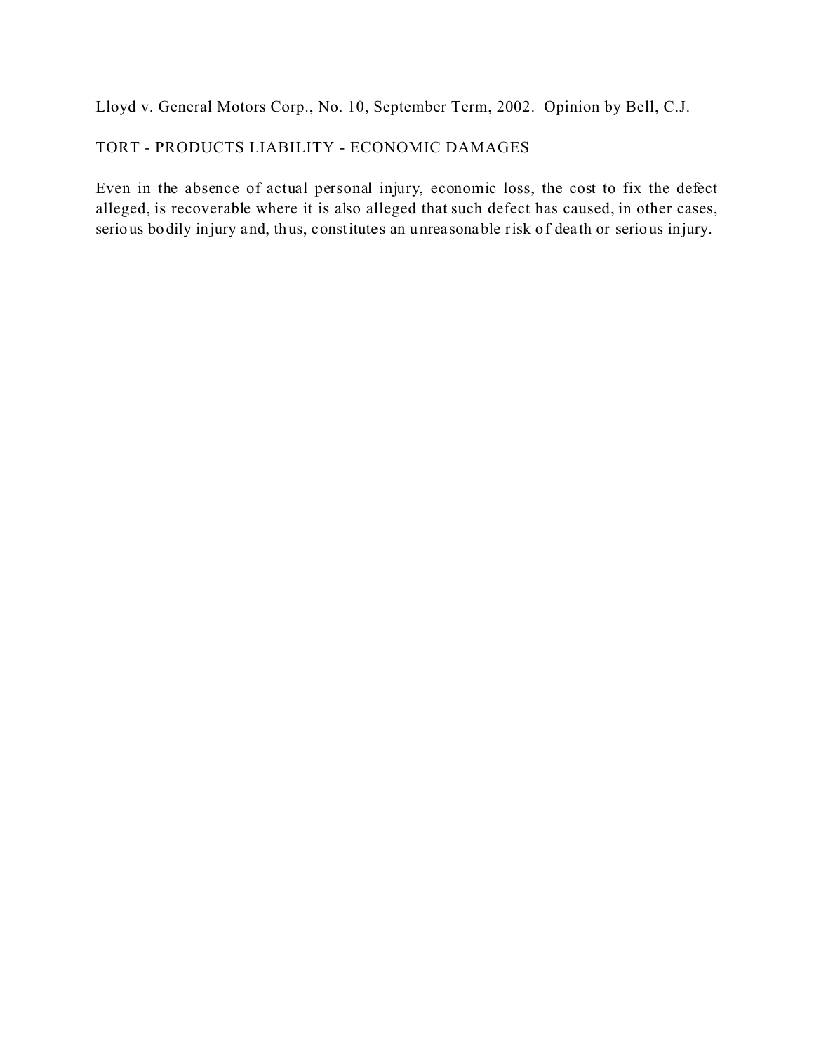Lloyd v. General Motors Corp., No. 10, September Term, 2002. Opinion by Bell, C.J.

TORT - PRODUCTS LIABILITY - ECONOMIC DAMAGES

Even in the absence of actual personal injury, economic loss, the cost to fix the defect alleged, is recoverable where it is also alleged that such defect has caused, in other cases, serious bodily injury and, thus, constitutes an unreasonable risk of death or serious injury.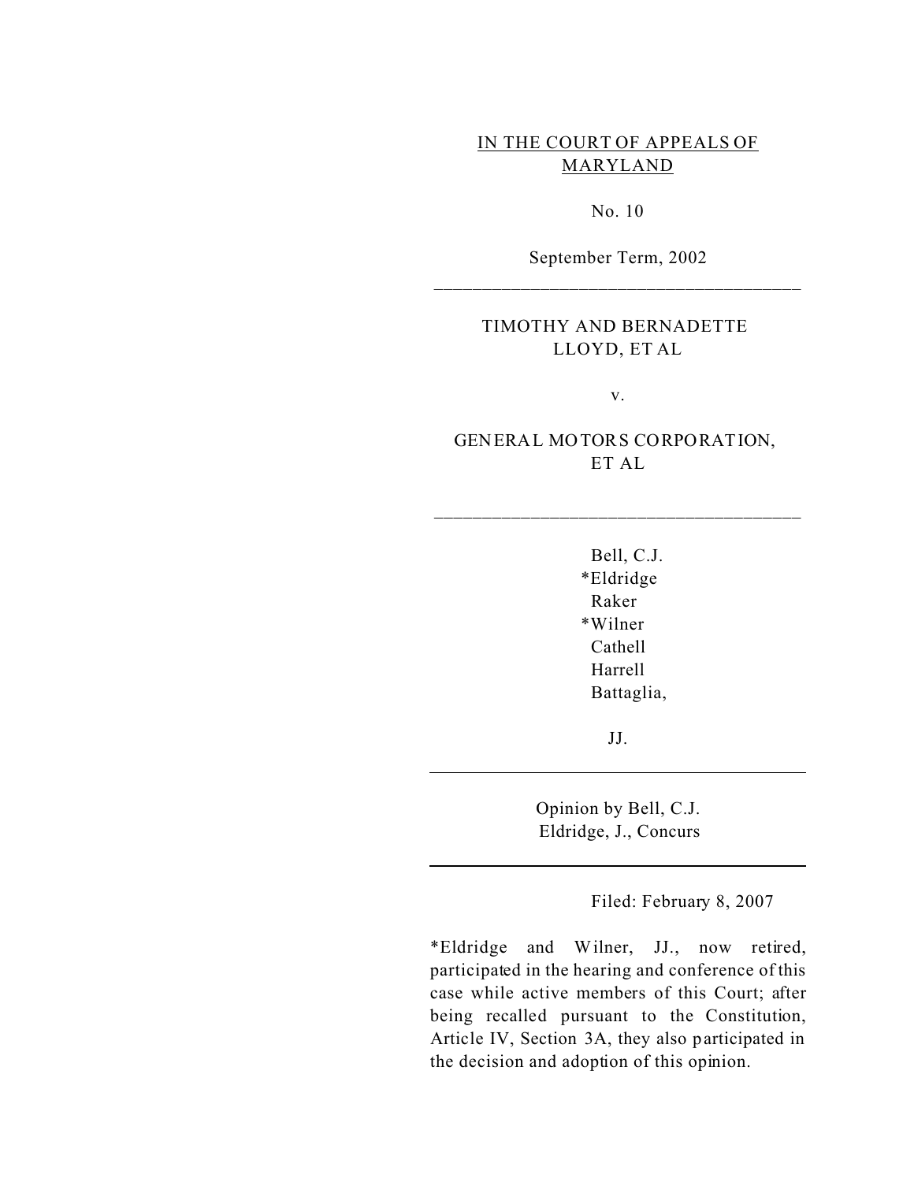IN THE COURT OF APPEALS OF MARYLAND

No. 10

September Term, 2002

---

TIMOTHY AND BERNADETTE LLOYD, ET AL

v.

GENERAL MOTORS CORPORATION, ET AL

---

Bell, C.J.
*Eldridge
Raker
*Wilner
Cathell
Harrell
Battaglia,

JJ.

---

Opinion by Bell, C.J.
Eldridge, J., Concurs

---

Filed: February 8, 2007

*Eldridge and Wilner, JJ., now retired, participated in the hearing and conference of this case while active members of this Court; after being recalled pursuant to the Constitution, Article IV, Section 3A, they also participated in the decision and adoption of this opinion.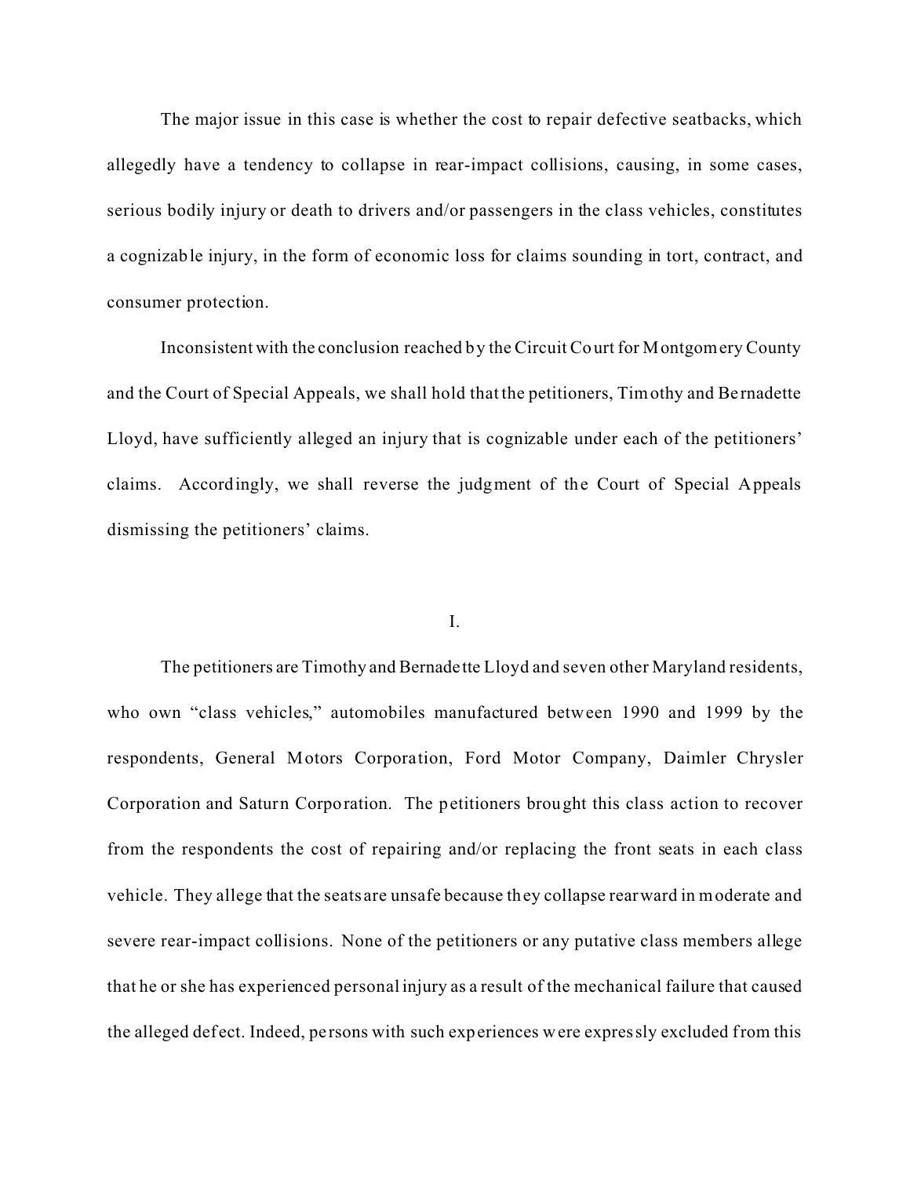The major issue in this case is whether the cost to repair defective seatbacks, which allegedly have a tendency to collapse in rear-impact collisions, causing, in some cases, serious bodily injury or death to drivers and/or passengers in the class vehicles, constitutes a cognizable injury, in the form of economic loss for claims sounding in tort, contract, and consumer protection.

Inconsistent with the conclusion reached by the Circuit Court for Montgomery County and the Court of Special Appeals, we shall hold that the petitioners, Timothy and Bernadette Lloyd, have sufficiently alleged an injury that is cognizable under each of the petitioners' claims. Accordingly, we shall reverse the judgment of the Court of Special Appeals dismissing the petitioners' claims.

## I.

The petitioners are Timothy and Bernadette Lloyd and seven other Maryland residents, who own "class vehicles," automobiles manufactured between 1990 and 1999 by the respondents, General Motors Corporation, Ford Motor Company, Daimler Chrysler Corporation and Saturn Corporation. The petitioners brought this class action to recover from the respondents the cost of repairing and/or replacing the front seats in each class vehicle. They allege that the seats are unsafe because they collapse rearward in moderate and severe rear-impact collisions. None of the petitioners or any putative class members allege that he or she has experienced personal injury as a result of the mechanical failure that caused the alleged defect. Indeed, persons with such experiences were expressly excluded from this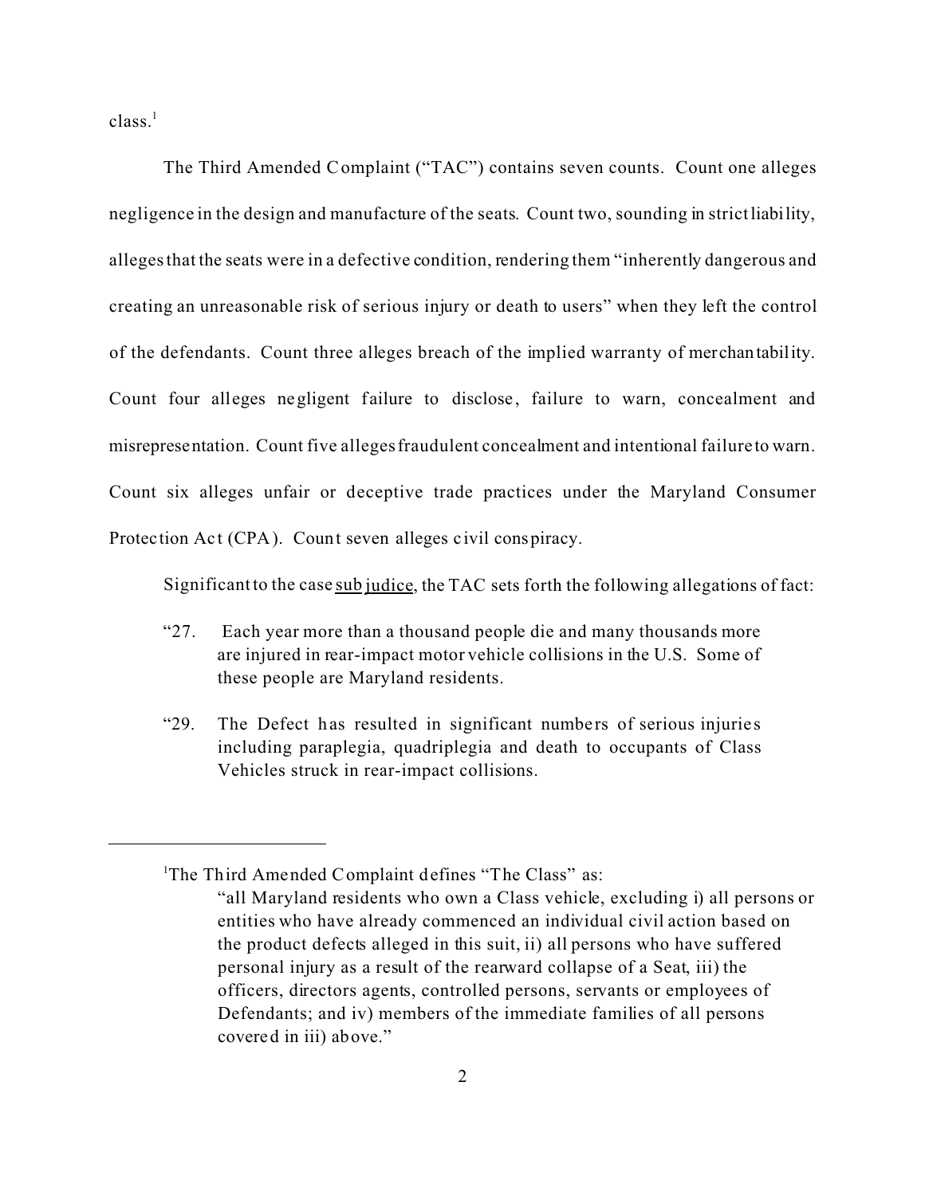class.[1]

The Third Amended Complaint ("TAC") contains seven counts. Count one alleges negligence in the design and manufacture of the seats. Count two, sounding in strict liability, alleges that the seats were in a defective condition, rendering them "inherently dangerous and creating an unreasonable risk of serious injury or death to users" when they left the control of the defendants. Count three alleges breach of the implied warranty of merchantability. Count four alleges negligent failure to disclose, failure to warn, concealment and misrepresentation. Count five alleges fraudulent concealment and intentional failure to warn. Count six alleges unfair or deceptive trade practices under the Maryland Consumer Protection Act (CPA). Count seven alleges civil conspiracy.

Significant to the case sub judice, the TAC sets forth the following allegations of fact:

> "27. Each year more than a thousand people die and many thousands more are injured in rear-impact motor vehicle collisions in the U.S. Some of these people are Maryland residents.
>
> "29. The Defect has resulted in significant numbers of serious injuries including paraplegia, quadriplegia and death to occupants of Class Vehicles struck in rear-impact collisions.

---

[1] The Third Amended Complaint defines "The Class" as:

> "all Maryland residents who own a Class vehicle, excluding i) all persons or entities who have already commenced an individual civil action based on the product defects alleged in this suit, ii) all persons who have suffered personal injury as a result of the rearward collapse of a Seat, iii) the officers, directors agents, controlled persons, servants or employees of Defendants; and iv) members of the immediate families of all persons covered in iii) above."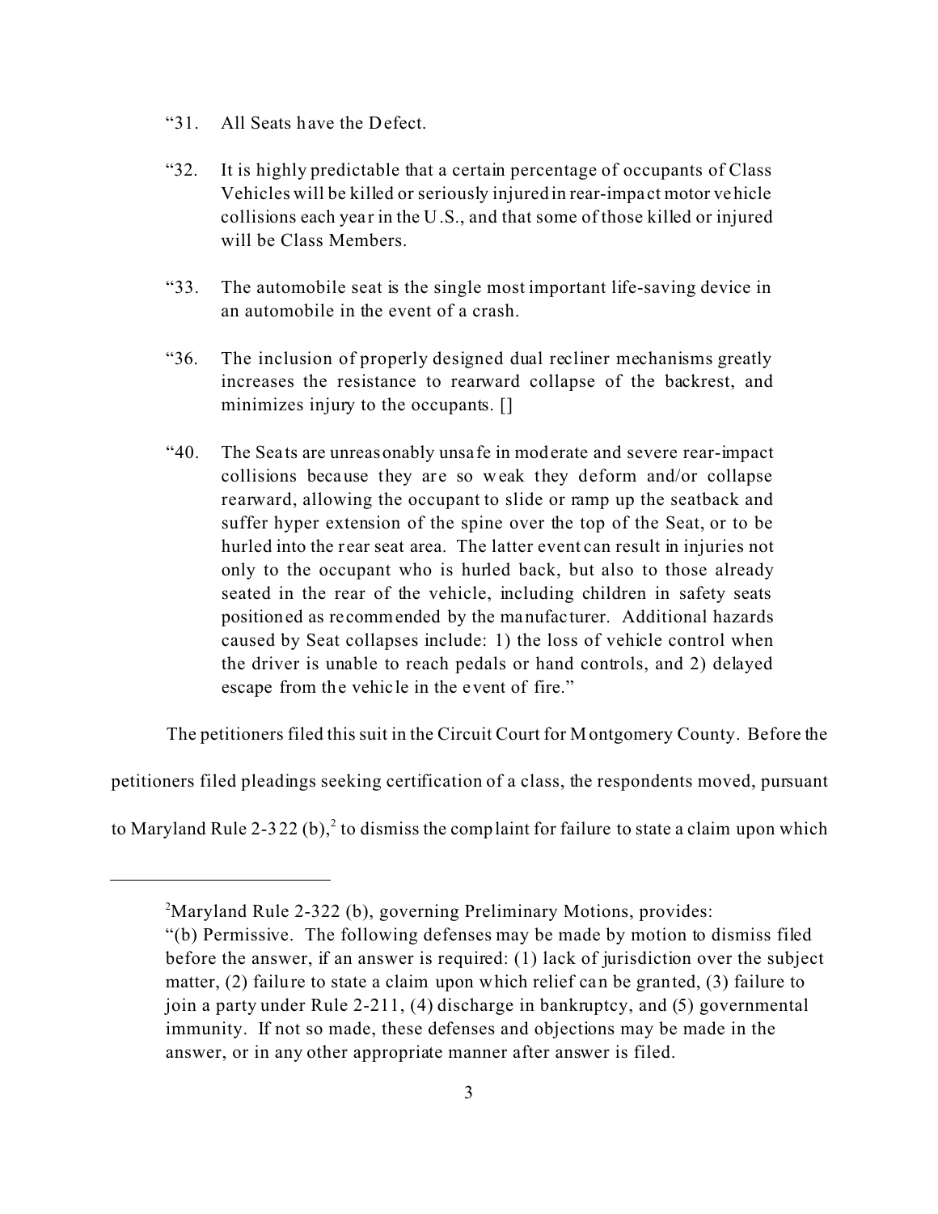> "31. All Seats have the Defect.
>
> "32. It is highly predictable that a certain percentage of occupants of Class Vehicles will be killed or seriously injured in rear-impact motor vehicle collisions each year in the U.S., and that some of those killed or injured will be Class Members.
>
> "33. The automobile seat is the single most important life-saving device in an automobile in the event of a crash.
>
> "36. The inclusion of properly designed dual recliner mechanisms greatly increases the resistance to rearward collapse of the backrest, and minimizes injury to the occupants. []
>
> "40. The Seats are unreasonably unsafe in moderate and severe rear-impact collisions because they are so weak they deform and/or collapse rearward, allowing the occupant to slide or ramp up the seatback and suffer hyper extension of the spine over the top of the Seat, or to be hurled into the rear seat area. The latter event can result in injuries not only to the occupant who is hurled back, but also to those already seated in the rear of the vehicle, including children in safety seats positioned as recommended by the manufacturer. Additional hazards caused by Seat collapses include: 1) the loss of vehicle control when the driver is unable to reach pedals or hand controls, and 2) delayed escape from the vehicle in the event of fire."

The petitioners filed this suit in the Circuit Court for Montgomery County. Before the petitioners filed pleadings seeking certification of a class, the respondents moved, pursuant to Maryland Rule 2-322 (b),[2] to dismiss the complaint for failure to state a claim upon which

---

[2]Maryland Rule 2-322 (b), governing Preliminary Motions, provides:

"(b) Permissive. The following defenses may be made by motion to dismiss filed before the answer, if an answer is required: (1) lack of jurisdiction over the subject matter, (2) failure to state a claim upon which relief can be granted, (3) failure to join a party under Rule 2-211, (4) discharge in bankruptcy, and (5) governmental immunity. If not so made, these defenses and objections may be made in the answer, or in any other appropriate manner after answer is filed.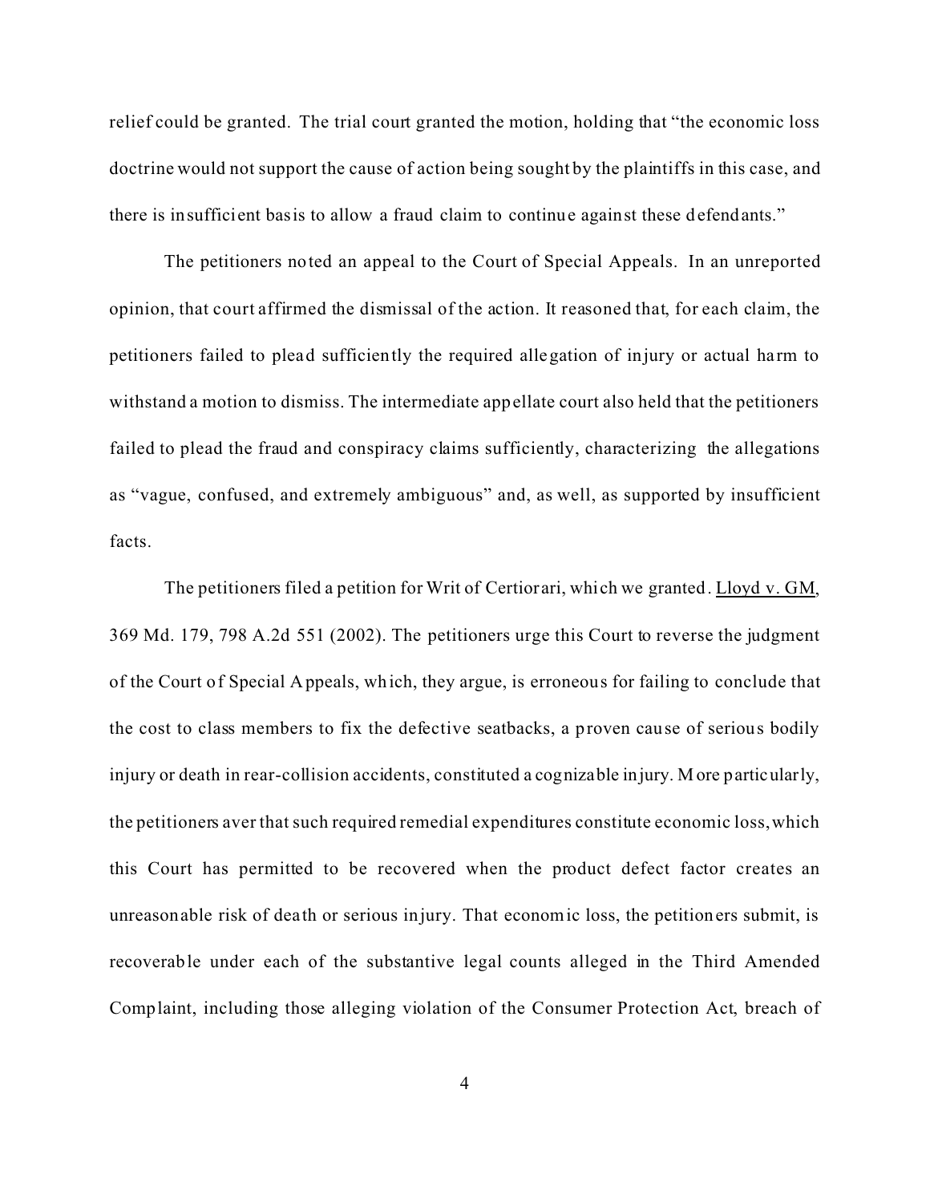relief could be granted. The trial court granted the motion, holding that "the economic loss doctrine would not support the cause of action being sought by the plaintiffs in this case, and there is insufficient basis to allow a fraud claim to continue against these defendants."

The petitioners noted an appeal to the Court of Special Appeals. In an unreported opinion, that court affirmed the dismissal of the action. It reasoned that, for each claim, the petitioners failed to plead sufficiently the required allegation of injury or actual harm to withstand a motion to dismiss. The intermediate appellate court also held that the petitioners failed to plead the fraud and conspiracy claims sufficiently, characterizing the allegations as "vague, confused, and extremely ambiguous" and, as well, as supported by insufficient facts.

The petitioners filed a petition for Writ of Certiorari, which we granted. Lloyd v. GM, 369 Md. 179, 798 A.2d 551 (2002). The petitioners urge this Court to reverse the judgment of the Court of Special Appeals, which, they argue, is erroneous for failing to conclude that the cost to class members to fix the defective seatbacks, a proven cause of serious bodily injury or death in rear-collision accidents, constituted a cognizable injury. More particularly, the petitioners aver that such required remedial expenditures constitute economic loss, which this Court has permitted to be recovered when the product defect factor creates an unreasonable risk of death or serious injury. That economic loss, the petitioners submit, is recoverable under each of the substantive legal counts alleged in the Third Amended Complaint, including those alleging violation of the Consumer Protection Act, breach of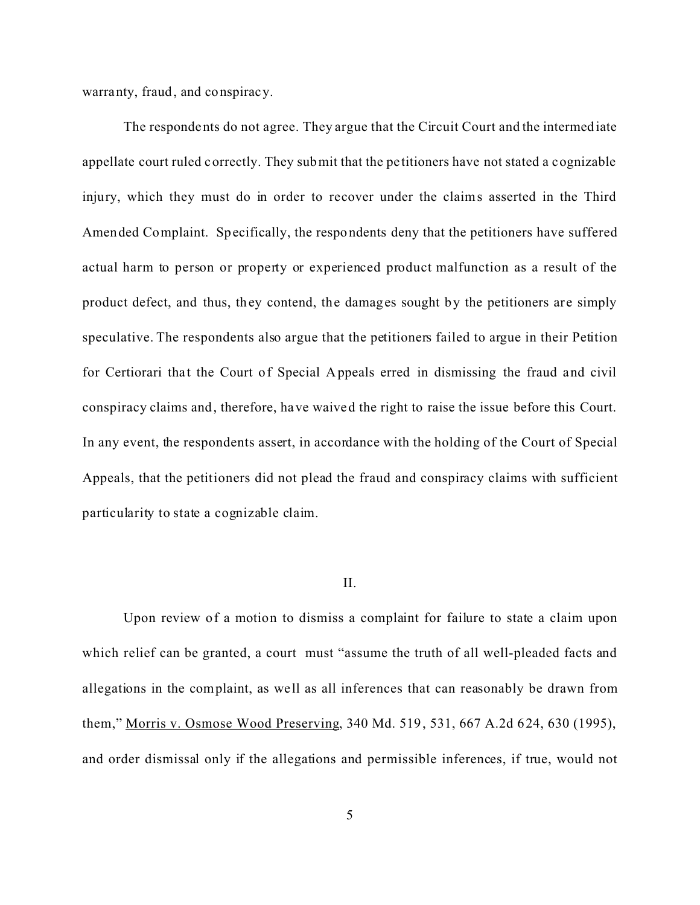warranty, fraud, and conspiracy.

The respondents do not agree. They argue that the Circuit Court and the intermediate appellate court ruled correctly. They submit that the petitioners have not stated a cognizable injury, which they must do in order to recover under the claims asserted in the Third Amended Complaint. Specifically, the respondents deny that the petitioners have suffered actual harm to person or property or experienced product malfunction as a result of the product defect, and thus, they contend, the damages sought by the petitioners are simply speculative. The respondents also argue that the petitioners failed to argue in their Petition for Certiorari that the Court of Special Appeals erred in dismissing the fraud and civil conspiracy claims and, therefore, have waived the right to raise the issue before this Court. In any event, the respondents assert, in accordance with the holding of the Court of Special Appeals, that the petitioners did not plead the fraud and conspiracy claims with sufficient particularity to state a cognizable claim.

## II.

Upon review of a motion to dismiss a complaint for failure to state a claim upon which relief can be granted, a court must "assume the truth of all well-pleaded facts and allegations in the complaint, as well as all inferences that can reasonably be drawn from them," Morris v. Osmose Wood Preserving, 340 Md. 519, 531, 667 A.2d 624, 630 (1995), and order dismissal only if the allegations and permissible inferences, if true, would not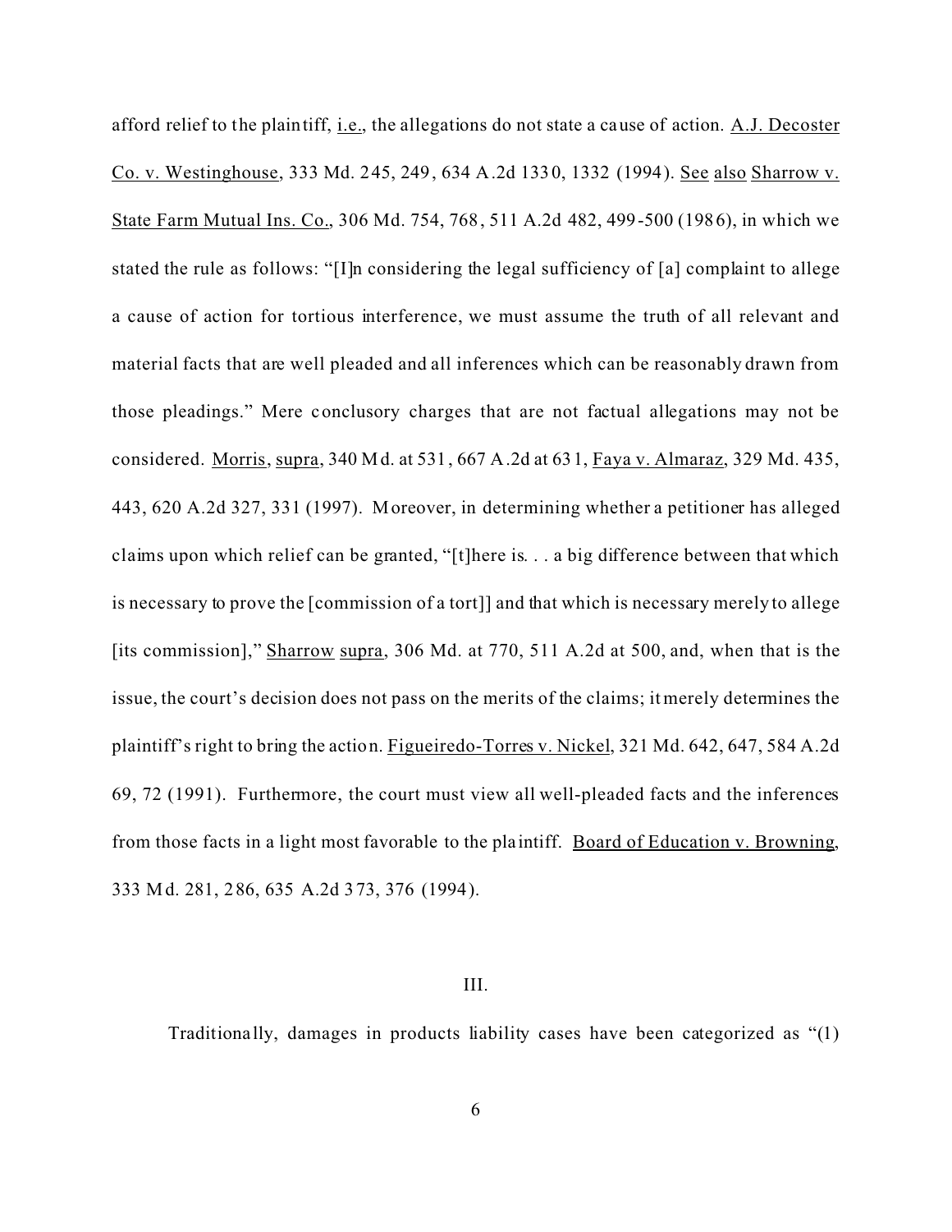afford relief to the plaintiff, i.e., the allegations do not state a cause of action. A.J. Decoster Co. v. Westinghouse, 333 Md. 245, 249, 634 A.2d 1330, 1332 (1994). See also Sharrow v. State Farm Mutual Ins. Co., 306 Md. 754, 768, 511 A.2d 482, 499-500 (1986), in which we stated the rule as follows: "[I]n considering the legal sufficiency of [a] complaint to allege a cause of action for tortious interference, we must assume the truth of all relevant and material facts that are well pleaded and all inferences which can be reasonably drawn from those pleadings." Mere conclusory charges that are not factual allegations may not be considered. Morris, supra, 340 Md. at 531, 667 A.2d at 631, Faya v. Almaraz, 329 Md. 435, 443, 620 A.2d 327, 331 (1997). Moreover, in determining whether a petitioner has alleged claims upon which relief can be granted, "[t]here is. . . a big difference between that which is necessary to prove the [commission of a tort]] and that which is necessary merely to allege [its commission]," Sharrow supra, 306 Md. at 770, 511 A.2d at 500, and, when that is the issue, the court's decision does not pass on the merits of the claims; it merely determines the plaintiff's right to bring the action. Figueiredo-Torres v. Nickel, 321 Md. 642, 647, 584 A.2d 69, 72 (1991). Furthermore, the court must view all well-pleaded facts and the inferences from those facts in a light most favorable to the plaintiff. Board of Education v. Browning, 333 Md. 281, 286, 635 A.2d 373, 376 (1994).

## III.

Traditionally, damages in products liability cases have been categorized as "(1)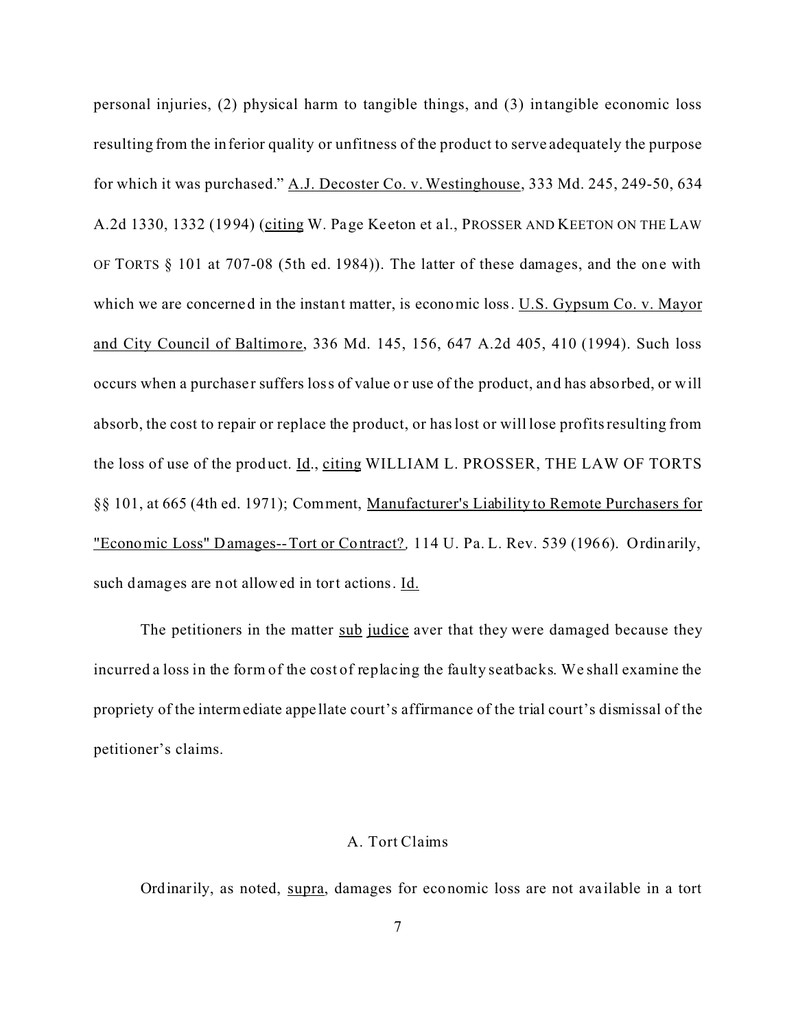personal injuries, (2) physical harm to tangible things, and (3) intangible economic loss resulting from the inferior quality or unfitness of the product to serve adequately the purpose for which it was purchased." A.J. Decoster Co. v. Westinghouse, 333 Md. 245, 249-50, 634 A.2d 1330, 1332 (1994) (citing W. Page Keeton et al., PROSSER AND KEETON ON THE LAW OF TORTS § 101 at 707-08 (5th ed. 1984)). The latter of these damages, and the one with which we are concerned in the instant matter, is economic loss. U.S. Gypsum Co. v. Mayor and City Council of Baltimore, 336 Md. 145, 156, 647 A.2d 405, 410 (1994). Such loss occurs when a purchaser suffers loss of value or use of the product, and has absorbed, or will absorb, the cost to repair or replace the product, or has lost or will lose profits resulting from the loss of use of the product. Id., citing WILLIAM L. PROSSER, THE LAW OF TORTS §§ 101, at 665 (4th ed. 1971); Comment, Manufacturer's Liability to Remote Purchasers for "Economic Loss" Damages--Tort or Contract?, 114 U. Pa. L. Rev. 539 (1966). Ordinarily, such damages are not allowed in tort actions. Id.

The petitioners in the matter sub judice aver that they were damaged because they incurred a loss in the form of the cost of replacing the faulty seatbacks. We shall examine the propriety of the intermediate appellate court's affirmance of the trial court's dismissal of the petitioner's claims.

## A. Tort Claims

Ordinarily, as noted, supra, damages for economic loss are not available in a tort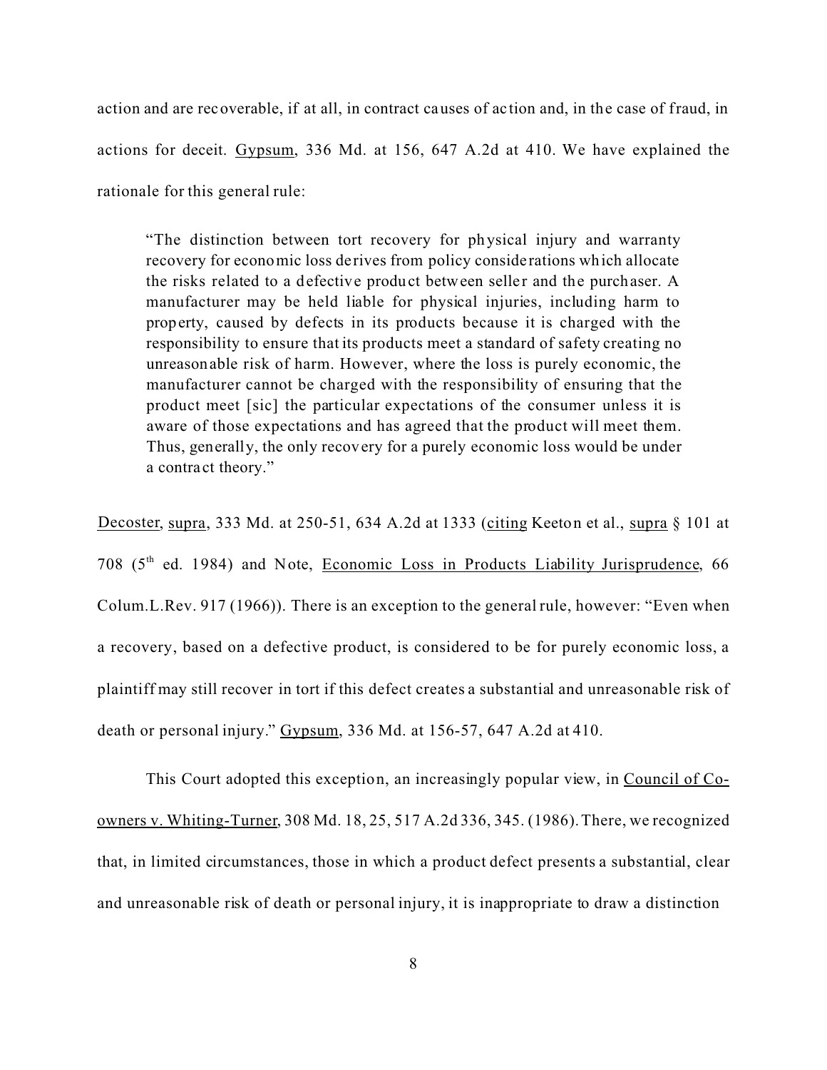action and are recoverable, if at all, in contract causes of action and, in the case of fraud, in actions for deceit. Gypsum, 336 Md. at 156, 647 A.2d at 410. We have explained the rationale for this general rule:

> "The distinction between tort recovery for physical injury and warranty recovery for economic loss derives from policy considerations which allocate the risks related to a defective product between seller and the purchaser. A manufacturer may be held liable for physical injuries, including harm to property, caused by defects in its products because it is charged with the responsibility to ensure that its products meet a standard of safety creating no unreasonable risk of harm. However, where the loss is purely economic, the manufacturer cannot be charged with the responsibility of ensuring that the product meet [sic] the particular expectations of the consumer unless it is aware of those expectations and has agreed that the product will meet them. Thus, generally, the only recovery for a purely economic loss would be under a contract theory."

Decoster, supra, 333 Md. at 250-51, 634 A.2d at 1333 (citing Keeton et al., supra § 101 at 708 (5th ed. 1984) and Note, Economic Loss in Products Liability Jurisprudence, 66 Colum.L.Rev. 917 (1966)). There is an exception to the general rule, however: "Even when a recovery, based on a defective product, is considered to be for purely economic loss, a plaintiff may still recover in tort if this defect creates a substantial and unreasonable risk of death or personal injury." Gypsum, 336 Md. at 156-57, 647 A.2d at 410.

This Court adopted this exception, an increasingly popular view, in Council of Co-owners v. Whiting-Turner, 308 Md. 18, 25, 517 A.2d 336, 345. (1986). There, we recognized that, in limited circumstances, those in which a product defect presents a substantial, clear and unreasonable risk of death or personal injury, it is inappropriate to draw a distinction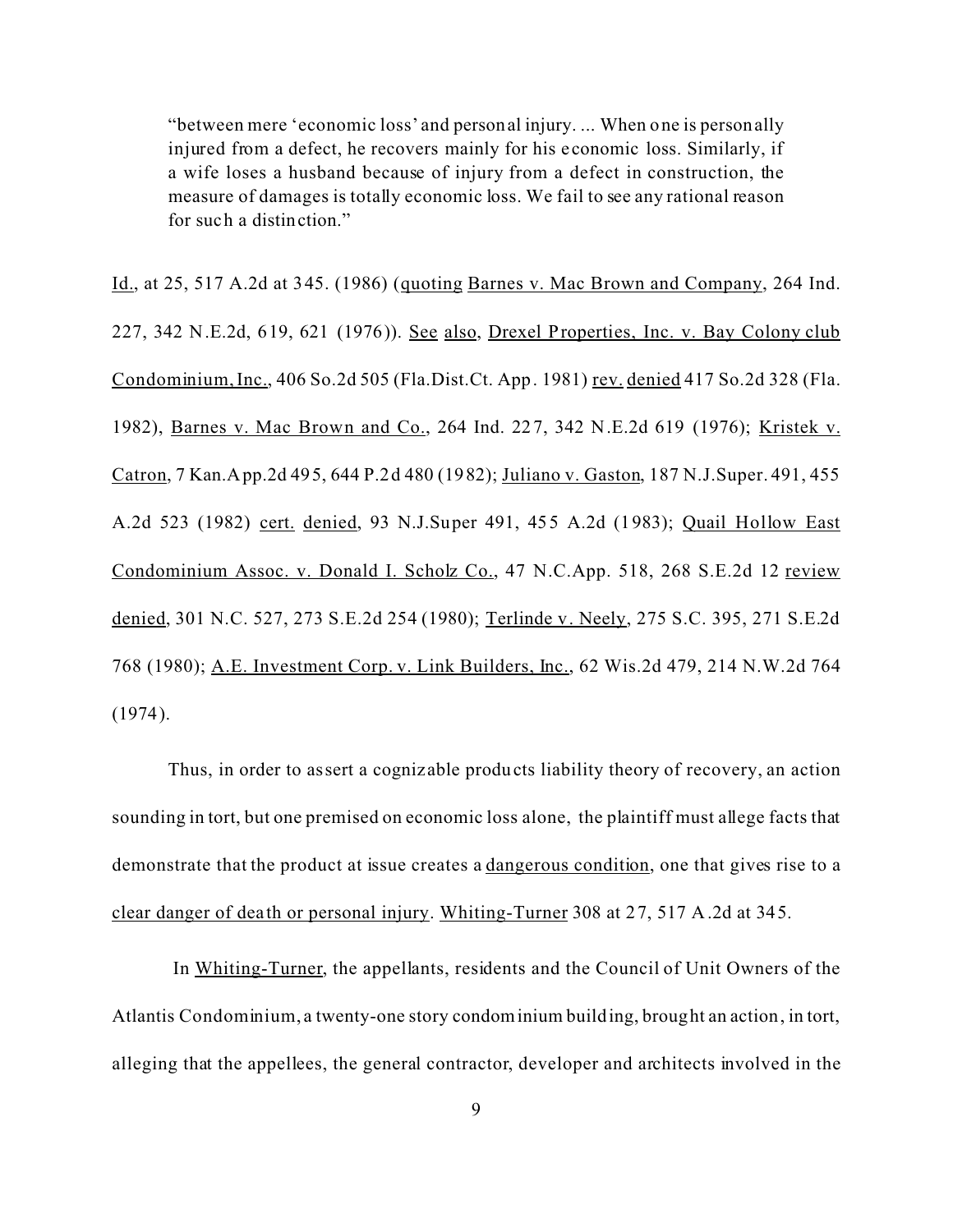> "between mere 'economic loss' and personal injury. ... When one is personally injured from a defect, he recovers mainly for his economic loss. Similarly, if a wife loses a husband because of injury from a defect in construction, the measure of damages is totally economic loss. We fail to see any rational reason for such a distinction."

Id., at 25, 517 A.2d at 345. (1986) (quoting Barnes v. Mac Brown and Company, 264 Ind. 227, 342 N.E.2d, 619, 621 (1976)). See also, Drexel Properties, Inc. v. Bay Colony club Condominium, Inc., 406 So.2d 505 (Fla.Dist.Ct. App. 1981) rev. denied 417 So.2d 328 (Fla. 1982), Barnes v. Mac Brown and Co., 264 Ind. 227, 342 N.E.2d 619 (1976); Kristek v. Catron, 7 Kan.App.2d 495, 644 P.2d 480 (1982); Juliano v. Gaston, 187 N.J.Super. 491, 455 A.2d 523 (1982) cert. denied, 93 N.J.Super 491, 455 A.2d (1983); Quail Hollow East Condominium Assoc. v. Donald I. Scholz Co., 47 N.C.App. 518, 268 S.E.2d 12 review denied, 301 N.C. 527, 273 S.E.2d 254 (1980); Terlinde v. Neely, 275 S.C. 395, 271 S.E.2d 768 (1980); A.E. Investment Corp. v. Link Builders, Inc., 62 Wis.2d 479, 214 N.W.2d 764 (1974).

Thus, in order to assert a cognizable products liability theory of recovery, an action sounding in tort, but one premised on economic loss alone, the plaintiff must allege facts that demonstrate that the product at issue creates a dangerous condition, one that gives rise to a clear danger of death or personal injury. Whiting-Turner 308 at 27, 517 A.2d at 345.

In Whiting-Turner, the appellants, residents and the Council of Unit Owners of the Atlantis Condominium, a twenty-one story condominium building, brought an action, in tort, alleging that the appellees, the general contractor, developer and architects involved in the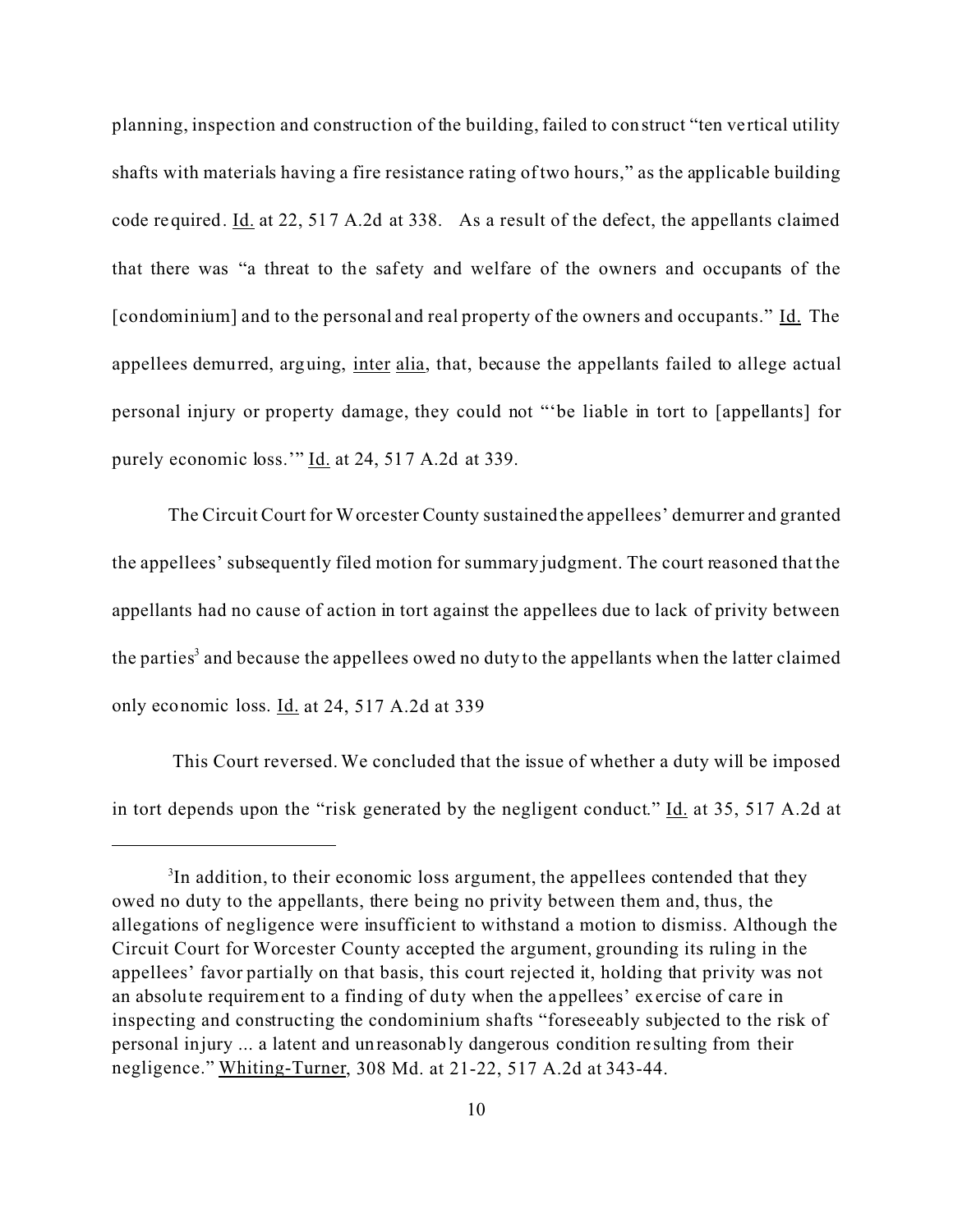planning, inspection and construction of the building, failed to construct "ten vertical utility shafts with materials having a fire resistance rating of two hours," as the applicable building code required. Id. at 22, 517 A.2d at 338. As a result of the defect, the appellants claimed that there was "a threat to the safety and welfare of the owners and occupants of the [condominium] and to the personal and real property of the owners and occupants." Id. The appellees demurred, arguing, inter alia, that, because the appellants failed to allege actual personal injury or property damage, they could not "'be liable in tort to [appellants] for purely economic loss.'" Id. at 24, 517 A.2d at 339.

The Circuit Court for Worcester County sustained the appellees' demurrer and granted the appellees' subsequently filed motion for summary judgment. The court reasoned that the appellants had no cause of action in tort against the appellees due to lack of privity between the parties[3] and because the appellees owed no duty to the appellants when the latter claimed only economic loss. Id. at 24, 517 A.2d at 339

This Court reversed. We concluded that the issue of whether a duty will be imposed in tort depends upon the "risk generated by the negligent conduct." Id. at 35, 517 A.2d at

---

[3] In addition, to their economic loss argument, the appellees contended that they owed no duty to the appellants, there being no privity between them and, thus, the allegations of negligence were insufficient to withstand a motion to dismiss. Although the Circuit Court for Worcester County accepted the argument, grounding its ruling in the appellees' favor partially on that basis, this court rejected it, holding that privity was not an absolute requirement to a finding of duty when the appellees' exercise of care in inspecting and constructing the condominium shafts "foreseeably subjected to the risk of personal injury ... a latent and unreasonably dangerous condition resulting from their negligence." Whiting-Turner, 308 Md. at 21-22, 517 A.2d at 343-44.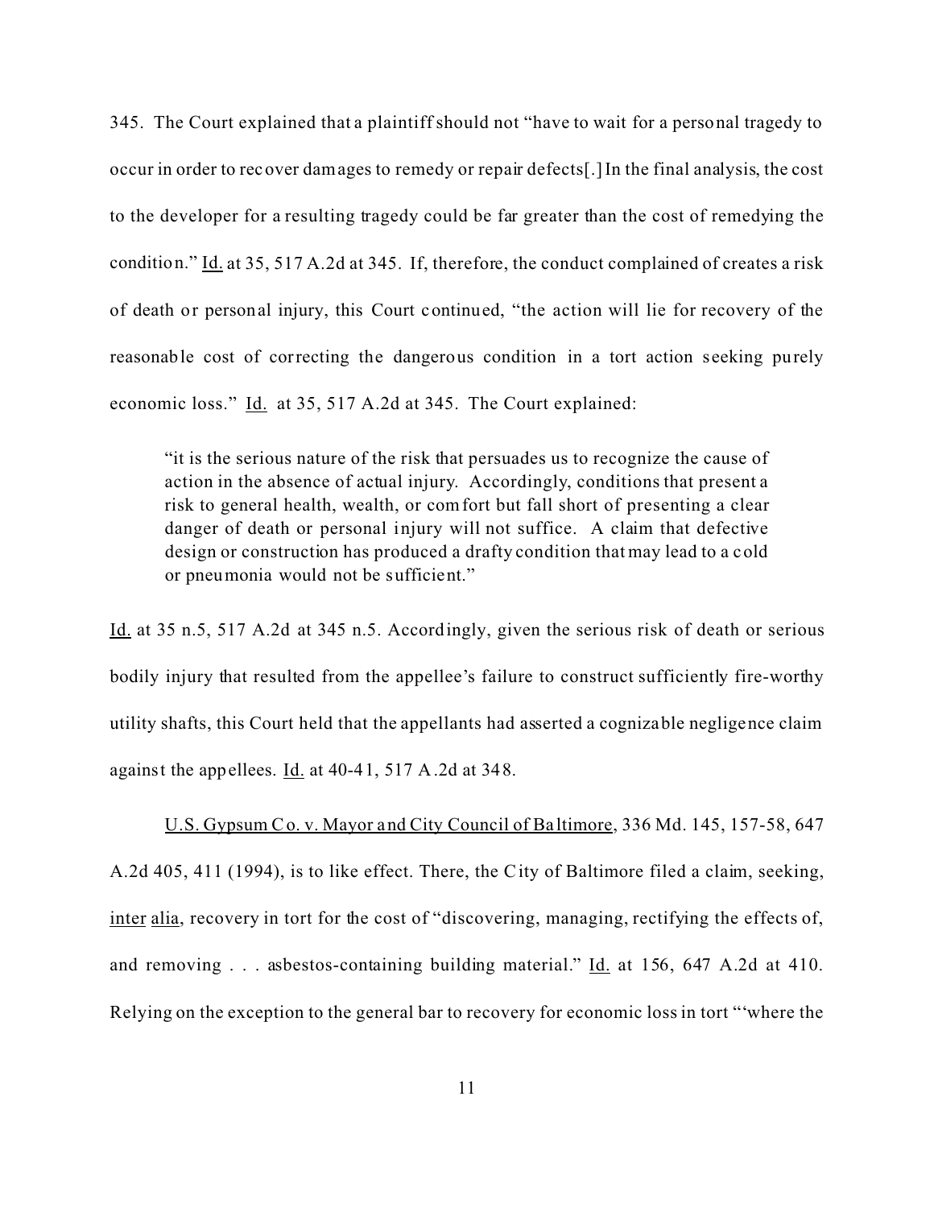345. The Court explained that a plaintiff should not "have to wait for a personal tragedy to occur in order to recover damages to remedy or repair defects[.] In the final analysis, the cost to the developer for a resulting tragedy could be far greater than the cost of remedying the condition." Id. at 35, 517 A.2d at 345. If, therefore, the conduct complained of creates a risk of death or personal injury, this Court continued, "the action will lie for recovery of the reasonable cost of correcting the dangerous condition in a tort action seeking purely economic loss." Id. at 35, 517 A.2d at 345. The Court explained:

> "it is the serious nature of the risk that persuades us to recognize the cause of action in the absence of actual injury. Accordingly, conditions that present a risk to general health, wealth, or comfort but fall short of presenting a clear danger of death or personal injury will not suffice. A claim that defective design or construction has produced a drafty condition that may lead to a cold or pneumonia would not be sufficient."

Id. at 35 n.5, 517 A.2d at 345 n.5. Accordingly, given the serious risk of death or serious bodily injury that resulted from the appellee's failure to construct sufficiently fire-worthy utility shafts, this Court held that the appellants had asserted a cognizable negligence claim against the appellees. Id. at 40-41, 517 A.2d at 348.

U.S. Gypsum Co. v. Mayor and City Council of Baltimore, 336 Md. 145, 157-58, 647 A.2d 405, 411 (1994), is to like effect. There, the City of Baltimore filed a claim, seeking, inter alia, recovery in tort for the cost of "discovering, managing, rectifying the effects of, and removing . . . asbestos-containing building material." Id. at 156, 647 A.2d at 410. Relying on the exception to the general bar to recovery for economic loss in tort "'where the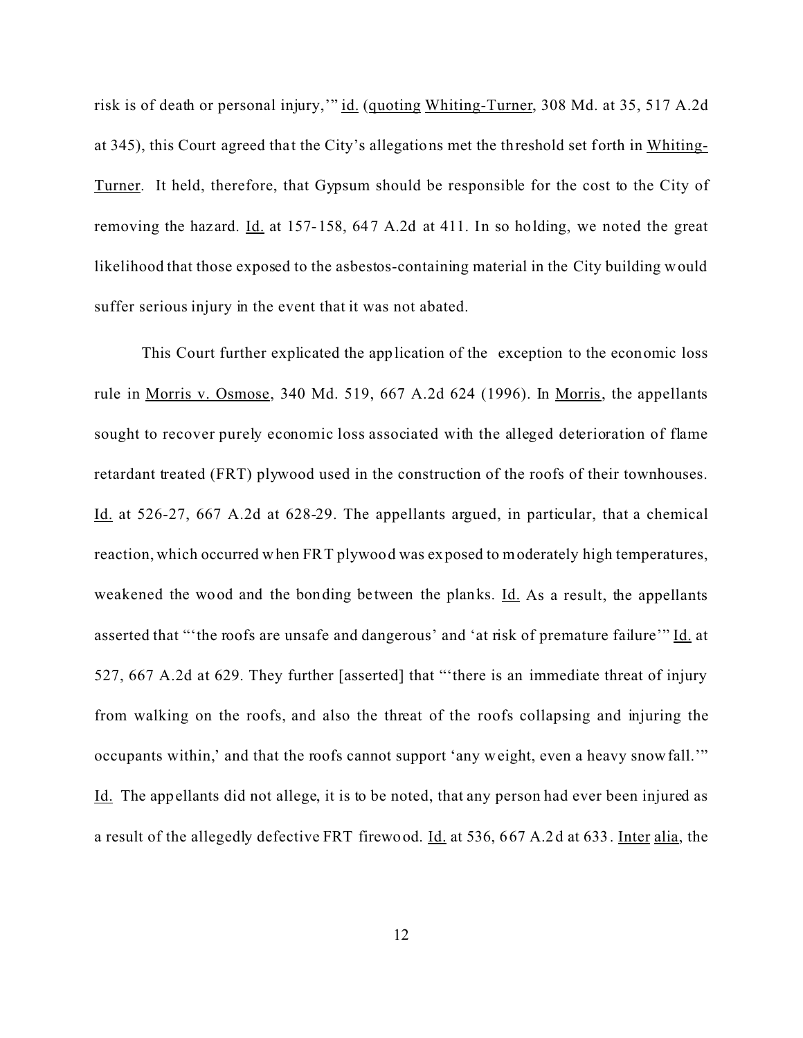risk is of death or personal injury,'" id. (quoting Whiting-Turner, 308 Md. at 35, 517 A.2d at 345), this Court agreed that the City's allegations met the threshold set forth in Whiting-Turner. It held, therefore, that Gypsum should be responsible for the cost to the City of removing the hazard. Id. at 157-158, 647 A.2d at 411. In so holding, we noted the great likelihood that those exposed to the asbestos-containing material in the City building would suffer serious injury in the event that it was not abated.

This Court further explicated the application of the exception to the economic loss rule in Morris v. Osmose, 340 Md. 519, 667 A.2d 624 (1996). In Morris, the appellants sought to recover purely economic loss associated with the alleged deterioration of flame retardant treated (FRT) plywood used in the construction of the roofs of their townhouses. Id. at 526-27, 667 A.2d at 628-29. The appellants argued, in particular, that a chemical reaction, which occurred when FRT plywood was exposed to moderately high temperatures, weakened the wood and the bonding between the planks. Id. As a result, the appellants asserted that "'the roofs are unsafe and dangerous' and 'at risk of premature failure'" Id. at 527, 667 A.2d at 629. They further [asserted] that "'there is an immediate threat of injury from walking on the roofs, and also the threat of the roofs collapsing and injuring the occupants within,' and that the roofs cannot support 'any weight, even a heavy snowfall.'" Id. The appellants did not allege, it is to be noted, that any person had ever been injured as a result of the allegedly defective FRT firewood. Id. at 536, 667 A.2d at 633. Inter alia, the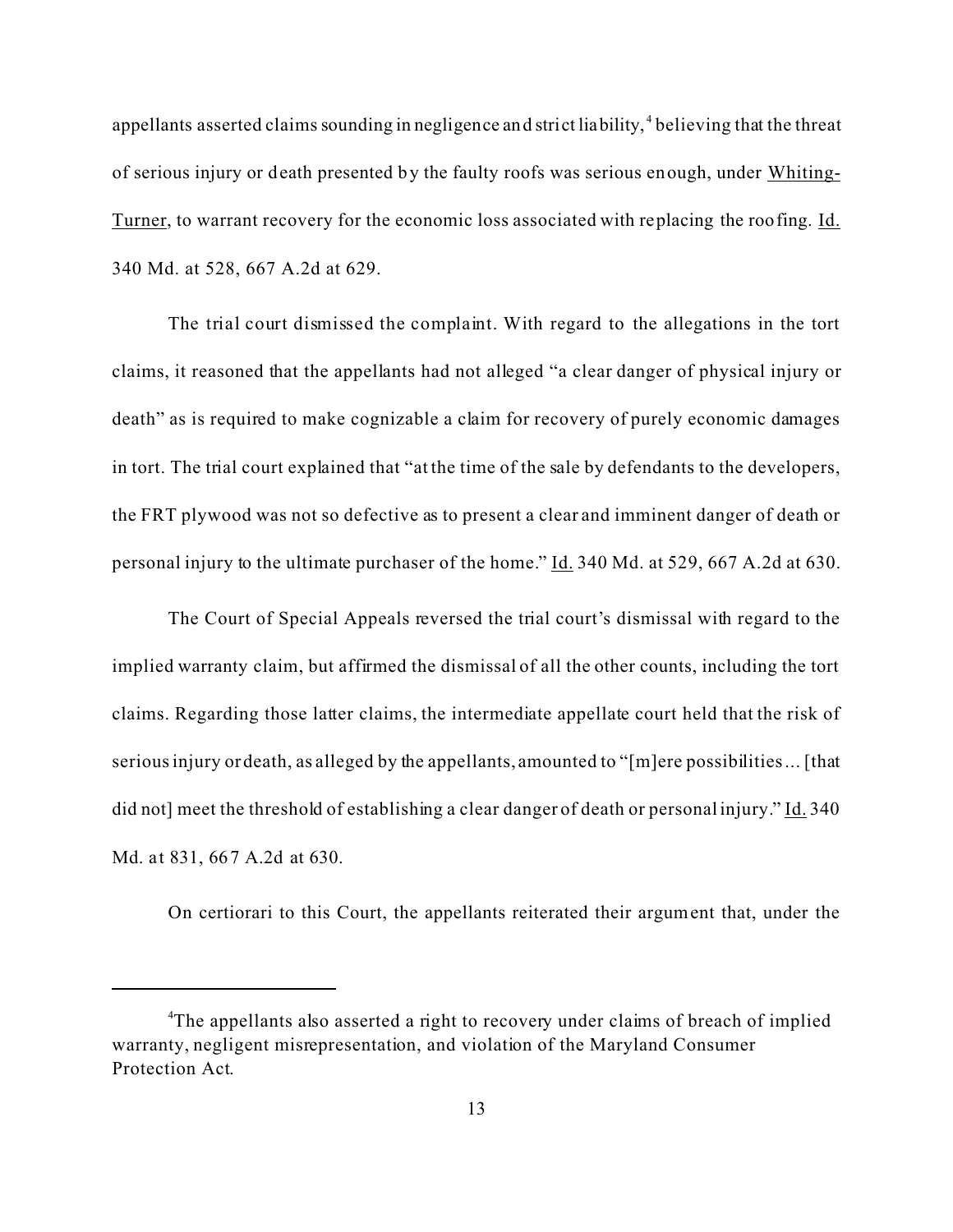appellants asserted claims sounding in negligence and strict liability,[4] believing that the threat of serious injury or death presented by the faulty roofs was serious enough, under Whiting-Turner, to warrant recovery for the economic loss associated with replacing the roofing. Id. 340 Md. at 528, 667 A.2d at 629.

The trial court dismissed the complaint. With regard to the allegations in the tort claims, it reasoned that the appellants had not alleged "a clear danger of physical injury or death" as is required to make cognizable a claim for recovery of purely economic damages in tort. The trial court explained that "at the time of the sale by defendants to the developers, the FRT plywood was not so defective as to present a clear and imminent danger of death or personal injury to the ultimate purchaser of the home." Id. 340 Md. at 529, 667 A.2d at 630.

The Court of Special Appeals reversed the trial court's dismissal with regard to the implied warranty claim, but affirmed the dismissal of all the other counts, including the tort claims. Regarding those latter claims, the intermediate appellate court held that the risk of serious injury or death, as alleged by the appellants, amounted to "[m]ere possibilities ... [that did not] meet the threshold of establishing a clear danger of death or personal injury." Id. 340 Md. at 831, 667 A.2d at 630.

On certiorari to this Court, the appellants reiterated their argument that, under the

---

[4]The appellants also asserted a right to recovery under claims of breach of implied warranty, negligent misrepresentation, and violation of the Maryland Consumer Protection Act.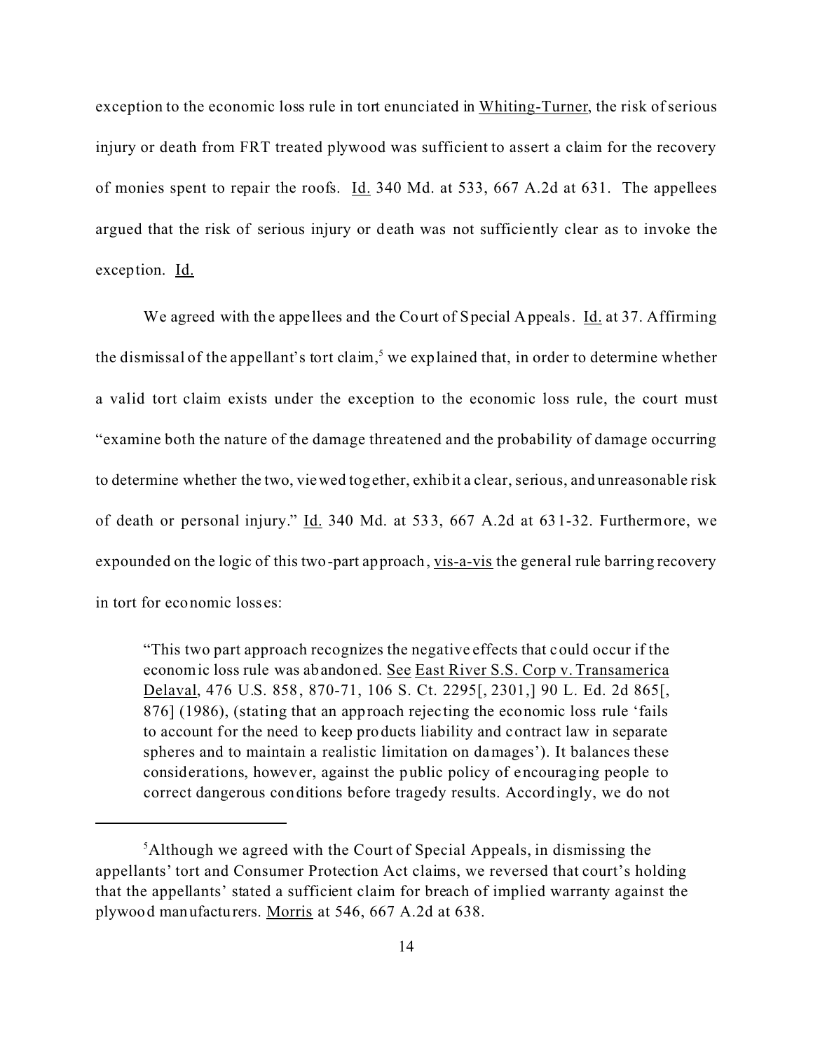exception to the economic loss rule in tort enunciated in Whiting-Turner, the risk of serious injury or death from FRT treated plywood was sufficient to assert a claim for the recovery of monies spent to repair the roofs. Id. 340 Md. at 533, 667 A.2d at 631. The appellees argued that the risk of serious injury or death was not sufficiently clear as to invoke the exception. Id.

We agreed with the appellees and the Court of Special Appeals. Id. at 37. Affirming the dismissal of the appellant's tort claim,[5] we explained that, in order to determine whether a valid tort claim exists under the exception to the economic loss rule, the court must "examine both the nature of the damage threatened and the probability of damage occurring to determine whether the two, viewed together, exhibit a clear, serious, and unreasonable risk of death or personal injury." Id. 340 Md. at 533, 667 A.2d at 631-32. Furthermore, we expounded on the logic of this two-part approach, vis-a-vis the general rule barring recovery in tort for economic losses:

> "This two part approach recognizes the negative effects that could occur if the economic loss rule was abandoned. See East River S.S. Corp v. Transamerica Delaval, 476 U.S. 858, 870-71, 106 S. Ct. 2295[, 2301,] 90 L. Ed. 2d 865[, 876] (1986), (stating that an approach rejecting the economic loss rule 'fails to account for the need to keep products liability and contract law in separate spheres and to maintain a realistic limitation on damages'). It balances these considerations, however, against the public policy of encouraging people to correct dangerous conditions before tragedy results. Accordingly, we do not

---

[5]Although we agreed with the Court of Special Appeals, in dismissing the appellants' tort and Consumer Protection Act claims, we reversed that court's holding that the appellants' stated a sufficient claim for breach of implied warranty against the plywood manufacturers. Morris at 546, 667 A.2d at 638.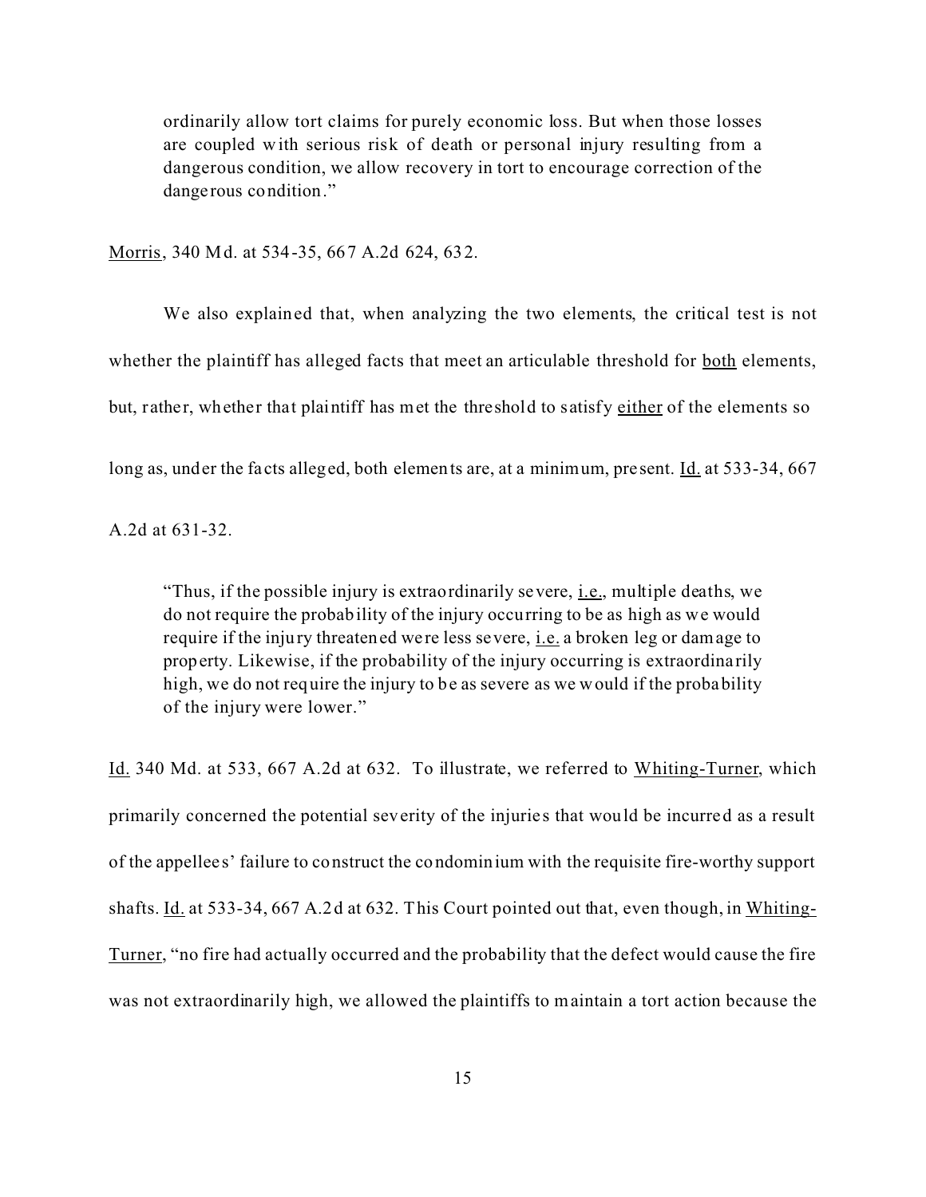> ordinarily allow tort claims for purely economic loss. But when those losses are coupled with serious risk of death or personal injury resulting from a dangerous condition, we allow recovery in tort to encourage correction of the dangerous condition."

Morris, 340 Md. at 534-35, 667 A.2d 624, 632.

We also explained that, when analyzing the two elements, the critical test is not whether the plaintiff has alleged facts that meet an articulable threshold for both elements, but, rather, whether that plaintiff has met the threshold to satisfy either of the elements so long as, under the facts alleged, both elements are, at a minimum, present. Id. at 533-34, 667 A.2d at 631-32.

> "Thus, if the possible injury is extraordinarily severe, i.e., multiple deaths, we do not require the probability of the injury occurring to be as high as we would require if the injury threatened were less severe, i.e. a broken leg or damage to property. Likewise, if the probability of the injury occurring is extraordinarily high, we do not require the injury to be as severe as we would if the probability of the injury were lower."

Id. 340 Md. at 533, 667 A.2d at 632. To illustrate, we referred to Whiting-Turner, which primarily concerned the potential severity of the injuries that would be incurred as a result of the appellees' failure to construct the condominium with the requisite fire-worthy support shafts. Id. at 533-34, 667 A.2d at 632. This Court pointed out that, even though, in Whiting-Turner, "no fire had actually occurred and the probability that the defect would cause the fire was not extraordinarily high, we allowed the plaintiffs to maintain a tort action because the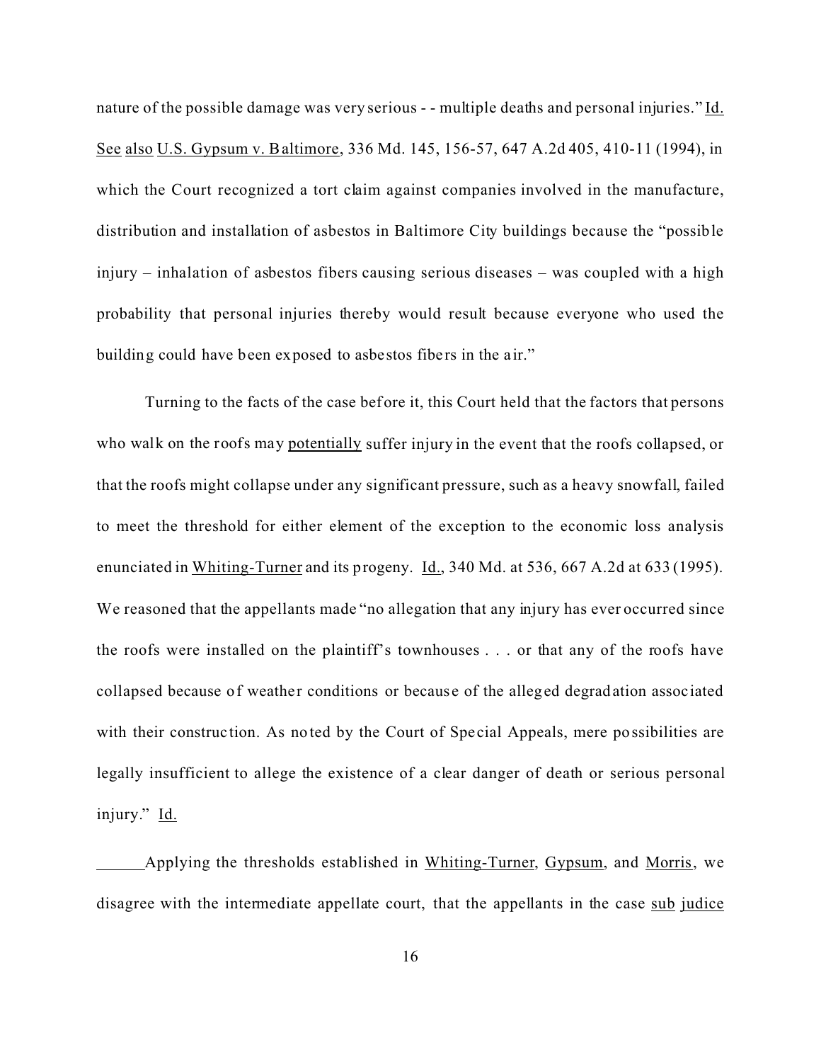nature of the possible damage was very serious - - multiple deaths and personal injuries." Id. See also U.S. Gypsum v. Baltimore, 336 Md. 145, 156-57, 647 A.2d 405, 410-11 (1994), in which the Court recognized a tort claim against companies involved in the manufacture, distribution and installation of asbestos in Baltimore City buildings because the "possible injury – inhalation of asbestos fibers causing serious diseases – was coupled with a high probability that personal injuries thereby would result because everyone who used the building could have been exposed to asbestos fibers in the air."

Turning to the facts of the case before it, this Court held that the factors that persons who walk on the roofs may potentially suffer injury in the event that the roofs collapsed, or that the roofs might collapse under any significant pressure, such as a heavy snowfall, failed to meet the threshold for either element of the exception to the economic loss analysis enunciated in Whiting-Turner and its progeny. Id., 340 Md. at 536, 667 A.2d at 633 (1995). We reasoned that the appellants made "no allegation that any injury has ever occurred since the roofs were installed on the plaintiff's townhouses . . . or that any of the roofs have collapsed because of weather conditions or because of the alleged degradation associated with their construction. As noted by the Court of Special Appeals, mere possibilities are legally insufficient to allege the existence of a clear danger of death or serious personal injury." Id.

Applying the thresholds established in Whiting-Turner, Gypsum, and Morris, we disagree with the intermediate appellate court, that the appellants in the case sub judice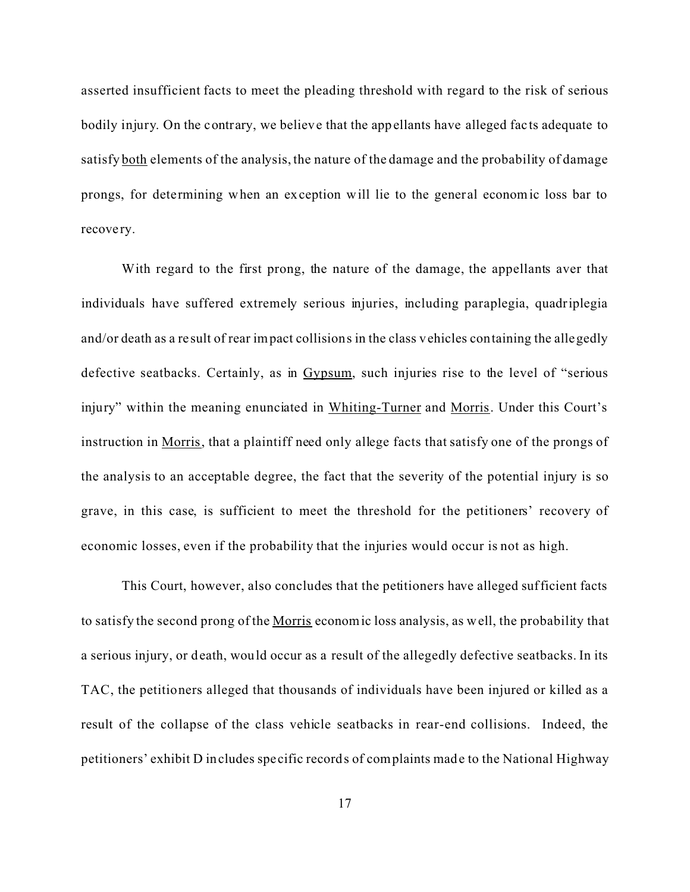asserted insufficient facts to meet the pleading threshold with regard to the risk of serious bodily injury. On the contrary, we believe that the appellants have alleged facts adequate to satisfy both elements of the analysis, the nature of the damage and the probability of damage prongs, for determining when an exception will lie to the general economic loss bar to recovery.

With regard to the first prong, the nature of the damage, the appellants aver that individuals have suffered extremely serious injuries, including paraplegia, quadriplegia and/or death as a result of rear impact collisions in the class vehicles containing the allegedly defective seatbacks. Certainly, as in Gypsum, such injuries rise to the level of "serious injury" within the meaning enunciated in Whiting-Turner and Morris. Under this Court's instruction in Morris, that a plaintiff need only allege facts that satisfy one of the prongs of the analysis to an acceptable degree, the fact that the severity of the potential injury is so grave, in this case, is sufficient to meet the threshold for the petitioners' recovery of economic losses, even if the probability that the injuries would occur is not as high.

This Court, however, also concludes that the petitioners have alleged sufficient facts to satisfy the second prong of the Morris economic loss analysis, as well, the probability that a serious injury, or death, would occur as a result of the allegedly defective seatbacks. In its TAC, the petitioners alleged that thousands of individuals have been injured or killed as a result of the collapse of the class vehicle seatbacks in rear-end collisions. Indeed, the petitioners' exhibit D includes specific records of complaints made to the National Highway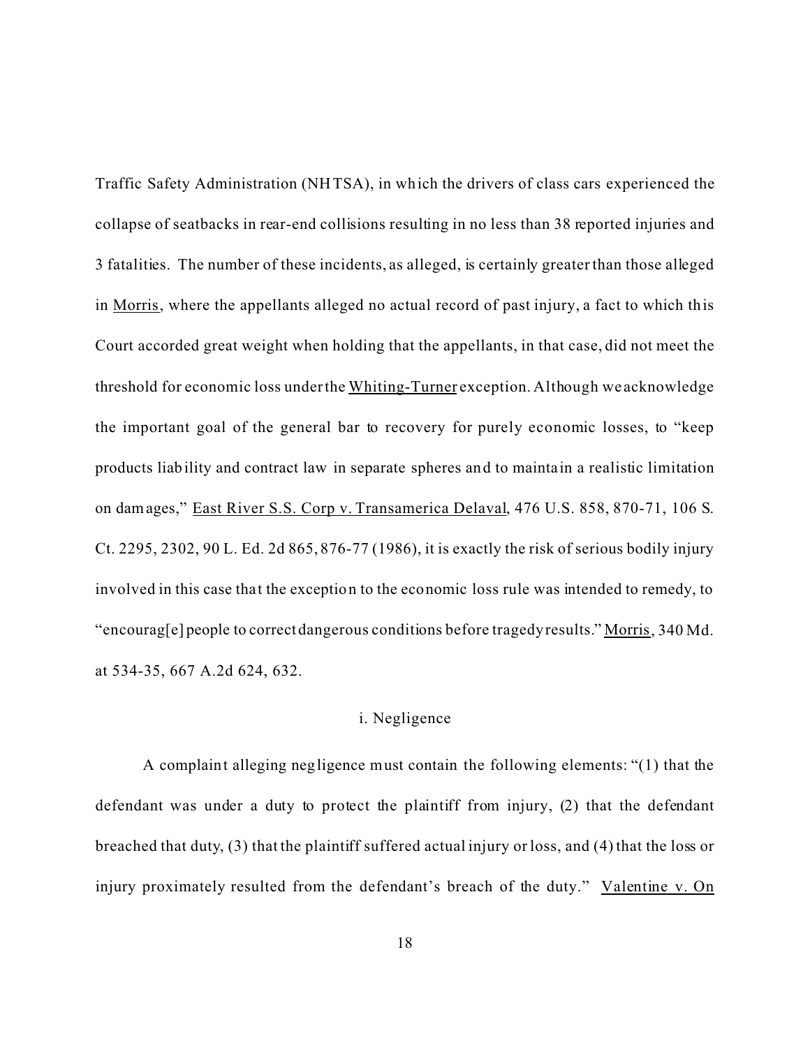Traffic Safety Administration (NHTSA), in which the drivers of class cars experienced the collapse of seatbacks in rear-end collisions resulting in no less than 38 reported injuries and 3 fatalities. The number of these incidents, as alleged, is certainly greater than those alleged in Morris, where the appellants alleged no actual record of past injury, a fact to which this Court accorded great weight when holding that the appellants, in that case, did not meet the threshold for economic loss under the Whiting-Turner exception. Although we acknowledge the important goal of the general bar to recovery for purely economic losses, to "keep products liability and contract law in separate spheres and to maintain a realistic limitation on damages," East River S.S. Corp v. Transamerica Delaval, 476 U.S. 858, 870-71, 106 S. Ct. 2295, 2302, 90 L. Ed. 2d 865, 876-77 (1986), it is exactly the risk of serious bodily injury involved in this case that the exception to the economic loss rule was intended to remedy, to "encourag[e] people to correct dangerous conditions before tragedy results." Morris, 340 Md. at 534-35, 667 A.2d 624, 632.

### i. Negligence

A complaint alleging negligence must contain the following elements: "(1) that the defendant was under a duty to protect the plaintiff from injury, (2) that the defendant breached that duty, (3) that the plaintiff suffered actual injury or loss, and (4) that the loss or injury proximately resulted from the defendant's breach of the duty." Valentine v. On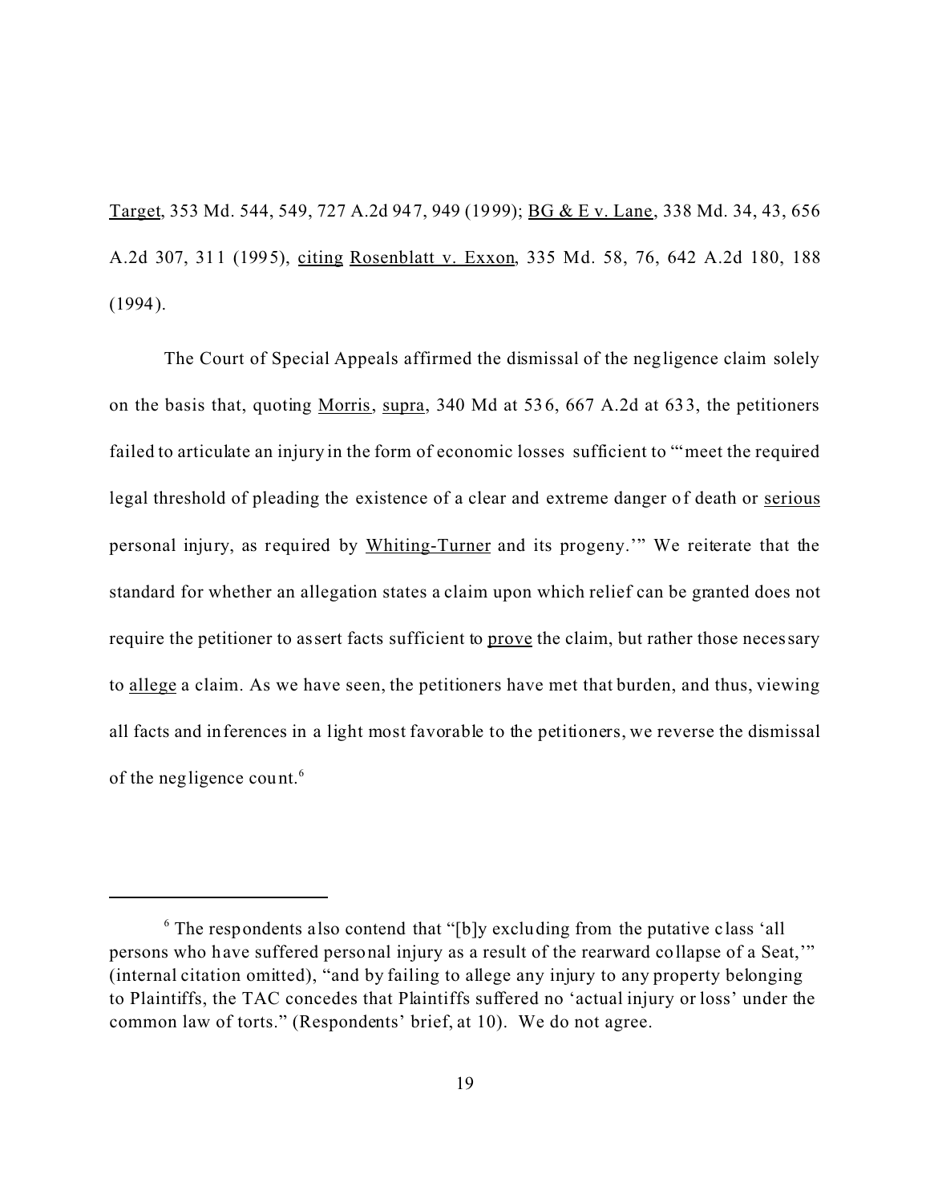Target, 353 Md. 544, 549, 727 A.2d 947, 949 (1999); BG & E v. Lane, 338 Md. 34, 43, 656 A.2d 307, 311 (1995), citing Rosenblatt v. Exxon, 335 Md. 58, 76, 642 A.2d 180, 188 (1994).

The Court of Special Appeals affirmed the dismissal of the negligence claim solely on the basis that, quoting Morris, supra, 340 Md at 536, 667 A.2d at 633, the petitioners failed to articulate an injury in the form of economic losses sufficient to "'meet the required legal threshold of pleading the existence of a clear and extreme danger of death or serious personal injury, as required by Whiting-Turner and its progeny.'" We reiterate that the standard for whether an allegation states a claim upon which relief can be granted does not require the petitioner to assert facts sufficient to prove the claim, but rather those necessary to allege a claim. As we have seen, the petitioners have met that burden, and thus, viewing all facts and inferences in a light most favorable to the petitioners, we reverse the dismissal of the negligence count.[6]

---

[6] The respondents also contend that "[b]y excluding from the putative class 'all persons who have suffered personal injury as a result of the rearward collapse of a Seat,'" (internal citation omitted), "and by failing to allege any injury to any property belonging to Plaintiffs, the TAC concedes that Plaintiffs suffered no 'actual injury or loss' under the common law of torts." (Respondents' brief, at 10). We do not agree.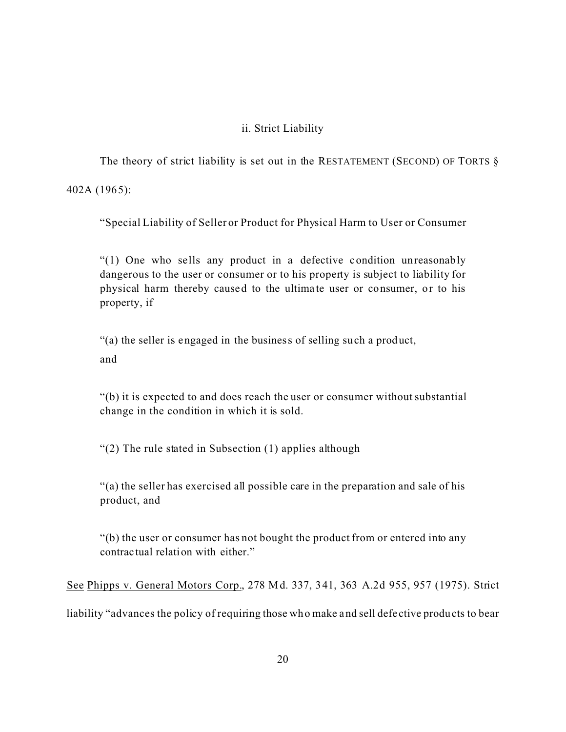### ii. Strict Liability

The theory of strict liability is set out in the RESTATEMENT (SECOND) OF TORTS § 402A (1965):

> "Special Liability of Seller or Product for Physical Harm to User or Consumer
>
> "(1) One who sells any product in a defective condition unreasonably dangerous to the user or consumer or to his property is subject to liability for physical harm thereby caused to the ultimate user or consumer, or to his property, if
>
> "(a) the seller is engaged in the business of selling such a product, and
>
> "(b) it is expected to and does reach the user or consumer without substantial change in the condition in which it is sold.
>
> "(2) The rule stated in Subsection (1) applies although
>
> "(a) the seller has exercised all possible care in the preparation and sale of his product, and
>
> "(b) the user or consumer has not bought the product from or entered into any contractual relation with either."

See Phipps v. General Motors Corp., 278 Md. 337, 341, 363 A.2d 955, 957 (1975). Strict liability "advances the policy of requiring those who make and sell defective products to bear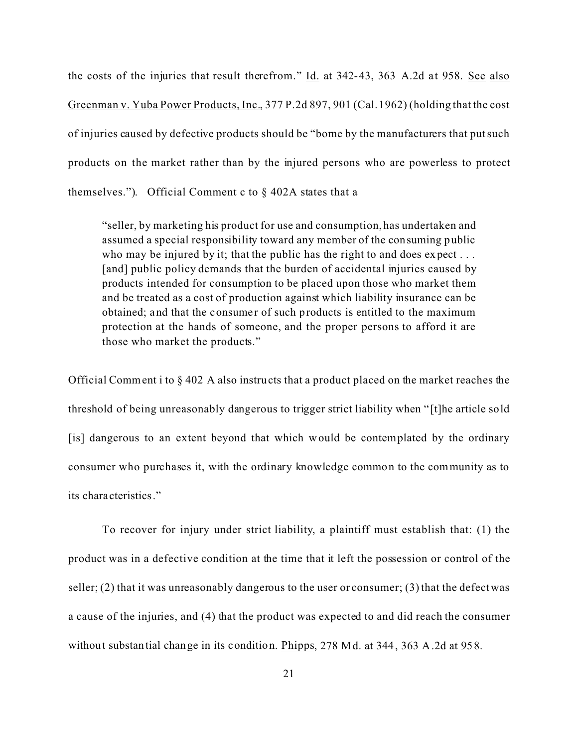the costs of the injuries that result therefrom." Id. at 342-43, 363 A.2d at 958. See also Greenman v. Yuba Power Products, Inc., 377 P.2d 897, 901 (Cal. 1962) (holding that the cost of injuries caused by defective products should be "borne by the manufacturers that put such products on the market rather than by the injured persons who are powerless to protect themselves."). Official Comment c to § 402A states that a

> "seller, by marketing his product for use and consumption, has undertaken and assumed a special responsibility toward any member of the consuming public who may be injured by it; that the public has the right to and does expect . . . [and] public policy demands that the burden of accidental injuries caused by products intended for consumption to be placed upon those who market them and be treated as a cost of production against which liability insurance can be obtained; and that the consumer of such products is entitled to the maximum protection at the hands of someone, and the proper persons to afford it are those who market the products."

Official Comment i to § 402 A also instructs that a product placed on the market reaches the threshold of being unreasonably dangerous to trigger strict liability when "[t]he article sold [is] dangerous to an extent beyond that which would be contemplated by the ordinary consumer who purchases it, with the ordinary knowledge common to the community as to its characteristics."

To recover for injury under strict liability, a plaintiff must establish that: (1) the product was in a defective condition at the time that it left the possession or control of the seller; (2) that it was unreasonably dangerous to the user or consumer; (3) that the defect was a cause of the injuries, and (4) that the product was expected to and did reach the consumer without substantial change in its condition. Phipps, 278 Md. at 344, 363 A.2d at 958.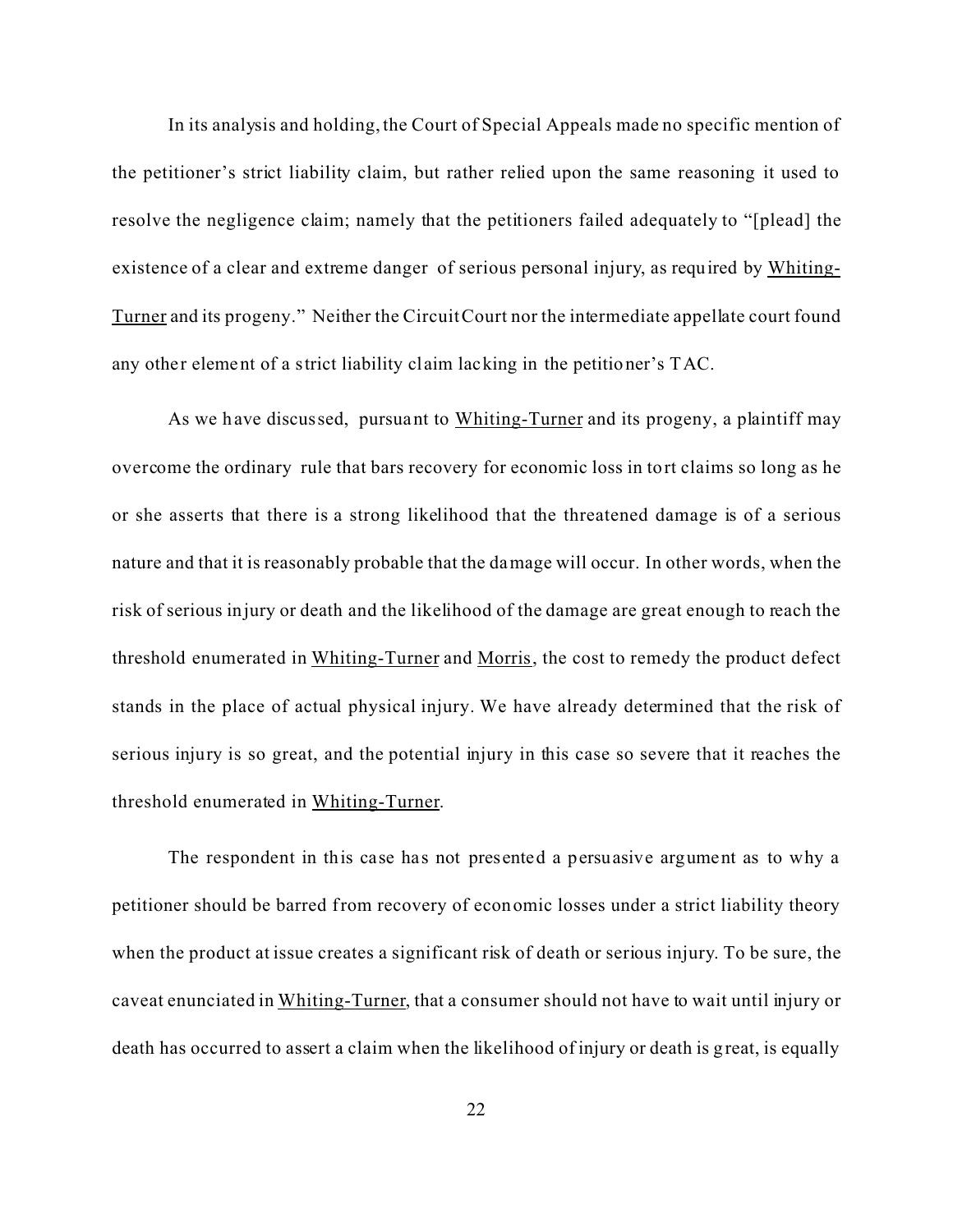In its analysis and holding, the Court of Special Appeals made no specific mention of the petitioner's strict liability claim, but rather relied upon the same reasoning it used to resolve the negligence claim; namely that the petitioners failed adequately to "[plead] the existence of a clear and extreme danger of serious personal injury, as required by Whiting-Turner and its progeny." Neither the Circuit Court nor the intermediate appellate court found any other element of a strict liability claim lacking in the petitioner's TAC.

As we have discussed, pursuant to Whiting-Turner and its progeny, a plaintiff may overcome the ordinary rule that bars recovery for economic loss in tort claims so long as he or she asserts that there is a strong likelihood that the threatened damage is of a serious nature and that it is reasonably probable that the damage will occur. In other words, when the risk of serious injury or death and the likelihood of the damage are great enough to reach the threshold enumerated in Whiting-Turner and Morris, the cost to remedy the product defect stands in the place of actual physical injury. We have already determined that the risk of serious injury is so great, and the potential injury in this case so severe that it reaches the threshold enumerated in Whiting-Turner.

The respondent in this case has not presented a persuasive argument as to why a petitioner should be barred from recovery of economic losses under a strict liability theory when the product at issue creates a significant risk of death or serious injury. To be sure, the caveat enunciated in Whiting-Turner, that a consumer should not have to wait until injury or death has occurred to assert a claim when the likelihood of injury or death is great, is equally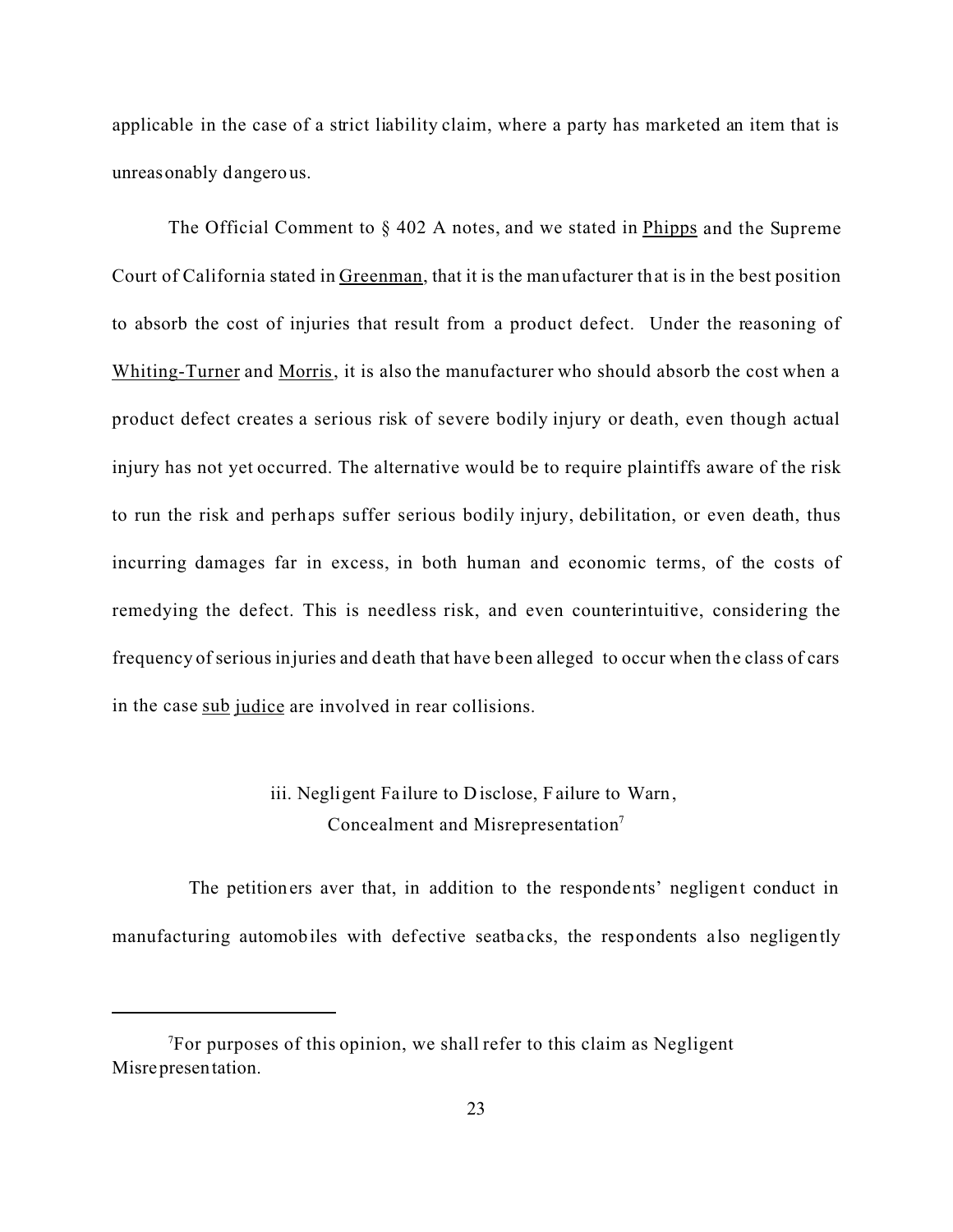applicable in the case of a strict liability claim, where a party has marketed an item that is unreasonably dangerous.

The Official Comment to § 402 A notes, and we stated in Phipps and the Supreme Court of California stated in Greenman, that it is the manufacturer that is in the best position to absorb the cost of injuries that result from a product defect. Under the reasoning of Whiting-Turner and Morris, it is also the manufacturer who should absorb the cost when a product defect creates a serious risk of severe bodily injury or death, even though actual injury has not yet occurred. The alternative would be to require plaintiffs aware of the risk to run the risk and perhaps suffer serious bodily injury, debilitation, or even death, thus incurring damages far in excess, in both human and economic terms, of the costs of remedying the defect. This is needless risk, and even counterintuitive, considering the frequency of serious injuries and death that have been alleged to occur when the class of cars in the case sub judice are involved in rear collisions.

### iii. Negligent Failure to Disclose, Failure to Warn, Concealment and Misrepresentation[7]

The petitioners aver that, in addition to the respondents' negligent conduct in manufacturing automobiles with defective seatbacks, the respondents also negligently

[7] For purposes of this opinion, we shall refer to this claim as Negligent Misrepresentation.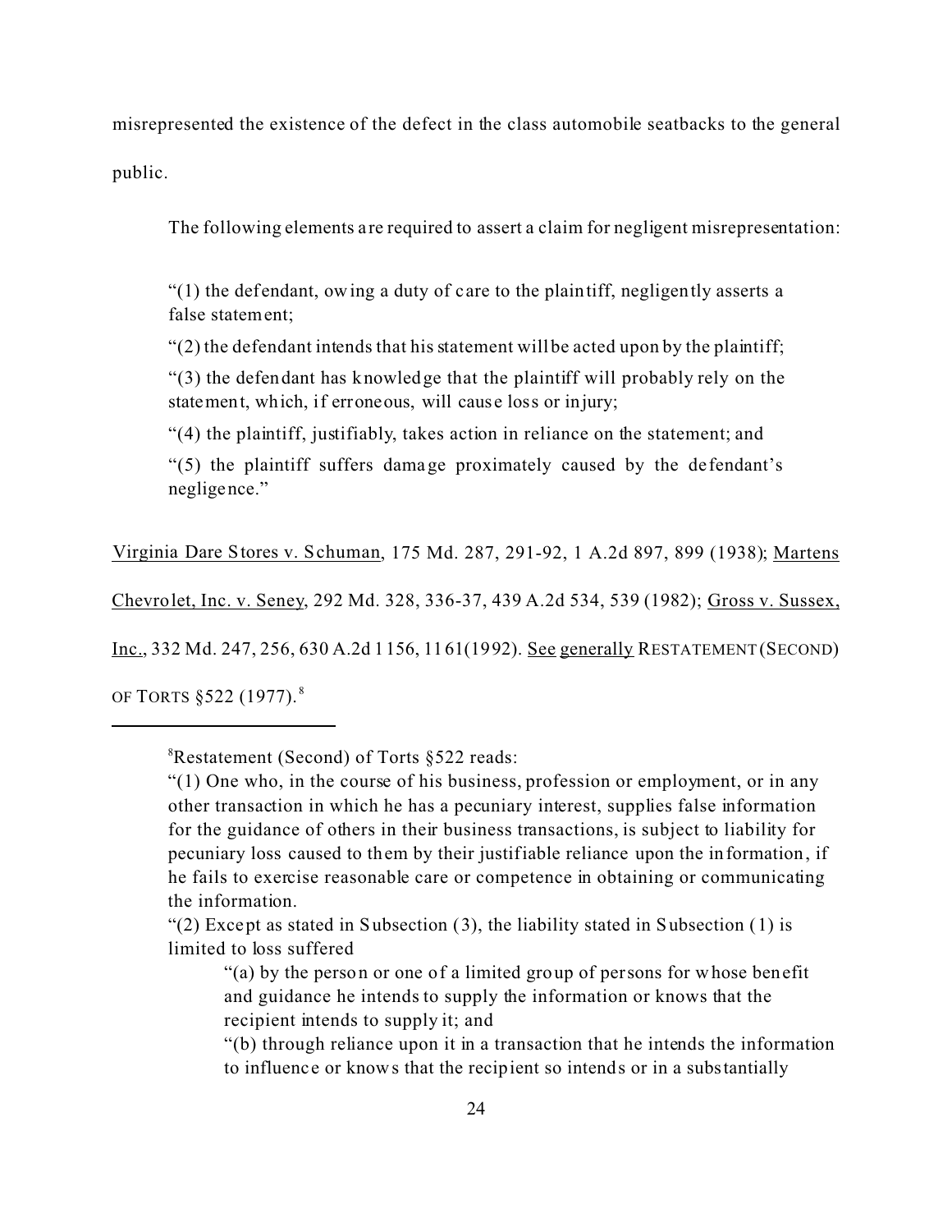misrepresented the existence of the defect in the class automobile seatbacks to the general public.

The following elements are required to assert a claim for negligent misrepresentation:

> "(1) the defendant, owing a duty of care to the plaintiff, negligently asserts a false statement;
>
> "(2) the defendant intends that his statement will be acted upon by the plaintiff;
>
> "(3) the defendant has knowledge that the plaintiff will probably rely on the statement, which, if erroneous, will cause loss or injury;
>
> "(4) the plaintiff, justifiably, takes action in reliance on the statement; and
>
> "(5) the plaintiff suffers damage proximately caused by the defendant's negligence."

Virginia Dare Stores v. Schuman, 175 Md. 287, 291-92, 1 A.2d 897, 899 (1938); Martens Chevrolet, Inc. v. Seney, 292 Md. 328, 336-37, 439 A.2d 534, 539 (1982); Gross v. Sussex, Inc., 332 Md. 247, 256, 630 A.2d 1156, 1161(1992). See generally RESTATEMENT (SECOND) OF TORTS §522 (1977).[8]

---

[8]Restatement (Second) of Torts §522 reads:

"(1) One who, in the course of his business, profession or employment, or in any other transaction in which he has a pecuniary interest, supplies false information for the guidance of others in their business transactions, is subject to liability for pecuniary loss caused to them by their justifiable reliance upon the information, if he fails to exercise reasonable care or competence in obtaining or communicating the information.

"(2) Except as stated in Subsection (3), the liability stated in Subsection (1) is limited to loss suffered

> "(a) by the person or one of a limited group of persons for whose benefit and guidance he intends to supply the information or knows that the recipient intends to supply it; and
>
> "(b) through reliance upon it in a transaction that he intends the information to influence or knows that the recipient so intends or in a substantially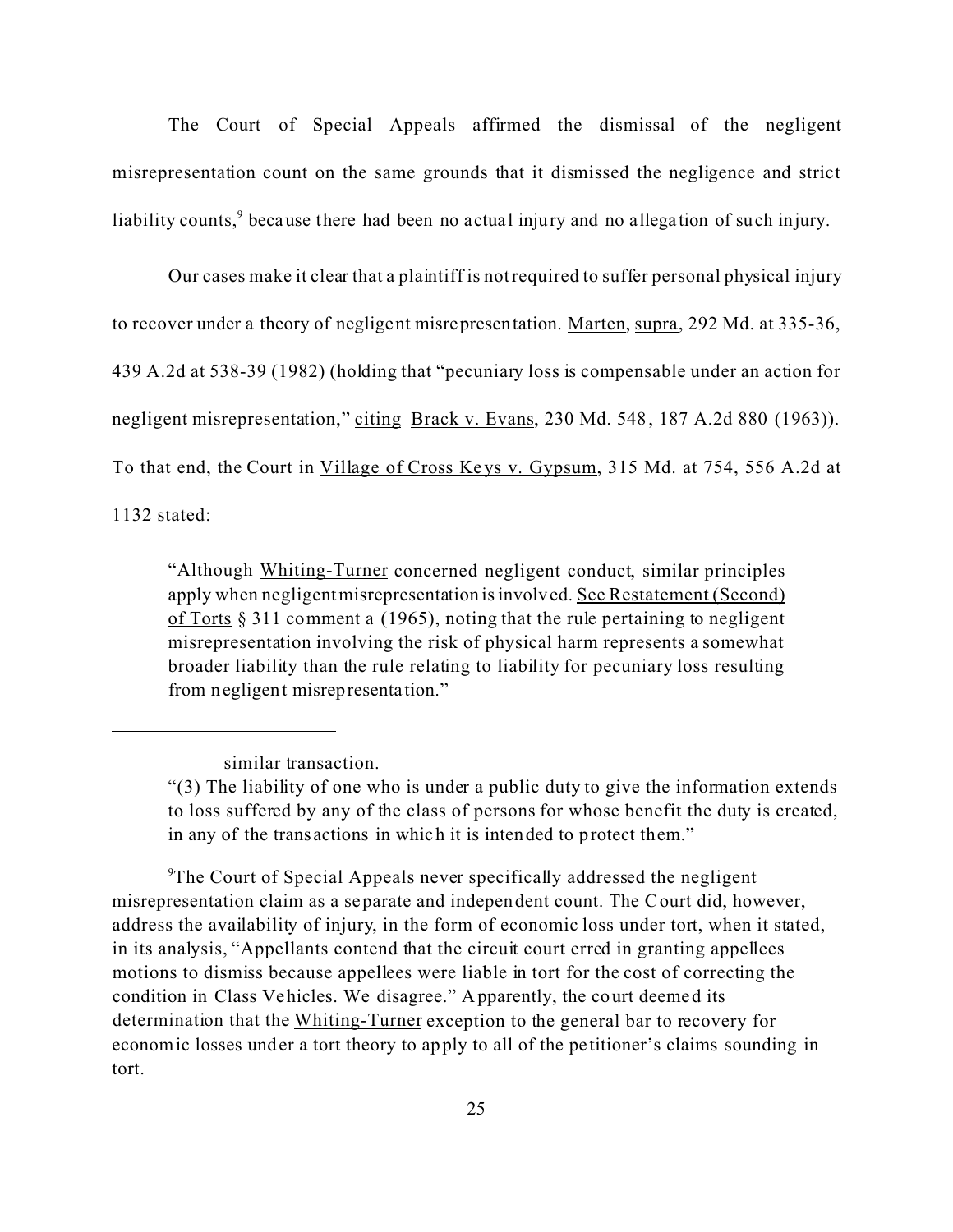The Court of Special Appeals affirmed the dismissal of the negligent misrepresentation count on the same grounds that it dismissed the negligence and strict liability counts,[9] because there had been no actual injury and no allegation of such injury.

Our cases make it clear that a plaintiff is not required to suffer personal physical injury to recover under a theory of negligent misrepresentation. Marten, supra, 292 Md. at 335-36, 439 A.2d at 538-39 (1982) (holding that "pecuniary loss is compensable under an action for negligent misrepresentation," citing Brack v. Evans, 230 Md. 548, 187 A.2d 880 (1963)). To that end, the Court in Village of Cross Keys v. Gypsum, 315 Md. at 754, 556 A.2d at 1132 stated:

> "Although Whiting-Turner concerned negligent conduct, similar principles apply when negligent misrepresentation is involved. See Restatement (Second) of Torts § 311 comment a (1965), noting that the rule pertaining to negligent misrepresentation involving the risk of physical harm represents a somewhat broader liability than the rule relating to liability for pecuniary loss resulting from negligent misrepresentation."

---

> similar transaction.
>
> "(3) The liability of one who is under a public duty to give the information extends to loss suffered by any of the class of persons for whose benefit the duty is created, in any of the transactions in which it is intended to protect them."

[9] The Court of Special Appeals never specifically addressed the negligent misrepresentation claim as a separate and independent count. The Court did, however, address the availability of injury, in the form of economic loss under tort, when it stated, in its analysis, "Appellants contend that the circuit court erred in granting appellees motions to dismiss because appellees were liable in tort for the cost of correcting the condition in Class Vehicles. We disagree." Apparently, the court deemed its determination that the Whiting-Turner exception to the general bar to recovery for economic losses under a tort theory to apply to all of the petitioner's claims sounding in tort.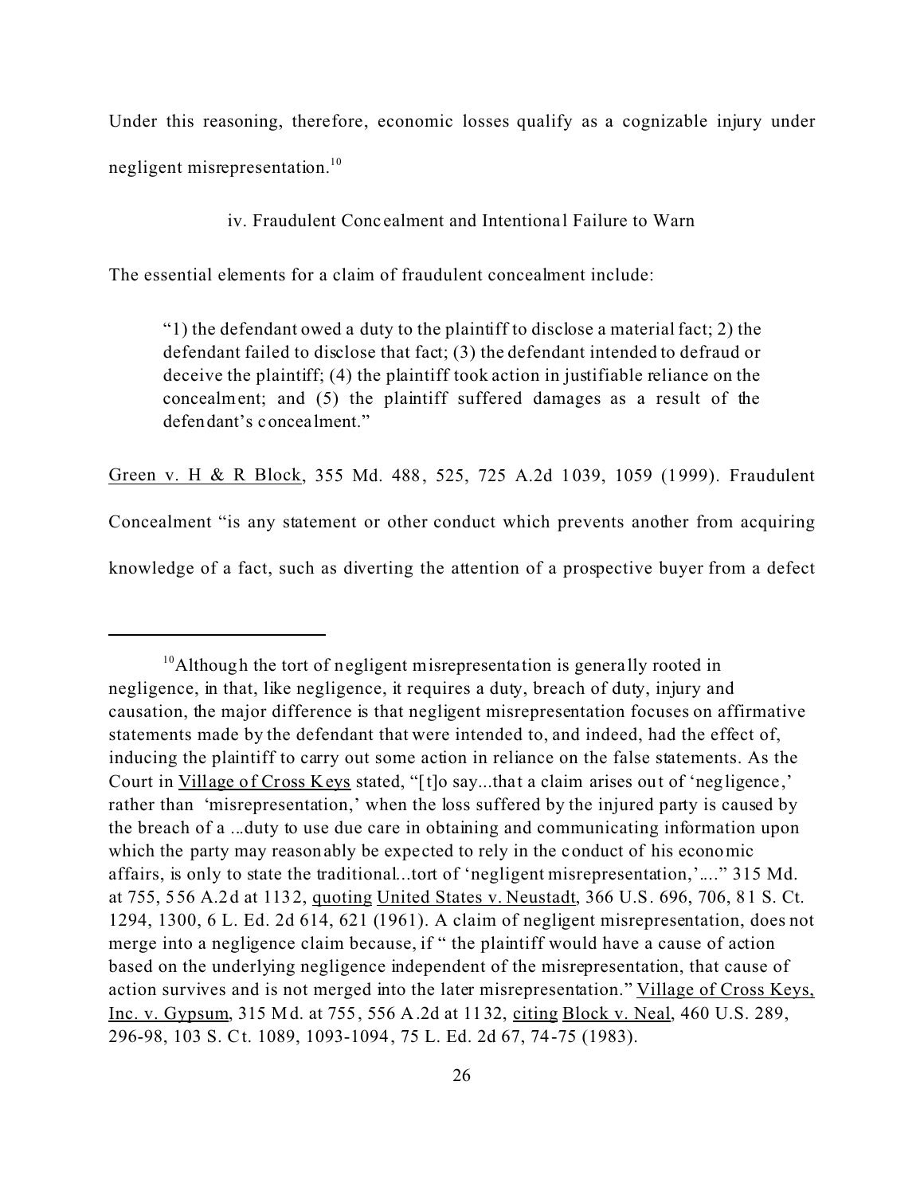Under this reasoning, therefore, economic losses qualify as a cognizable injury under negligent misrepresentation.[10]

iv. Fraudulent Concealment and Intentional Failure to Warn

The essential elements for a claim of fraudulent concealment include:

> "1) the defendant owed a duty to the plaintiff to disclose a material fact; 2) the defendant failed to disclose that fact; (3) the defendant intended to defraud or deceive the plaintiff; (4) the plaintiff took action in justifiable reliance on the concealment; and (5) the plaintiff suffered damages as a result of the defendant's concealment."

Green v. H & R Block, 355 Md. 488, 525, 725 A.2d 1039, 1059 (1999). Fraudulent Concealment "is any statement or other conduct which prevents another from acquiring knowledge of a fact, such as diverting the attention of a prospective buyer from a defect

---

[10] Although the tort of negligent misrepresentation is generally rooted in negligence, in that, like negligence, it requires a duty, breach of duty, injury and causation, the major difference is that negligent misrepresentation focuses on affirmative statements made by the defendant that were intended to, and indeed, had the effect of, inducing the plaintiff to carry out some action in reliance on the false statements. As the Court in Village of Cross Keys stated, "[t]o say...that a claim arises out of 'negligence,' rather than 'misrepresentation,' when the loss suffered by the injured party is caused by the breach of a ...duty to use due care in obtaining and communicating information upon which the party may reasonably be expected to rely in the conduct of his economic affairs, is only to state the traditional...tort of 'negligent misrepresentation,'...." 315 Md. at 755, 556 A.2d at 1132, quoting United States v. Neustadt, 366 U.S. 696, 706, 81 S. Ct. 1294, 1300, 6 L. Ed. 2d 614, 621 (1961). A claim of negligent misrepresentation, does not merge into a negligence claim because, if " the plaintiff would have a cause of action based on the underlying negligence independent of the misrepresentation, that cause of action survives and is not merged into the later misrepresentation." Village of Cross Keys, Inc. v. Gypsum, 315 Md. at 755, 556 A.2d at 1132, citing Block v. Neal, 460 U.S. 289, 296-98, 103 S. Ct. 1089, 1093-1094, 75 L. Ed. 2d 67, 74-75 (1983).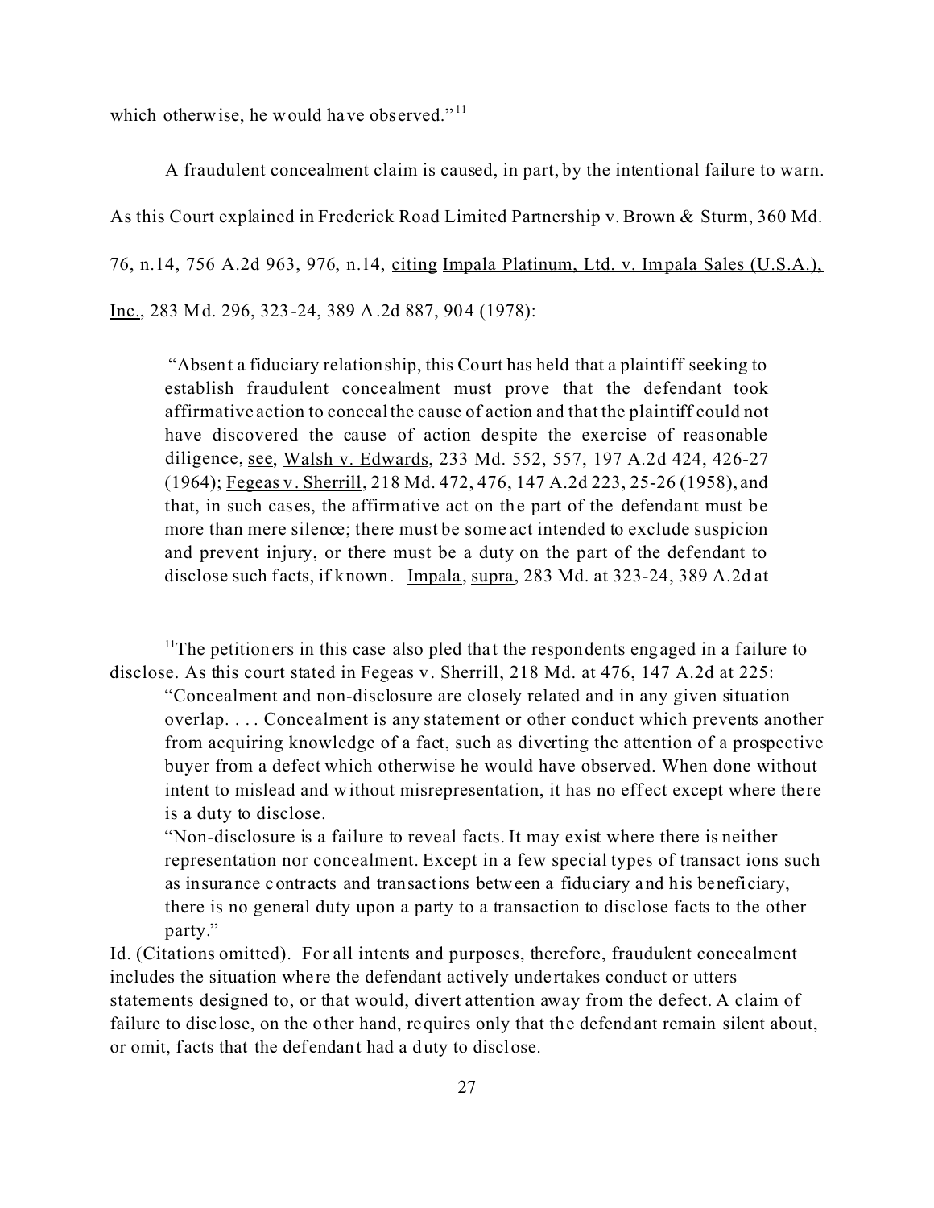which otherwise, he would have observed."[11]

A fraudulent concealment claim is caused, in part, by the intentional failure to warn. As this Court explained in Frederick Road Limited Partnership v. Brown & Sturm, 360 Md. 76, n.14, 756 A.2d 963, 976, n.14, citing Impala Platinum, Ltd. v. Impala Sales (U.S.A.), Inc., 283 Md. 296, 323-24, 389 A.2d 887, 904 (1978):

> "Absent a fiduciary relationship, this Court has held that a plaintiff seeking to establish fraudulent concealment must prove that the defendant took affirmative action to conceal the cause of action and that the plaintiff could not have discovered the cause of action despite the exercise of reasonable diligence, see, Walsh v. Edwards, 233 Md. 552, 557, 197 A.2d 424, 426-27 (1964); Fegeas v. Sherrill, 218 Md. 472, 476, 147 A.2d 223, 25-26 (1958), and that, in such cases, the affirmative act on the part of the defendant must be more than mere silence; there must be some act intended to exclude suspicion and prevent injury, or there must be a duty on the part of the defendant to disclose such facts, if known. Impala, supra, 283 Md. at 323-24, 389 A.2d at

---

[11]The petitioners in this case also pled that the respondents engaged in a failure to disclose. As this court stated in Fegeas v. Sherrill, 218 Md. at 476, 147 A.2d at 225:

> "Concealment and non-disclosure are closely related and in any given situation overlap. . . . Concealment is any statement or other conduct which prevents another from acquiring knowledge of a fact, such as diverting the attention of a prospective buyer from a defect which otherwise he would have observed. When done without intent to mislead and without misrepresentation, it has no effect except where there is a duty to disclose.
>
> "Non-disclosure is a failure to reveal facts. It may exist where there is neither representation nor concealment. Except in a few special types of transactions such as insurance contracts and transactions between a fiduciary and his beneficiary, there is no general duty upon a party to a transaction to disclose facts to the other party."

Id. (Citations omitted). For all intents and purposes, therefore, fraudulent concealment includes the situation where the defendant actively undertakes conduct or utters statements designed to, or that would, divert attention away from the defect. A claim of failure to disclose, on the other hand, requires only that the defendant remain silent about, or omit, facts that the defendant had a duty to disclose.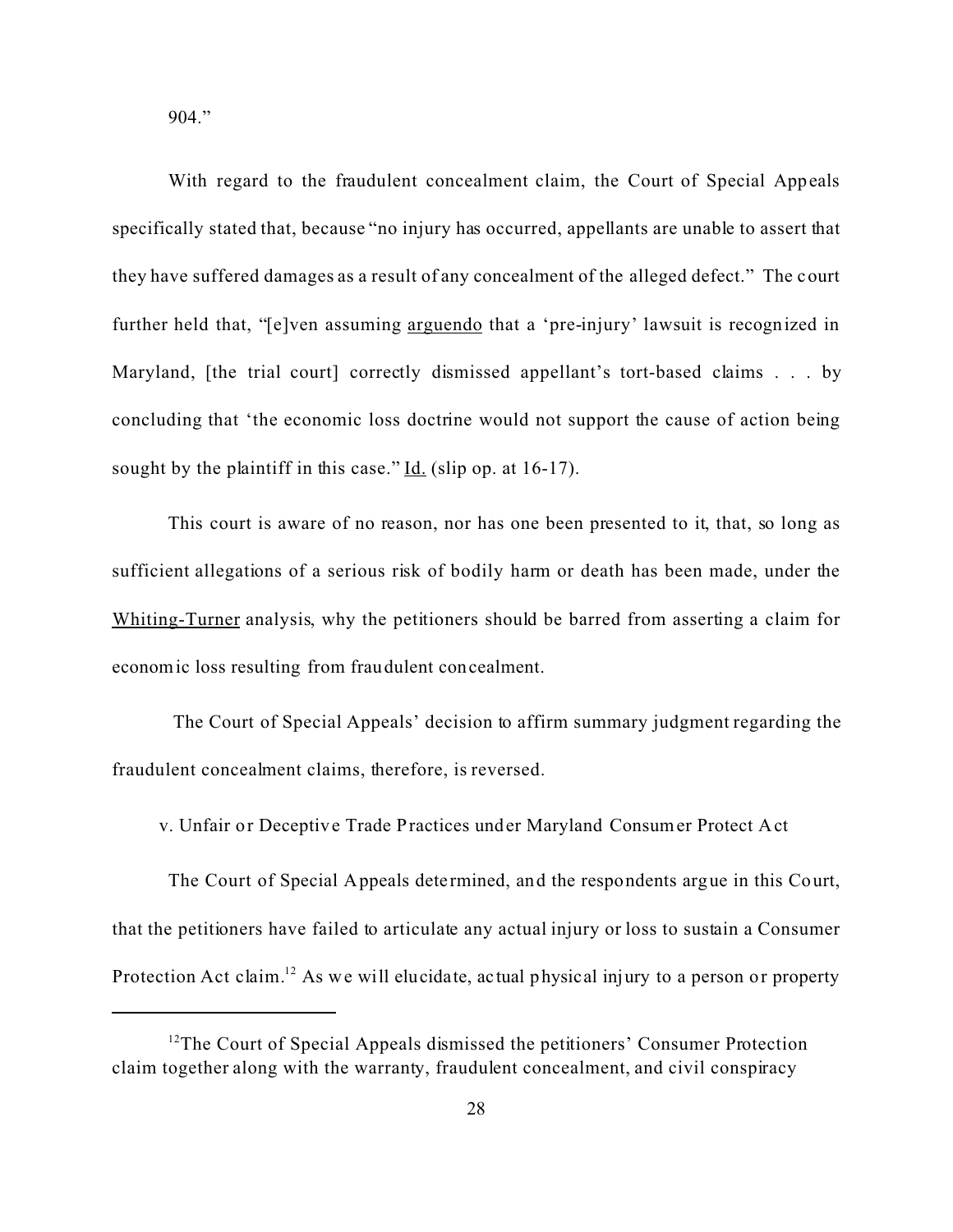904."

With regard to the fraudulent concealment claim, the Court of Special Appeals specifically stated that, because "no injury has occurred, appellants are unable to assert that they have suffered damages as a result of any concealment of the alleged defect." The court further held that, "[e]ven assuming arguendo that a 'pre-injury' lawsuit is recognized in Maryland, [the trial court] correctly dismissed appellant's tort-based claims . . . by concluding that 'the economic loss doctrine would not support the cause of action being sought by the plaintiff in this case." Id. (slip op. at 16-17).

This court is aware of no reason, nor has one been presented to it, that, so long as sufficient allegations of a serious risk of bodily harm or death has been made, under the Whiting-Turner analysis, why the petitioners should be barred from asserting a claim for economic loss resulting from fraudulent concealment.

The Court of Special Appeals' decision to affirm summary judgment regarding the fraudulent concealment claims, therefore, is reversed.

v. Unfair or Deceptive Trade Practices under Maryland Consumer Protect Act

The Court of Special Appeals determined, and the respondents argue in this Court, that the petitioners have failed to articulate any actual injury or loss to sustain a Consumer Protection Act claim.[12] As we will elucidate, actual physical injury to a person or property

[12] The Court of Special Appeals dismissed the petitioners' Consumer Protection claim together along with the warranty, fraudulent concealment, and civil conspiracy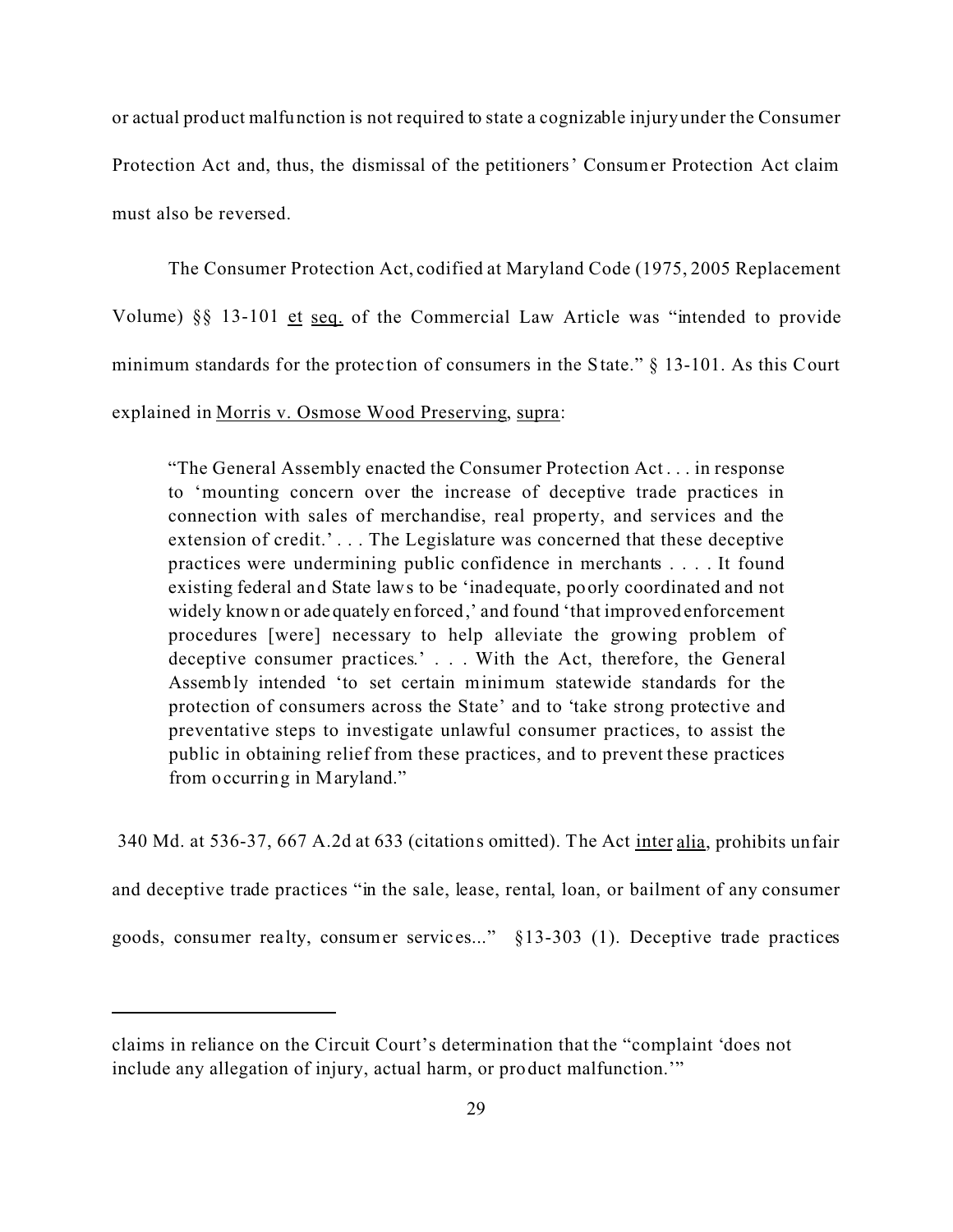or actual product malfunction is not required to state a cognizable injury under the Consumer Protection Act and, thus, the dismissal of the petitioners' Consumer Protection Act claim must also be reversed.

The Consumer Protection Act, codified at Maryland Code (1975, 2005 Replacement Volume) §§ 13-101 et seq. of the Commercial Law Article was "intended to provide minimum standards for the protection of consumers in the State." § 13-101. As this Court explained in Morris v. Osmose Wood Preserving, supra:

> "The General Assembly enacted the Consumer Protection Act . . . in response to 'mounting concern over the increase of deceptive trade practices in connection with sales of merchandise, real property, and services and the extension of credit.' . . . The Legislature was concerned that these deceptive practices were undermining public confidence in merchants . . . . It found existing federal and State laws to be 'inadequate, poorly coordinated and not widely known or adequately enforced,' and found 'that improved enforcement procedures [were] necessary to help alleviate the growing problem of deceptive consumer practices.' . . . With the Act, therefore, the General Assembly intended 'to set certain minimum statewide standards for the protection of consumers across the State' and to 'take strong protective and preventative steps to investigate unlawful consumer practices, to assist the public in obtaining relief from these practices, and to prevent these practices from occurring in Maryland."

340 Md. at 536-37, 667 A.2d at 633 (citations omitted). The Act inter alia, prohibits unfair and deceptive trade practices "in the sale, lease, rental, loan, or bailment of any consumer goods, consumer realty, consumer services..." §13-303 (1). Deceptive trade practices

---

claims in reliance on the Circuit Court's determination that the "complaint 'does not include any allegation of injury, actual harm, or product malfunction.'"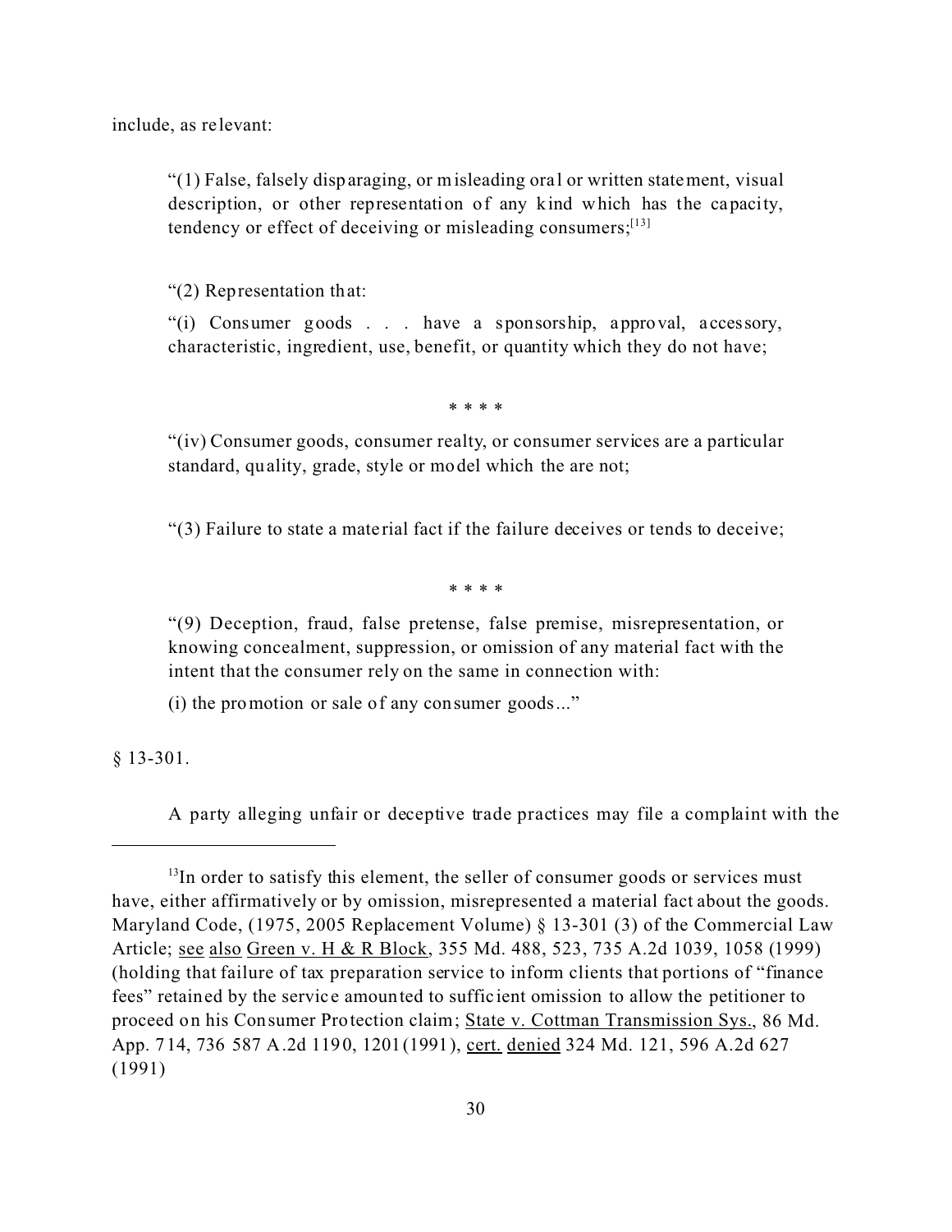include, as relevant:

> "(1) False, falsely disparaging, or misleading oral or written statement, visual description, or other representation of any kind which has the capacity, tendency or effect of deceiving or misleading consumers;[13]
>
> "(2) Representation that:
>
> "(i) Consumer goods . . . have a sponsorship, approval, accessory, characteristic, ingredient, use, benefit, or quantity which they do not have;
>
> \* \* \* \*
>
> "(iv) Consumer goods, consumer realty, or consumer services are a particular standard, quality, grade, style or model which the are not;
>
> "(3) Failure to state a material fact if the failure deceives or tends to deceive;
>
> \* \* \* \*
>
> "(9) Deception, fraud, false pretense, false premise, misrepresentation, or knowing concealment, suppression, or omission of any material fact with the intent that the consumer rely on the same in connection with:
>
> (i) the promotion or sale of any consumer goods..."

§ 13-301.

A party alleging unfair or deceptive trade practices may file a complaint with the

---

[13]In order to satisfy this element, the seller of consumer goods or services must have, either affirmatively or by omission, misrepresented a material fact about the goods. Maryland Code, (1975, 2005 Replacement Volume) § 13-301 (3) of the Commercial Law Article; see also Green v. H & R Block, 355 Md. 488, 523, 735 A.2d 1039, 1058 (1999) (holding that failure of tax preparation service to inform clients that portions of "finance fees" retained by the service amounted to sufficient omission to allow the petitioner to proceed on his Consumer Protection claim; State v. Cottman Transmission Sys., 86 Md. App. 714, 736 587 A.2d 1190, 1201(1991), cert. denied 324 Md. 121, 596 A.2d 627 (1991)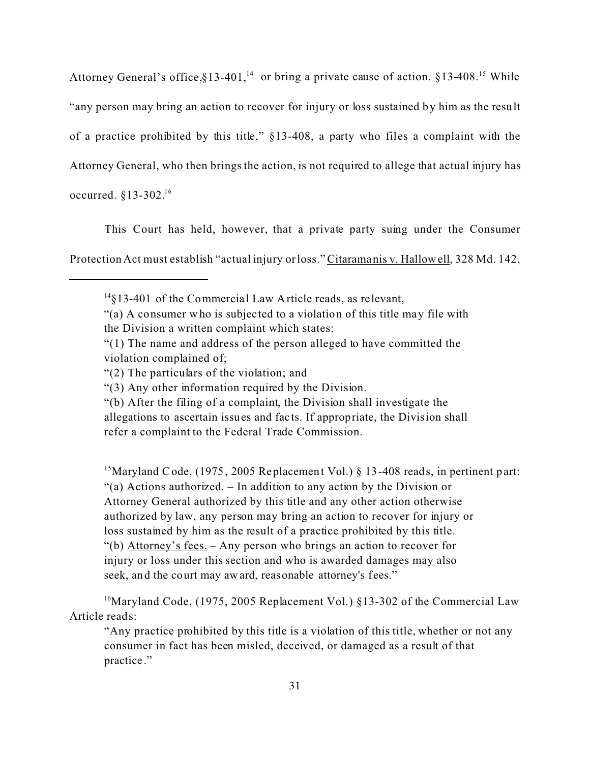Attorney General's office,§13-401,[14] or bring a private cause of action. §13-408.[15] While "any person may bring an action to recover for injury or loss sustained by him as the result of a practice prohibited by this title," §13-408, a party who files a complaint with the Attorney General, who then brings the action, is not required to allege that actual injury has occurred. §13-302.[16]

This Court has held, however, that a private party suing under the Consumer Protection Act must establish "actual injury or loss." Citaramanis v. Hallowell, 328 Md. 142,

---

[14]§13-401 of the Commercial Law Article reads, as relevant,

"(a) A consumer who is subjected to a violation of this title may file with the Division a written complaint which states:
"(1) The name and address of the person alleged to have committed the violation complained of;
"(2) The particulars of the violation; and
"(3) Any other information required by the Division.
"(b) After the filing of a complaint, the Division shall investigate the allegations to ascertain issues and facts. If appropriate, the Division shall refer a complaint to the Federal Trade Commission.

[15]Maryland Code, (1975, 2005 Replacement Vol.) § 13-408 reads, in pertinent part:
"(a) Actions authorized. – In addition to any action by the Division or Attorney General authorized by this title and any other action otherwise authorized by law, any person may bring an action to recover for injury or loss sustained by him as the result of a practice prohibited by this title.
"(b) Attorney's fees. – Any person who brings an action to recover for injury or loss under this section and who is awarded damages may also seek, and the court may award, reasonable attorney's fees."

[16]Maryland Code, (1975, 2005 Replacement Vol.) §13-302 of the Commercial Law Article reads:

"Any practice prohibited by this title is a violation of this title, whether or not any consumer in fact has been misled, deceived, or damaged as a result of that practice."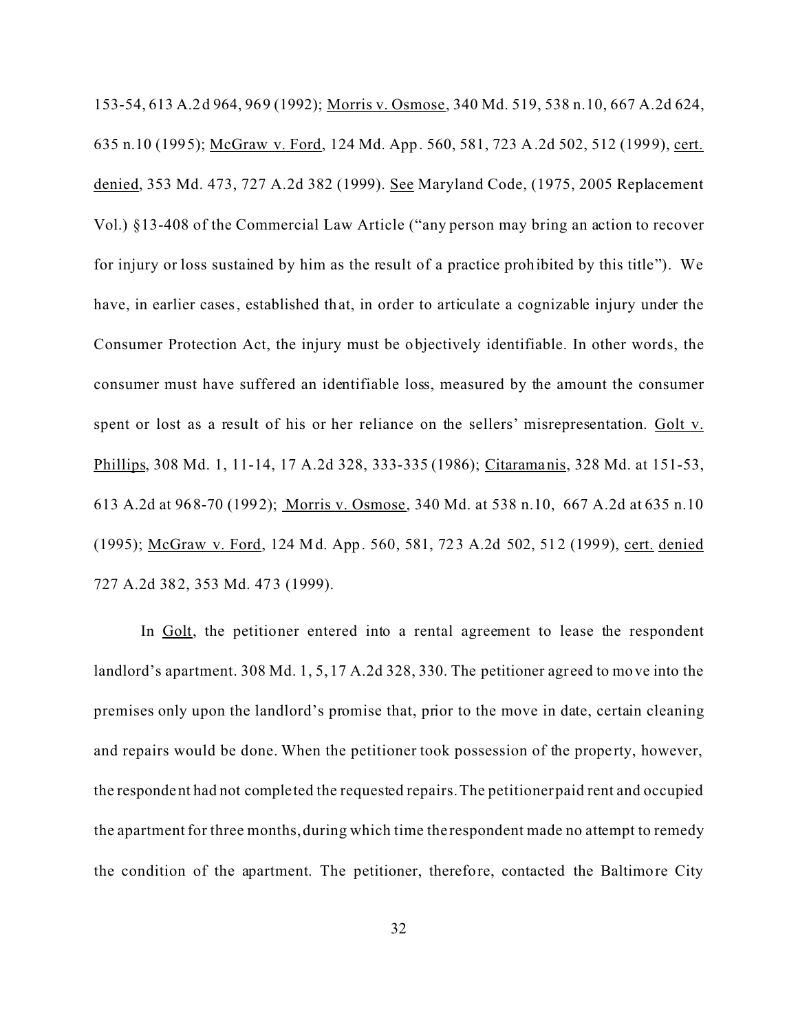153-54, 613 A.2d 964, 969 (1992); Morris v. Osmose, 340 Md. 519, 538 n.10, 667 A.2d 624, 635 n.10 (1995); McGraw v. Ford, 124 Md. App. 560, 581, 723 A.2d 502, 512 (1999), cert. denied, 353 Md. 473, 727 A.2d 382 (1999). See Maryland Code, (1975, 2005 Replacement Vol.) §13-408 of the Commercial Law Article ("any person may bring an action to recover for injury or loss sustained by him as the result of a practice prohibited by this title"). We have, in earlier cases, established that, in order to articulate a cognizable injury under the Consumer Protection Act, the injury must be objectively identifiable. In other words, the consumer must have suffered an identifiable loss, measured by the amount the consumer spent or lost as a result of his or her reliance on the sellers' misrepresentation. Golt v. Phillips, 308 Md. 1, 11-14, 17 A.2d 328, 333-335 (1986); Citaramanis, 328 Md. at 151-53, 613 A.2d at 968-70 (1992); Morris v. Osmose, 340 Md. at 538 n.10, 667 A.2d at 635 n.10 (1995); McGraw v. Ford, 124 Md. App. 560, 581, 723 A.2d 502, 512 (1999), cert. denied 727 A.2d 382, 353 Md. 473 (1999).

In Golt, the petitioner entered into a rental agreement to lease the respondent landlord's apartment. 308 Md. 1, 5, 17 A.2d 328, 330. The petitioner agreed to move into the premises only upon the landlord's promise that, prior to the move in date, certain cleaning and repairs would be done. When the petitioner took possession of the property, however, the respondent had not completed the requested repairs. The petitioner paid rent and occupied the apartment for three months, during which time the respondent made no attempt to remedy the condition of the apartment. The petitioner, therefore, contacted the Baltimore City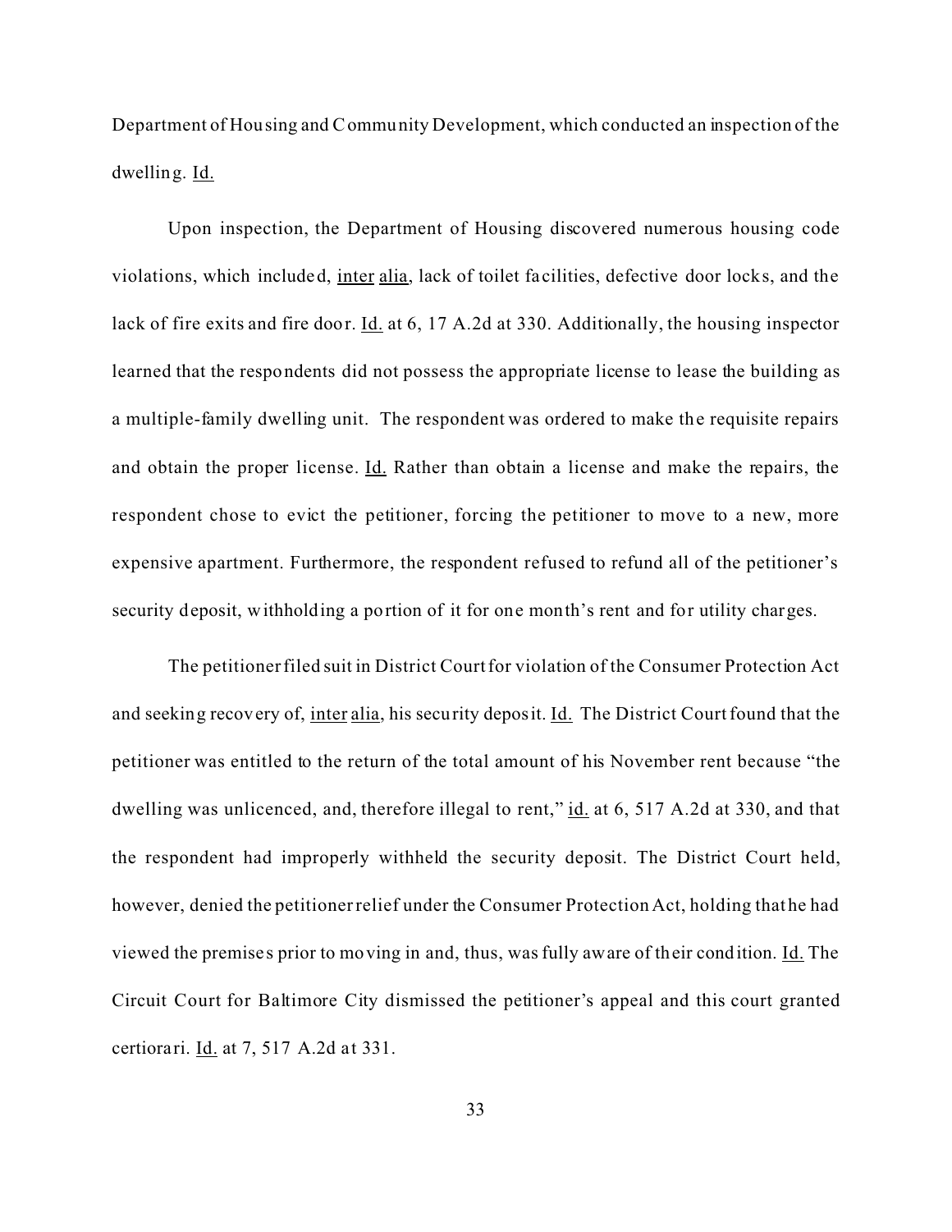Department of Housing and Community Development, which conducted an inspection of the dwelling. Id.

Upon inspection, the Department of Housing discovered numerous housing code violations, which included, inter alia, lack of toilet facilities, defective door locks, and the lack of fire exits and fire door. Id. at 6, 17 A.2d at 330. Additionally, the housing inspector learned that the respondents did not possess the appropriate license to lease the building as a multiple-family dwelling unit. The respondent was ordered to make the requisite repairs and obtain the proper license. Id. Rather than obtain a license and make the repairs, the respondent chose to evict the petitioner, forcing the petitioner to move to a new, more expensive apartment. Furthermore, the respondent refused to refund all of the petitioner's security deposit, withholding a portion of it for one month's rent and for utility charges.

The petitioner filed suit in District Court for violation of the Consumer Protection Act and seeking recovery of, inter alia, his security deposit. Id. The District Court found that the petitioner was entitled to the return of the total amount of his November rent because "the dwelling was unlicenced, and, therefore illegal to rent," id. at 6, 517 A.2d at 330, and that the respondent had improperly withheld the security deposit. The District Court held, however, denied the petitioner relief under the Consumer Protection Act, holding that he had viewed the premises prior to moving in and, thus, was fully aware of their condition. Id. The Circuit Court for Baltimore City dismissed the petitioner's appeal and this court granted certiorari. Id. at 7, 517 A.2d at 331.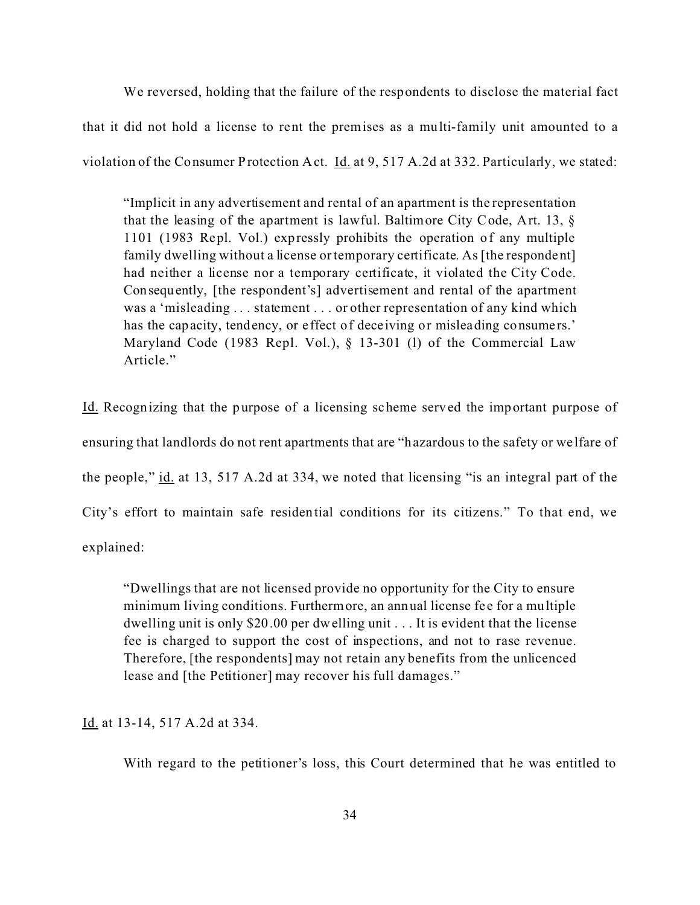We reversed, holding that the failure of the respondents to disclose the material fact that it did not hold a license to rent the premises as a multi-family unit amounted to a violation of the Consumer Protection Act. Id. at 9, 517 A.2d at 332. Particularly, we stated:

> "Implicit in any advertisement and rental of an apartment is the representation that the leasing of the apartment is lawful. Baltimore City Code, Art. 13, § 1101 (1983 Repl. Vol.) expressly prohibits the operation of any multiple family dwelling without a license or temporary certificate. As [the respondent] had neither a license nor a temporary certificate, it violated the City Code. Consequently, [the respondent's] advertisement and rental of the apartment was a 'misleading . . . statement . . . or other representation of any kind which has the capacity, tendency, or effect of deceiving or misleading consumers.' Maryland Code (1983 Repl. Vol.), § 13-301 (l) of the Commercial Law Article."

Id. Recognizing that the purpose of a licensing scheme served the important purpose of ensuring that landlords do not rent apartments that are "hazardous to the safety or welfare of the people," id. at 13, 517 A.2d at 334, we noted that licensing "is an integral part of the City's effort to maintain safe residential conditions for its citizens." To that end, we explained:

> "Dwellings that are not licensed provide no opportunity for the City to ensure minimum living conditions. Furthermore, an annual license fee for a multiple dwelling unit is only $20.00 per dwelling unit . . . It is evident that the license fee is charged to support the cost of inspections, and not to rase revenue. Therefore, [the respondents] may not retain any benefits from the unlicenced lease and [the Petitioner] may recover his full damages."

Id. at 13-14, 517 A.2d at 334.

With regard to the petitioner's loss, this Court determined that he was entitled to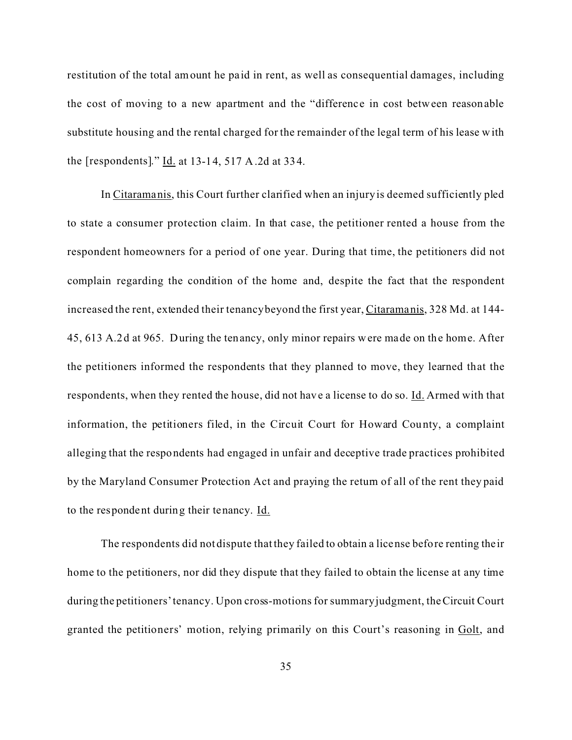restitution of the total amount he paid in rent, as well as consequential damages, including the cost of moving to a new apartment and the "difference in cost between reasonable substitute housing and the rental charged for the remainder of the legal term of his lease with the [respondents]." Id. at 13-14, 517 A.2d at 334.

In Citaramanis, this Court further clarified when an injury is deemed sufficiently pled to state a consumer protection claim. In that case, the petitioner rented a house from the respondent homeowners for a period of one year. During that time, the petitioners did not complain regarding the condition of the home and, despite the fact that the respondent increased the rent, extended their tenancy beyond the first year, Citaramanis, 328 Md. at 144-45, 613 A.2d at 965. During the tenancy, only minor repairs were made on the home. After the petitioners informed the respondents that they planned to move, they learned that the respondents, when they rented the house, did not have a license to do so. Id. Armed with that information, the petitioners filed, in the Circuit Court for Howard County, a complaint alleging that the respondents had engaged in unfair and deceptive trade practices prohibited by the Maryland Consumer Protection Act and praying the return of all of the rent they paid to the respondent during their tenancy. Id.

The respondents did not dispute that they failed to obtain a license before renting their home to the petitioners, nor did they dispute that they failed to obtain the license at any time during the petitioners' tenancy. Upon cross-motions for summary judgment, the Circuit Court granted the petitioners' motion, relying primarily on this Court's reasoning in Golt, and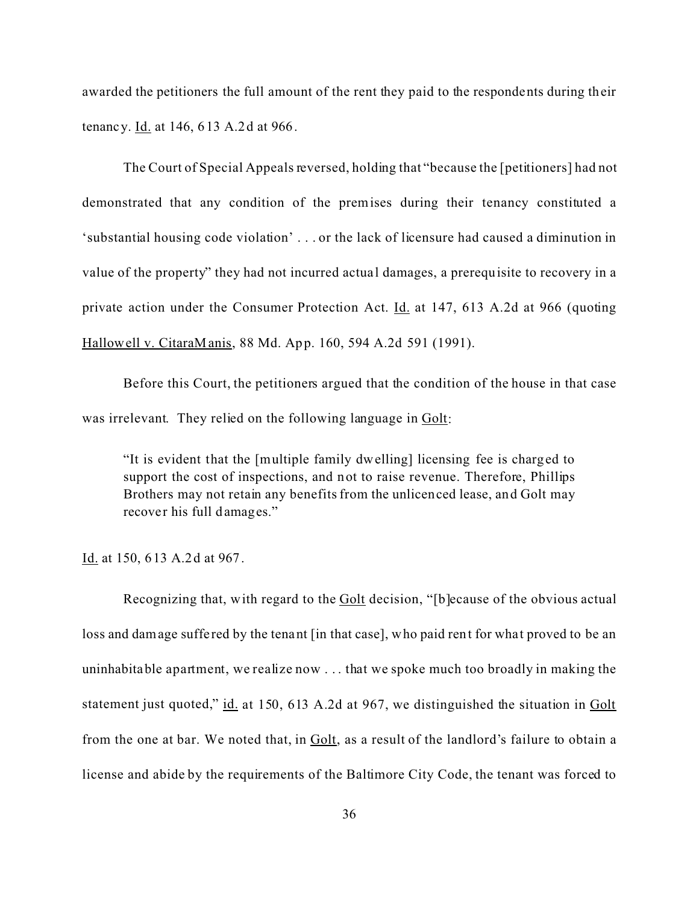awarded the petitioners the full amount of the rent they paid to the respondents during their tenancy. Id. at 146, 613 A.2d at 966.

The Court of Special Appeals reversed, holding that "because the [petitioners] had not demonstrated that any condition of the premises during their tenancy constituted a 'substantial housing code violation' . . . or the lack of licensure had caused a diminution in value of the property" they had not incurred actual damages, a prerequisite to recovery in a private action under the Consumer Protection Act. Id. at 147, 613 A.2d at 966 (quoting Hallowell v. CitaraManis, 88 Md. App. 160, 594 A.2d 591 (1991).

Before this Court, the petitioners argued that the condition of the house in that case was irrelevant. They relied on the following language in Golt:

> "It is evident that the [multiple family dwelling] licensing fee is charged to support the cost of inspections, and not to raise revenue. Therefore, Phillips Brothers may not retain any benefits from the unlicenced lease, and Golt may recover his full damages."

Id. at 150, 613 A.2d at 967.

Recognizing that, with regard to the Golt decision, "[b]ecause of the obvious actual loss and damage suffered by the tenant [in that case], who paid rent for what proved to be an uninhabitable apartment, we realize now . . . that we spoke much too broadly in making the statement just quoted," id. at 150, 613 A.2d at 967, we distinguished the situation in Golt from the one at bar. We noted that, in Golt, as a result of the landlord's failure to obtain a license and abide by the requirements of the Baltimore City Code, the tenant was forced to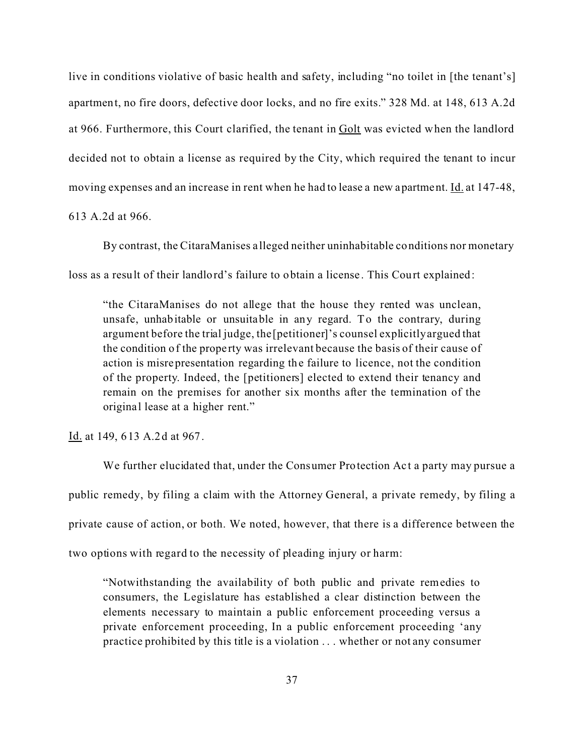live in conditions violative of basic health and safety, including "no toilet in [the tenant's] apartment, no fire doors, defective door locks, and no fire exits." 328 Md. at 148, 613 A.2d at 966. Furthermore, this Court clarified, the tenant in Golt was evicted when the landlord decided not to obtain a license as required by the City, which required the tenant to incur moving expenses and an increase in rent when he had to lease a new apartment. Id. at 147-48, 613 A.2d at 966.

By contrast, the CitaraManises alleged neither uninhabitable conditions nor monetary loss as a result of their landlord's failure to obtain a license. This Court explained:

> "the CitaraManises do not allege that the house they rented was unclean, unsafe, unhabitable or unsuitable in any regard. To the contrary, during argument before the trial judge, the [petitioner]'s counsel explicitly argued that the condition of the property was irrelevant because the basis of their cause of action is misrepresentation regarding the failure to licence, not the condition of the property. Indeed, the [petitioners] elected to extend their tenancy and remain on the premises for another six months after the termination of the original lease at a higher rent."

Id. at 149, 613 A.2d at 967.

We further elucidated that, under the Consumer Protection Act a party may pursue a public remedy, by filing a claim with the Attorney General, a private remedy, by filing a private cause of action, or both. We noted, however, that there is a difference between the two options with regard to the necessity of pleading injury or harm:

> "Notwithstanding the availability of both public and private remedies to consumers, the Legislature has established a clear distinction between the elements necessary to maintain a public enforcement proceeding versus a private enforcement proceeding, In a public enforcement proceeding 'any practice prohibited by this title is a violation . . . whether or not any consumer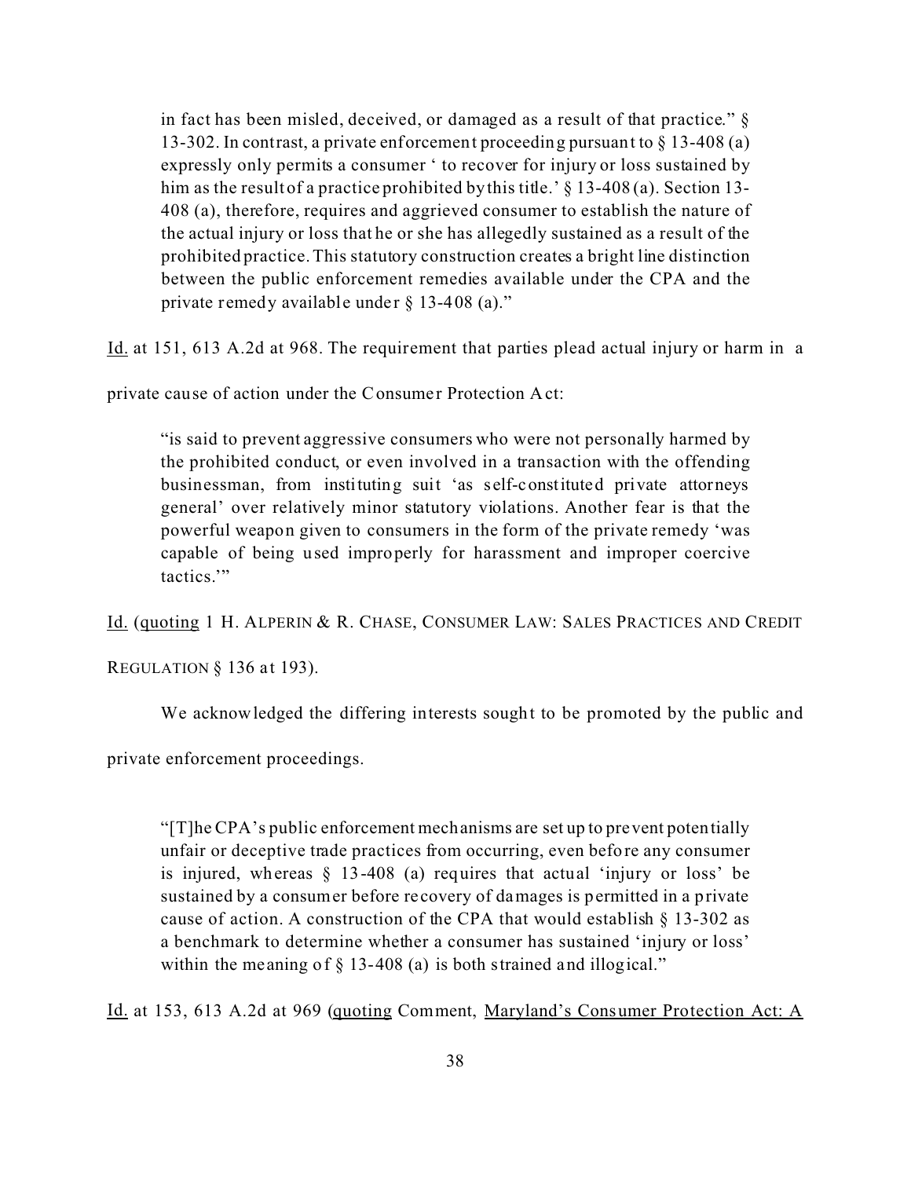> in fact has been misled, deceived, or damaged as a result of that practice." § 13-302. In contrast, a private enforcement proceeding pursuant to § 13-408 (a) expressly only permits a consumer ' to recover for injury or loss sustained by him as the result of a practice prohibited by this title.' § 13-408 (a). Section 13-408 (a), therefore, requires and aggrieved consumer to establish the nature of the actual injury or loss that he or she has allegedly sustained as a result of the prohibited practice. This statutory construction creates a bright line distinction between the public enforcement remedies available under the CPA and the private remedy available under § 13-408 (a)."

Id. at 151, 613 A.2d at 968. The requirement that parties plead actual injury or harm in a private cause of action under the Consumer Protection Act:

> "is said to prevent aggressive consumers who were not personally harmed by the prohibited conduct, or even involved in a transaction with the offending businessman, from instituting suit 'as self-constituted private attorneys general' over relatively minor statutory violations. Another fear is that the powerful weapon given to consumers in the form of the private remedy 'was capable of being used improperly for harassment and improper coercive tactics.'"

Id. (quoting 1 H. ALPERIN & R. CHASE, CONSUMER LAW: SALES PRACTICES AND CREDIT REGULATION § 136 at 193).

We acknowledged the differing interests sought to be promoted by the public and private enforcement proceedings.

> "[T]he CPA's public enforcement mechanisms are set up to prevent potentially unfair or deceptive trade practices from occurring, even before any consumer is injured, whereas § 13-408 (a) requires that actual 'injury or loss' be sustained by a consumer before recovery of damages is permitted in a private cause of action. A construction of the CPA that would establish § 13-302 as a benchmark to determine whether a consumer has sustained 'injury or loss' within the meaning of § 13-408 (a) is both strained and illogical."

Id. at 153, 613 A.2d at 969 (quoting Comment, Maryland's Consumer Protection Act: A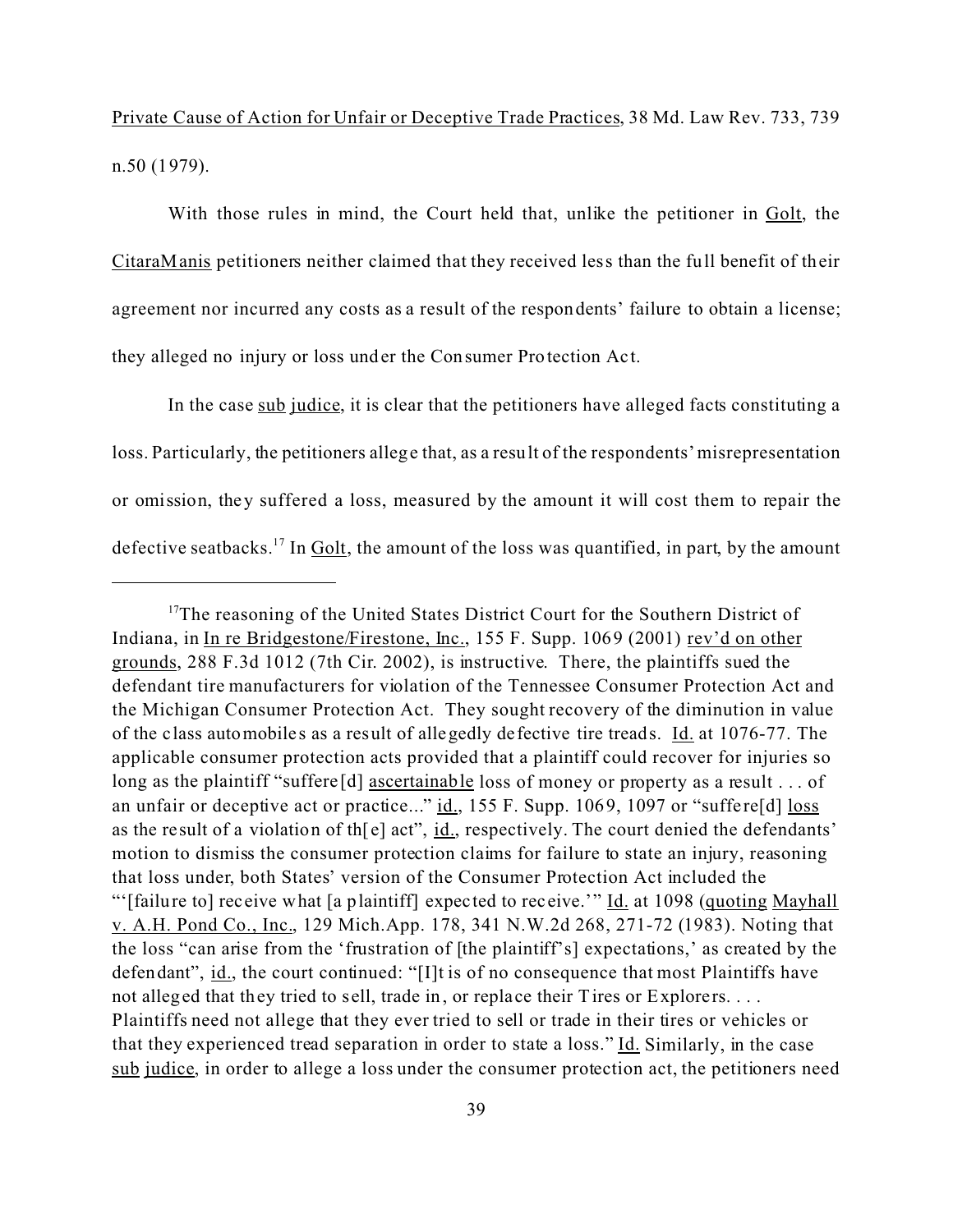Private Cause of Action for Unfair or Deceptive Trade Practices, 38 Md. Law Rev. 733, 739 n.50 (1979).

With those rules in mind, the Court held that, unlike the petitioner in Golt, the CitaraManis petitioners neither claimed that they received less than the full benefit of their agreement nor incurred any costs as a result of the respondents' failure to obtain a license; they alleged no injury or loss under the Consumer Protection Act.

In the case sub judice, it is clear that the petitioners have alleged facts constituting a loss. Particularly, the petitioners allege that, as a result of the respondents' misrepresentation or omission, they suffered a loss, measured by the amount it will cost them to repair the defective seatbacks.[17] In Golt, the amount of the loss was quantified, in part, by the amount

---

[17]The reasoning of the United States District Court for the Southern District of Indiana, in In re Bridgestone/Firestone, Inc., 155 F. Supp. 1069 (2001) rev'd on other grounds, 288 F.3d 1012 (7th Cir. 2002), is instructive. There, the plaintiffs sued the defendant tire manufacturers for violation of the Tennessee Consumer Protection Act and the Michigan Consumer Protection Act. They sought recovery of the diminution in value of the class automobiles as a result of allegedly defective tire treads. Id. at 1076-77. The applicable consumer protection acts provided that a plaintiff could recover for injuries so long as the plaintiff "suffere[d] ascertainable loss of money or property as a result . . . of an unfair or deceptive act or practice..." id., 155 F. Supp. 1069, 1097 or "suffere[d] loss as the result of a violation of th[e] act", id., respectively. The court denied the defendants' motion to dismiss the consumer protection claims for failure to state an injury, reasoning that loss under, both States' version of the Consumer Protection Act included the "'[failure to] receive what [a plaintiff] expected to receive.'" Id. at 1098 (quoting Mayhall v. A.H. Pond Co., Inc., 129 Mich.App. 178, 341 N.W.2d 268, 271-72 (1983). Noting that the loss "can arise from the 'frustration of [the plaintiff's] expectations,' as created by the defendant", id., the court continued: "[I]t is of no consequence that most Plaintiffs have not alleged that they tried to sell, trade in, or replace their Tires or Explorers. . . . Plaintiffs need not allege that they ever tried to sell or trade in their tires or vehicles or that they experienced tread separation in order to state a loss." Id. Similarly, in the case sub judice, in order to allege a loss under the consumer protection act, the petitioners need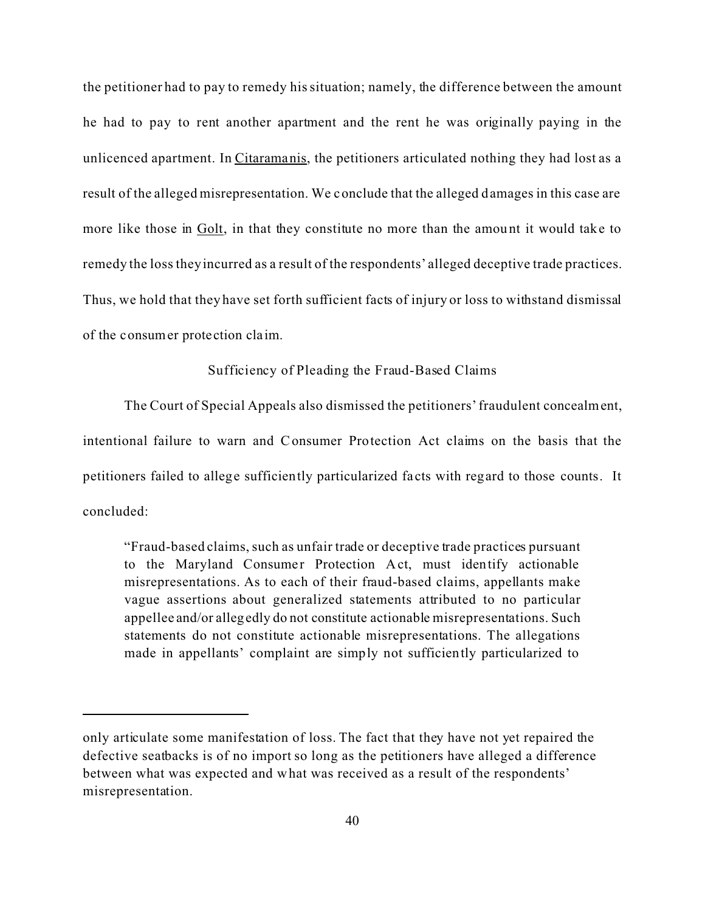the petitioner had to pay to remedy his situation; namely, the difference between the amount he had to pay to rent another apartment and the rent he was originally paying in the unlicenced apartment. In Citaramanis, the petitioners articulated nothing they had lost as a result of the alleged misrepresentation. We conclude that the alleged damages in this case are more like those in Golt, in that they constitute no more than the amount it would take to remedy the loss they incurred as a result of the respondents' alleged deceptive trade practices. Thus, we hold that they have set forth sufficient facts of injury or loss to withstand dismissal of the consumer protection claim.

## Sufficiency of Pleading the Fraud-Based Claims

The Court of Special Appeals also dismissed the petitioners' fraudulent concealment, intentional failure to warn and Consumer Protection Act claims on the basis that the petitioners failed to allege sufficiently particularized facts with regard to those counts. It concluded:

> "Fraud-based claims, such as unfair trade or deceptive trade practices pursuant to the Maryland Consumer Protection Act, must identify actionable misrepresentations. As to each of their fraud-based claims, appellants make vague assertions about generalized statements attributed to no particular appellee and/or allegedly do not constitute actionable misrepresentations. Such statements do not constitute actionable misrepresentations. The allegations made in appellants' complaint are simply not sufficiently particularized to

---

only articulate some manifestation of loss. The fact that they have not yet repaired the defective seatbacks is of no import so long as the petitioners have alleged a difference between what was expected and what was received as a result of the respondents' misrepresentation.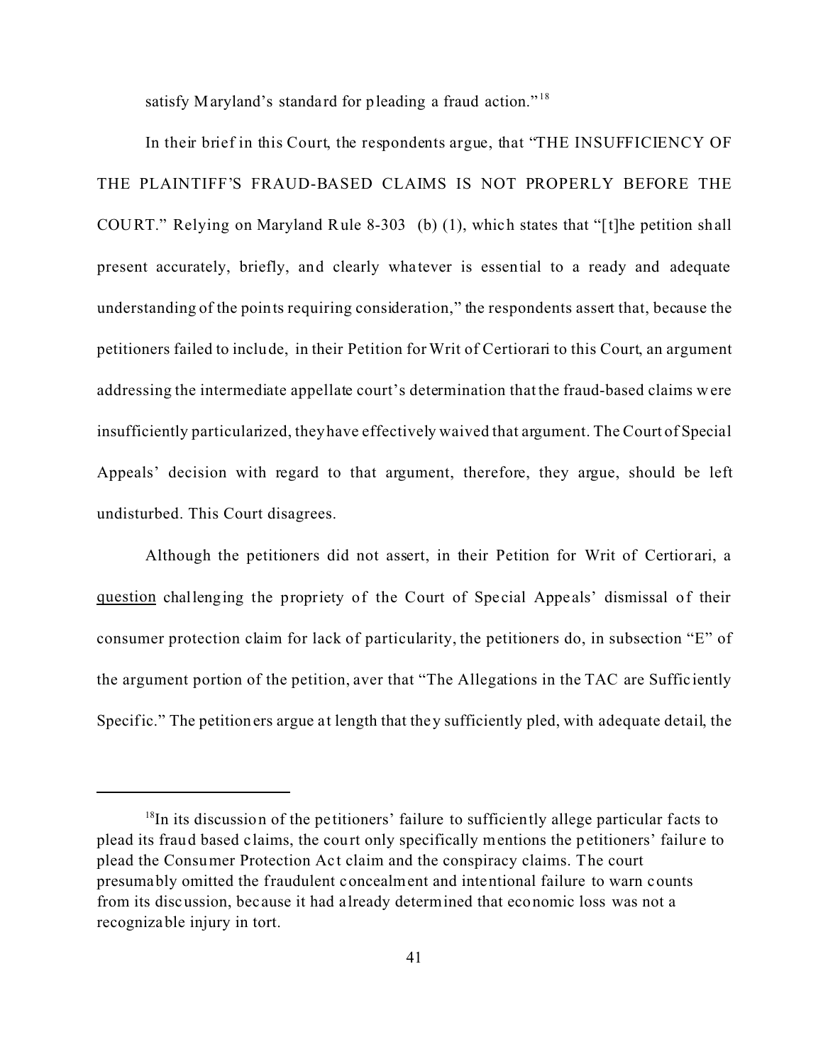satisfy Maryland's standard for pleading a fraud action."[18]

In their brief in this Court, the respondents argue, that "THE INSUFFICIENCY OF THE PLAINTIFF'S FRAUD-BASED CLAIMS IS NOT PROPERLY BEFORE THE COURT." Relying on Maryland Rule 8-303 (b) (1), which states that "[t]he petition shall present accurately, briefly, and clearly whatever is essential to a ready and adequate understanding of the points requiring consideration," the respondents assert that, because the petitioners failed to include, in their Petition for Writ of Certiorari to this Court, an argument addressing the intermediate appellate court's determination that the fraud-based claims were insufficiently particularized, they have effectively waived that argument. The Court of Special Appeals' decision with regard to that argument, therefore, they argue, should be left undisturbed. This Court disagrees.

Although the petitioners did not assert, in their Petition for Writ of Certiorari, a <u>question</u> challenging the propriety of the Court of Special Appeals' dismissal of their consumer protection claim for lack of particularity, the petitioners do, in subsection "E" of the argument portion of the petition, aver that "The Allegations in the TAC are Sufficiently Specific." The petitioners argue at length that they sufficiently pled, with adequate detail, the

---

[18]In its discussion of the petitioners' failure to sufficiently allege particular facts to plead its fraud based claims, the court only specifically mentions the petitioners' failure to plead the Consumer Protection Act claim and the conspiracy claims. The court presumably omitted the fraudulent concealment and intentional failure to warn counts from its discussion, because it had already determined that economic loss was not a recognizable injury in tort.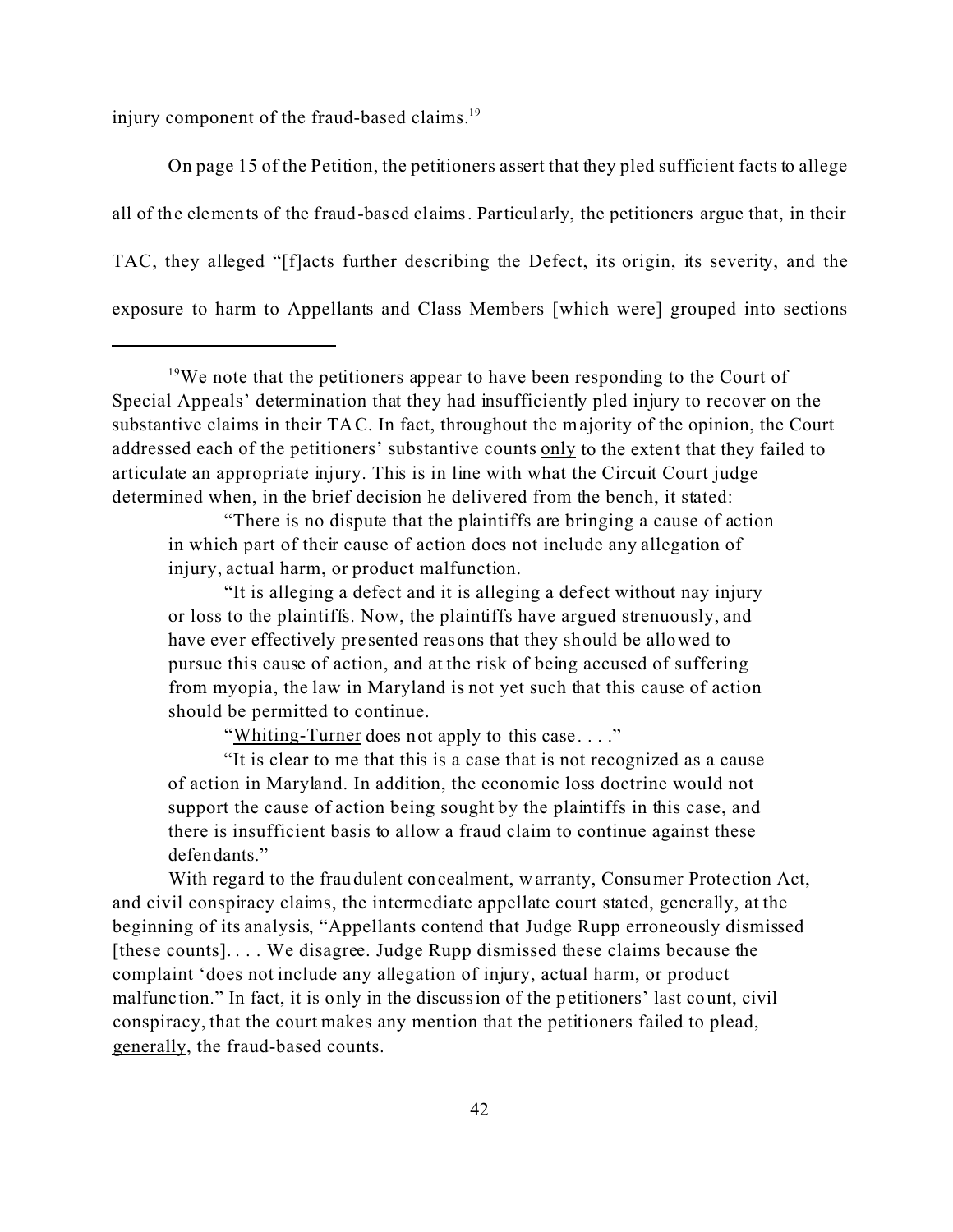injury component of the fraud-based claims.[19]

On page 15 of the Petition, the petitioners assert that they pled sufficient facts to allege all of the elements of the fraud-based claims. Particularly, the petitioners argue that, in their TAC, they alleged "[f]acts further describing the Defect, its origin, its severity, and the exposure to harm to Appellants and Class Members [which were] grouped into sections

---

[19]We note that the petitioners appear to have been responding to the Court of Special Appeals' determination that they had insufficiently pled injury to recover on the substantive claims in their TAC. In fact, throughout the majority of the opinion, the Court addressed each of the petitioners' substantive counts <u>only</u> to the extent that they failed to articulate an appropriate injury. This is in line with what the Circuit Court judge determined when, in the brief decision he delivered from the bench, it stated:

> "There is no dispute that the plaintiffs are bringing a cause of action in which part of their cause of action does not include any allegation of injury, actual harm, or product malfunction.
>
> "It is alleging a defect and it is alleging a defect without nay injury or loss to the plaintiffs. Now, the plaintiffs have argued strenuously, and have ever effectively presented reasons that they should be allowed to pursue this cause of action, and at the risk of being accused of suffering from myopia, the law in Maryland is not yet such that this cause of action should be permitted to continue.
>
> "<u>Whiting-Turner</u> does not apply to this case. . . ."
>
> "It is clear to me that this is a case that is not recognized as a cause of action in Maryland. In addition, the economic loss doctrine would not support the cause of action being sought by the plaintiffs in this case, and there is insufficient basis to allow a fraud claim to continue against these defendants."

With regard to the fraudulent concealment, warranty, Consumer Protection Act, and civil conspiracy claims, the intermediate appellate court stated, generally, at the beginning of its analysis, "Appellants contend that Judge Rupp erroneously dismissed [these counts]. . . . We disagree. Judge Rupp dismissed these claims because the complaint 'does not include any allegation of injury, actual harm, or product malfunction." In fact, it is only in the discussion of the petitioners' last count, civil conspiracy, that the court makes any mention that the petitioners failed to plead, <u>generally</u>, the fraud-based counts.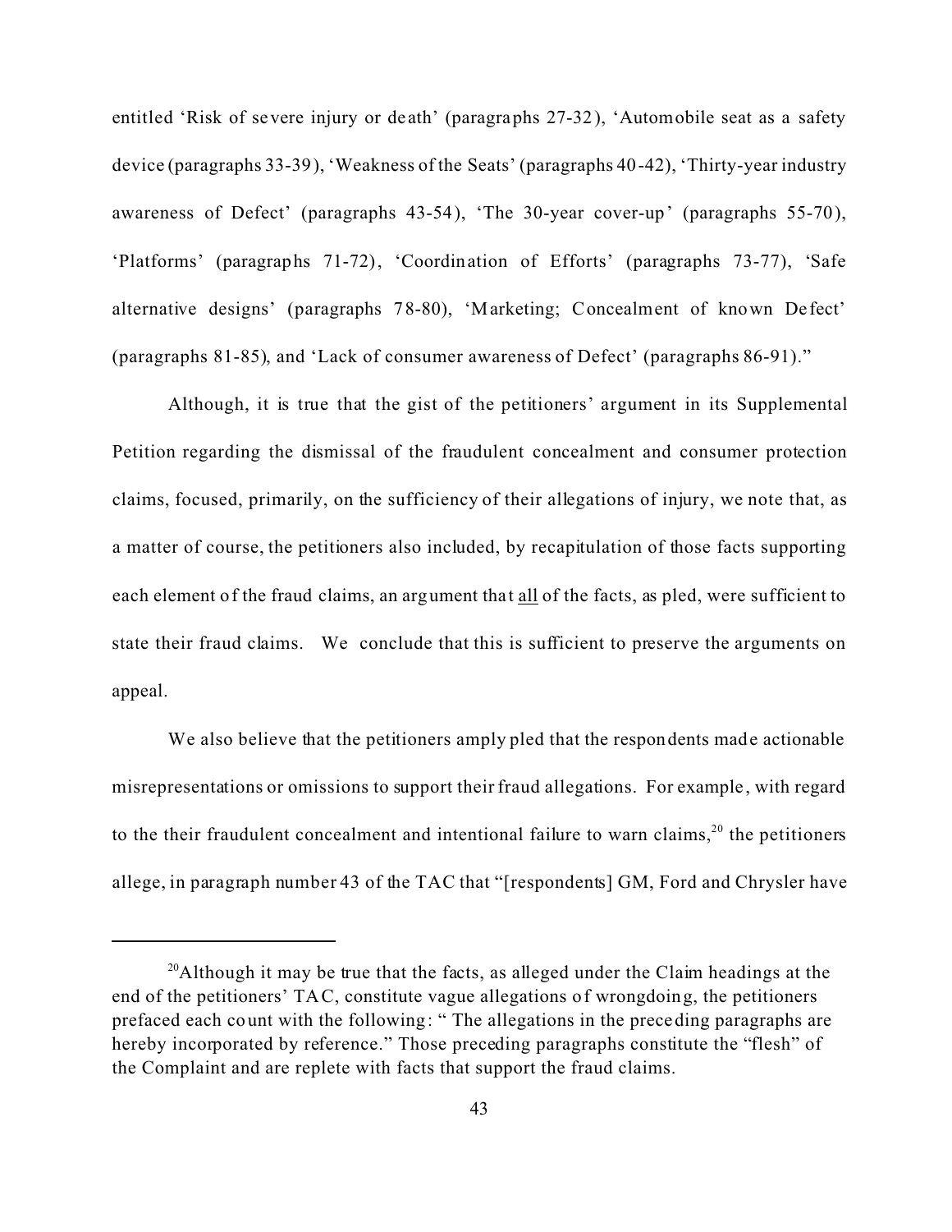entitled 'Risk of severe injury or death' (paragraphs 27-32), 'Automobile seat as a safety device (paragraphs 33-39), 'Weakness of the Seats' (paragraphs 40-42), 'Thirty-year industry awareness of Defect' (paragraphs 43-54), 'The 30-year cover-up' (paragraphs 55-70), 'Platforms' (paragraphs 71-72), 'Coordination of Efforts' (paragraphs 73-77), 'Safe alternative designs' (paragraphs 78-80), 'Marketing; Concealment of known Defect' (paragraphs 81-85), and 'Lack of consumer awareness of Defect' (paragraphs 86-91)."

Although, it is true that the gist of the petitioners' argument in its Supplemental Petition regarding the dismissal of the fraudulent concealment and consumer protection claims, focused, primarily, on the sufficiency of their allegations of injury, we note that, as a matter of course, the petitioners also included, by recapitulation of those facts supporting each element of the fraud claims, an argument that <u>all</u> of the facts, as pled, were sufficient to state their fraud claims. We conclude that this is sufficient to preserve the arguments on appeal.

We also believe that the petitioners amply pled that the respondents made actionable misrepresentations or omissions to support their fraud allegations. For example, with regard to the their fraudulent concealment and intentional failure to warn claims,[20] the petitioners allege, in paragraph number 43 of the TAC that "[respondents] GM, Ford and Chrysler have

---

[20]Although it may be true that the facts, as alleged under the Claim headings at the end of the petitioners' TAC, constitute vague allegations of wrongdoing, the petitioners prefaced each count with the following: " The allegations in the preceding paragraphs are hereby incorporated by reference." Those preceding paragraphs constitute the "flesh" of the Complaint and are replete with facts that support the fraud claims.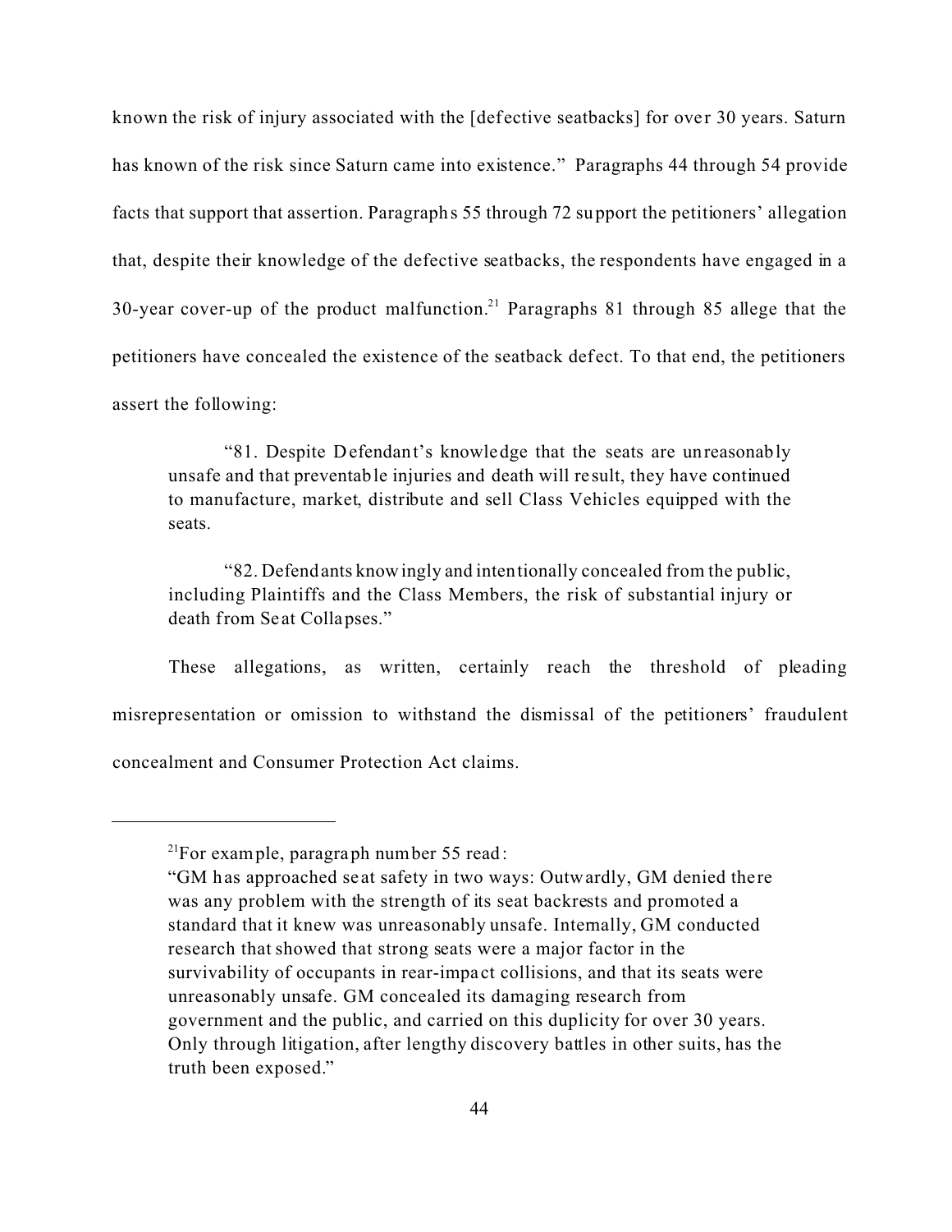known the risk of injury associated with the [defective seatbacks] for over 30 years. Saturn has known of the risk since Saturn came into existence." Paragraphs 44 through 54 provide facts that support that assertion. Paragraphs 55 through 72 support the petitioners' allegation that, despite their knowledge of the defective seatbacks, the respondents have engaged in a 30-year cover-up of the product malfunction.[21] Paragraphs 81 through 85 allege that the petitioners have concealed the existence of the seatback defect. To that end, the petitioners assert the following:

> "81. Despite Defendant's knowledge that the seats are unreasonably unsafe and that preventable injuries and death will result, they have continued to manufacture, market, distribute and sell Class Vehicles equipped with the seats.
>
> "82. Defendants knowingly and intentionally concealed from the public, including Plaintiffs and the Class Members, the risk of substantial injury or death from Seat Collapses."

These allegations, as written, certainly reach the threshold of pleading misrepresentation or omission to withstand the dismissal of the petitioners' fraudulent concealment and Consumer Protection Act claims.

---

[21]For example, paragraph number 55 read:

"GM has approached seat safety in two ways: Outwardly, GM denied there was any problem with the strength of its seat backrests and promoted a standard that it knew was unreasonably unsafe. Internally, GM conducted research that showed that strong seats were a major factor in the survivability of occupants in rear-impact collisions, and that its seats were unreasonably unsafe. GM concealed its damaging research from government and the public, and carried on this duplicity for over 30 years. Only through litigation, after lengthy discovery battles in other suits, has the truth been exposed."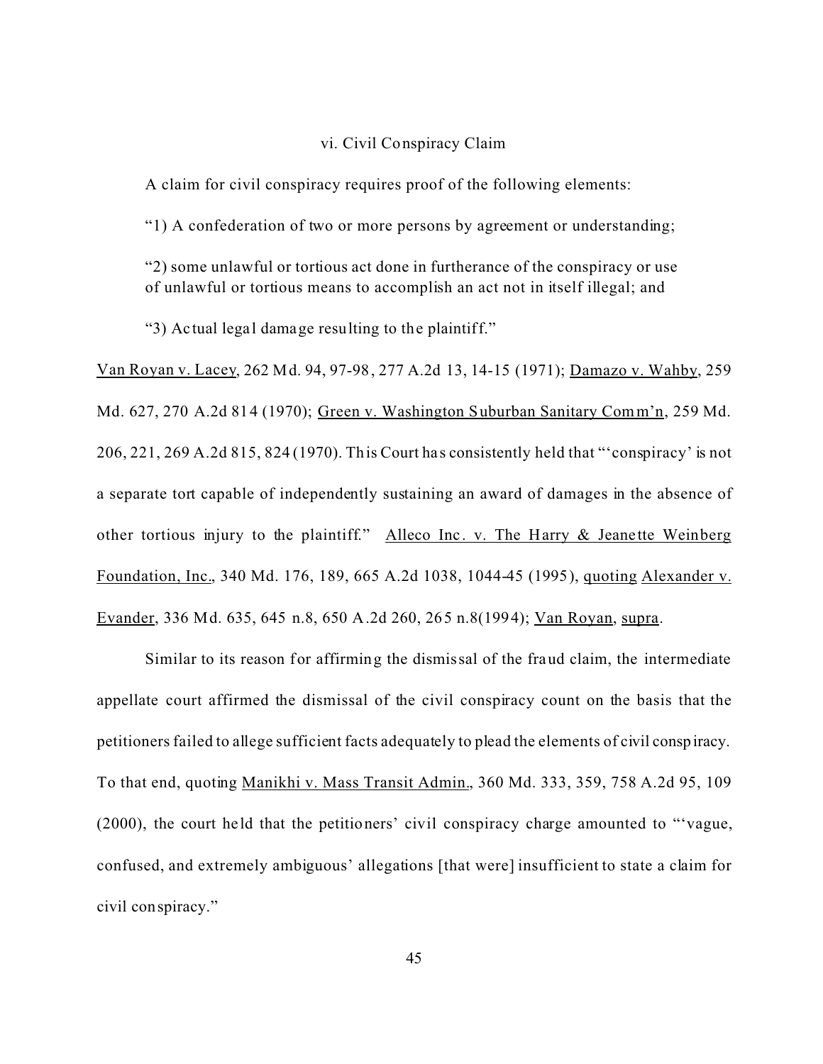### vi. Civil Conspiracy Claim

A claim for civil conspiracy requires proof of the following elements:

"1) A confederation of two or more persons by agreement or understanding;

"2) some unlawful or tortious act done in furtherance of the conspiracy or use of unlawful or tortious means to accomplish an act not in itself illegal; and

"3) Actual legal damage resulting to the plaintiff."

Van Royan v. Lacey, 262 Md. 94, 97-98, 277 A.2d 13, 14-15 (1971); Damazo v. Wahby, 259 Md. 627, 270 A.2d 814 (1970); Green v. Washington Suburban Sanitary Comm'n, 259 Md. 206, 221, 269 A.2d 815, 824 (1970). This Court has consistently held that "'conspiracy' is not a separate tort capable of independently sustaining an award of damages in the absence of other tortious injury to the plaintiff." Alleco Inc. v. The Harry & Jeanette Weinberg Foundation, Inc., 340 Md. 176, 189, 665 A.2d 1038, 1044-45 (1995), quoting Alexander v. Evander, 336 Md. 635, 645 n.8, 650 A.2d 260, 265 n.8(1994); Van Royan, supra.

Similar to its reason for affirming the dismissal of the fraud claim, the intermediate appellate court affirmed the dismissal of the civil conspiracy count on the basis that the petitioners failed to allege sufficient facts adequately to plead the elements of civil conspiracy. To that end, quoting Manikhi v. Mass Transit Admin., 360 Md. 333, 359, 758 A.2d 95, 109 (2000), the court held that the petitioners' civil conspiracy charge amounted to "'vague, confused, and extremely ambiguous' allegations [that were] insufficient to state a claim for civil conspiracy."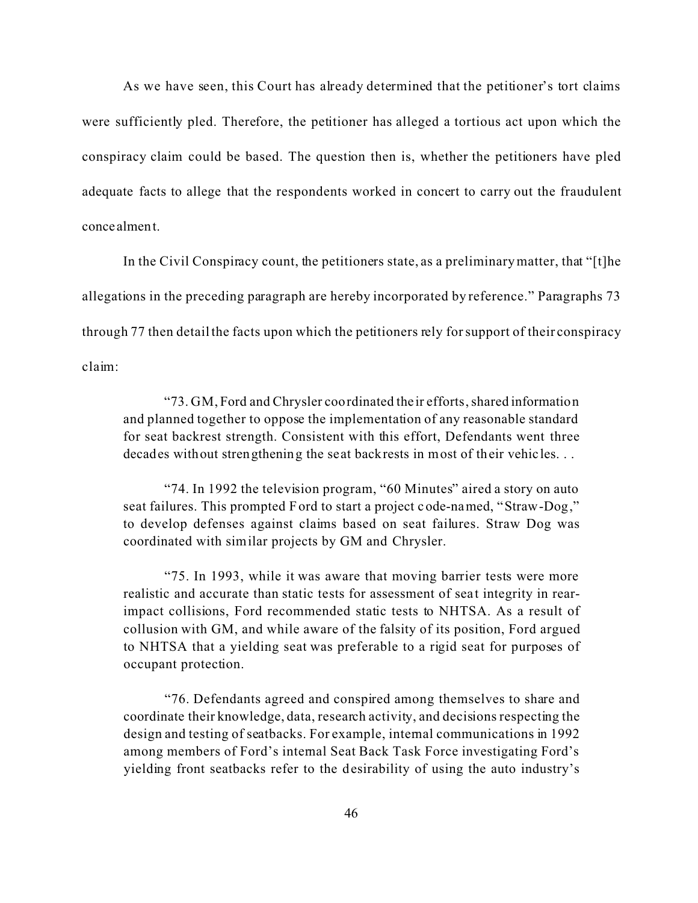As we have seen, this Court has already determined that the petitioner's tort claims were sufficiently pled. Therefore, the petitioner has alleged a tortious act upon which the conspiracy claim could be based. The question then is, whether the petitioners have pled adequate facts to allege that the respondents worked in concert to carry out the fraudulent concealment.

In the Civil Conspiracy count, the petitioners state, as a preliminary matter, that "[t]he allegations in the preceding paragraph are hereby incorporated by reference." Paragraphs 73 through 77 then detail the facts upon which the petitioners rely for support of their conspiracy claim:

> "73. GM, Ford and Chrysler coordinated their efforts, shared information and planned together to oppose the implementation of any reasonable standard for seat backrest strength. Consistent with this effort, Defendants went three decades without strengthening the seat backrests in most of their vehicles. . .
>
> "74. In 1992 the television program, "60 Minutes" aired a story on auto seat failures. This prompted Ford to start a project code-named, "Straw-Dog," to develop defenses against claims based on seat failures. Straw Dog was coordinated with similar projects by GM and Chrysler.
>
> "75. In 1993, while it was aware that moving barrier tests were more realistic and accurate than static tests for assessment of seat integrity in rear-impact collisions, Ford recommended static tests to NHTSA. As a result of collusion with GM, and while aware of the falsity of its position, Ford argued to NHTSA that a yielding seat was preferable to a rigid seat for purposes of occupant protection.
>
> "76. Defendants agreed and conspired among themselves to share and coordinate their knowledge, data, research activity, and decisions respecting the design and testing of seatbacks. For example, internal communications in 1992 among members of Ford's internal Seat Back Task Force investigating Ford's yielding front seatbacks refer to the desirability of using the auto industry's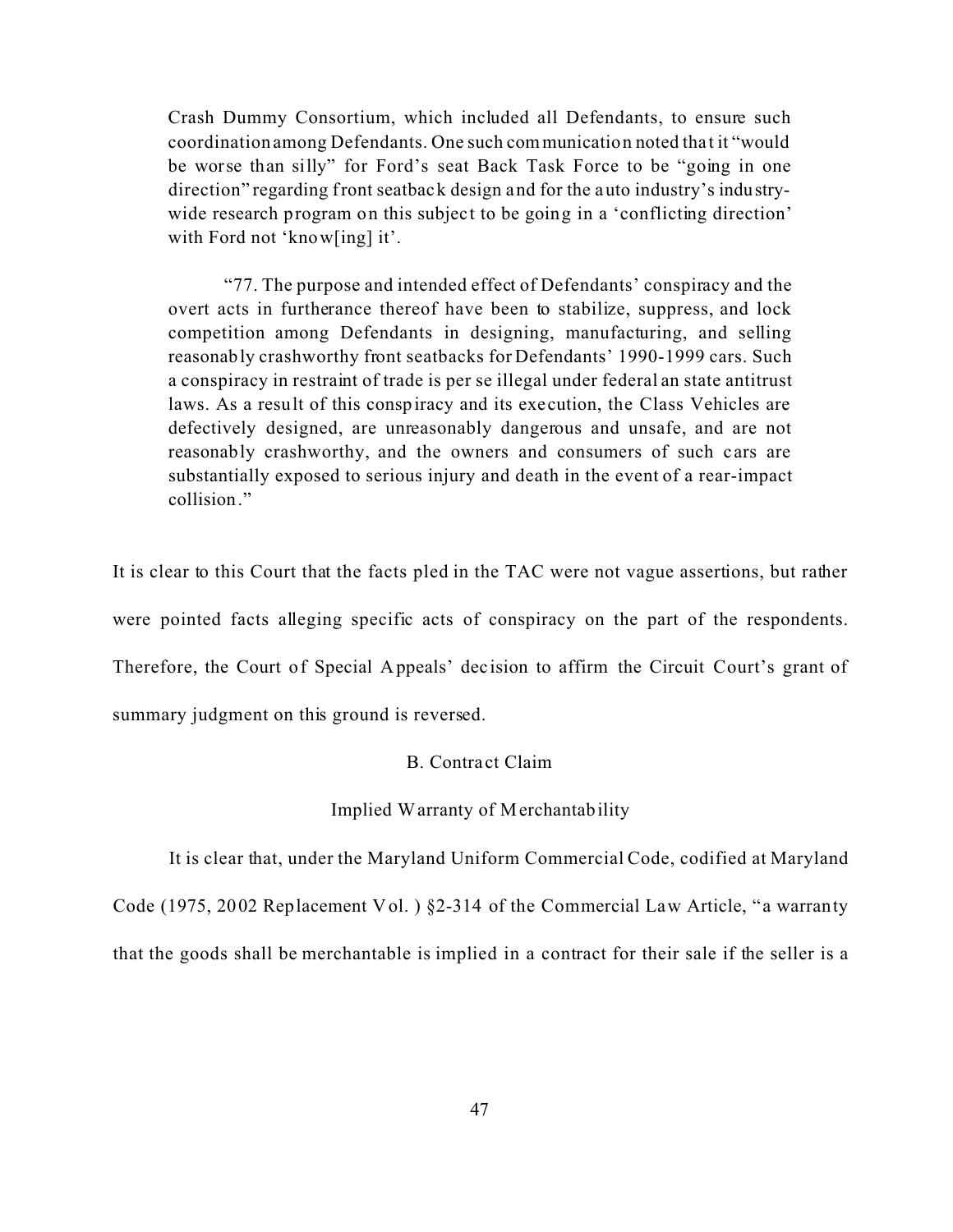> Crash Dummy Consortium, which included all Defendants, to ensure such coordination among Defendants. One such communication noted that it "would be worse than silly" for Ford's seat Back Task Force to be "going in one direction" regarding front seatback design and for the auto industry's industry-wide research program on this subject to be going in a 'conflicting direction' with Ford not 'know[ing] it'.
>
> "77. The purpose and intended effect of Defendants' conspiracy and the overt acts in furtherance thereof have been to stabilize, suppress, and lock competition among Defendants in designing, manufacturing, and selling reasonably crashworthy front seatbacks for Defendants' 1990-1999 cars. Such a conspiracy in restraint of trade is per se illegal under federal an state antitrust laws. As a result of this conspiracy and its execution, the Class Vehicles are defectively designed, are unreasonably dangerous and unsafe, and are not reasonably crashworthy, and the owners and consumers of such cars are substantially exposed to serious injury and death in the event of a rear-impact collision."

It is clear to this Court that the facts pled in the TAC were not vague assertions, but rather were pointed facts alleging specific acts of conspiracy on the part of the respondents. Therefore, the Court of Special Appeals' decision to affirm the Circuit Court's grant of summary judgment on this ground is reversed.

### B. Contract Claim

#### Implied Warranty of Merchantability

It is clear that, under the Maryland Uniform Commercial Code, codified at Maryland Code (1975, 2002 Replacement Vol. ) §2-314 of the Commercial Law Article, "a warranty that the goods shall be merchantable is implied in a contract for their sale if the seller is a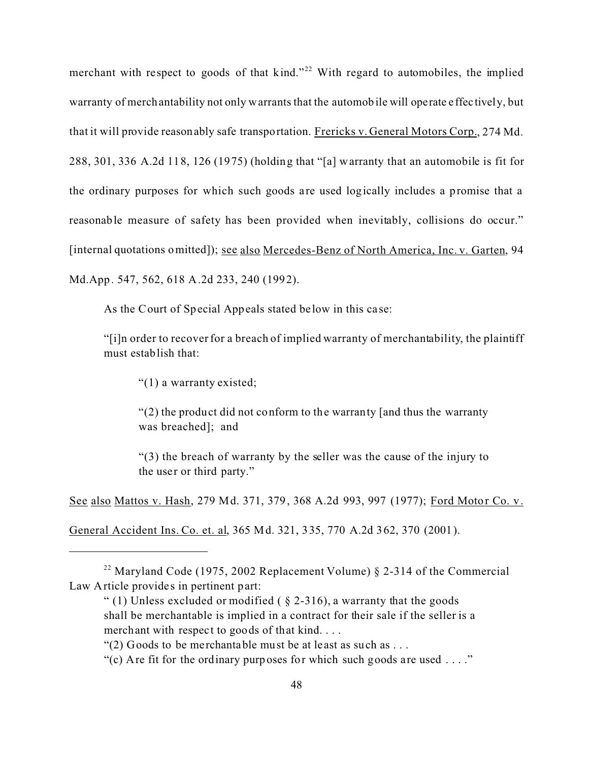merchant with respect to goods of that kind."[22] With regard to automobiles, the implied warranty of merchantability not only warrants that the automobile will operate effectively, but that it will provide reasonably safe transportation. Frericks v. General Motors Corp., 274 Md. 288, 301, 336 A.2d 118, 126 (1975) (holding that "[a] warranty that an automobile is fit for the ordinary purposes for which such goods are used logically includes a promise that a reasonable measure of safety has been provided when inevitably, collisions do occur." [internal quotations omitted]); see also Mercedes-Benz of North America, Inc. v. Garten, 94 Md.App. 547, 562, 618 A.2d 233, 240 (1992).

As the Court of Special Appeals stated below in this case:

> "[i]n order to recover for a breach of implied warranty of merchantability, the plaintiff must establish that:
>
> > "(1) a warranty existed;
> >
> > "(2) the product did not conform to the warranty [and thus the warranty was breached]; and
> >
> > "(3) the breach of warranty by the seller was the cause of the injury to the user or third party."

See also Mattos v. Hash, 279 Md. 371, 379, 368 A.2d 993, 997 (1977); Ford Motor Co. v. General Accident Ins. Co. et. al, 365 Md. 321, 335, 770 A.2d 362, 370 (2001).

---

[22] Maryland Code (1975, 2002 Replacement Volume) § 2-314 of the Commercial Law Article provides in pertinent part:

> " (1) Unless excluded or modified ( § 2-316), a warranty that the goods shall be merchantable is implied in a contract for their sale if the seller is a merchant with respect to goods of that kind. . . .
>
> "(2) Goods to be merchantable must be at least as such as . . .
>
> "(c) Are fit for the ordinary purposes for which such goods are used . . . ."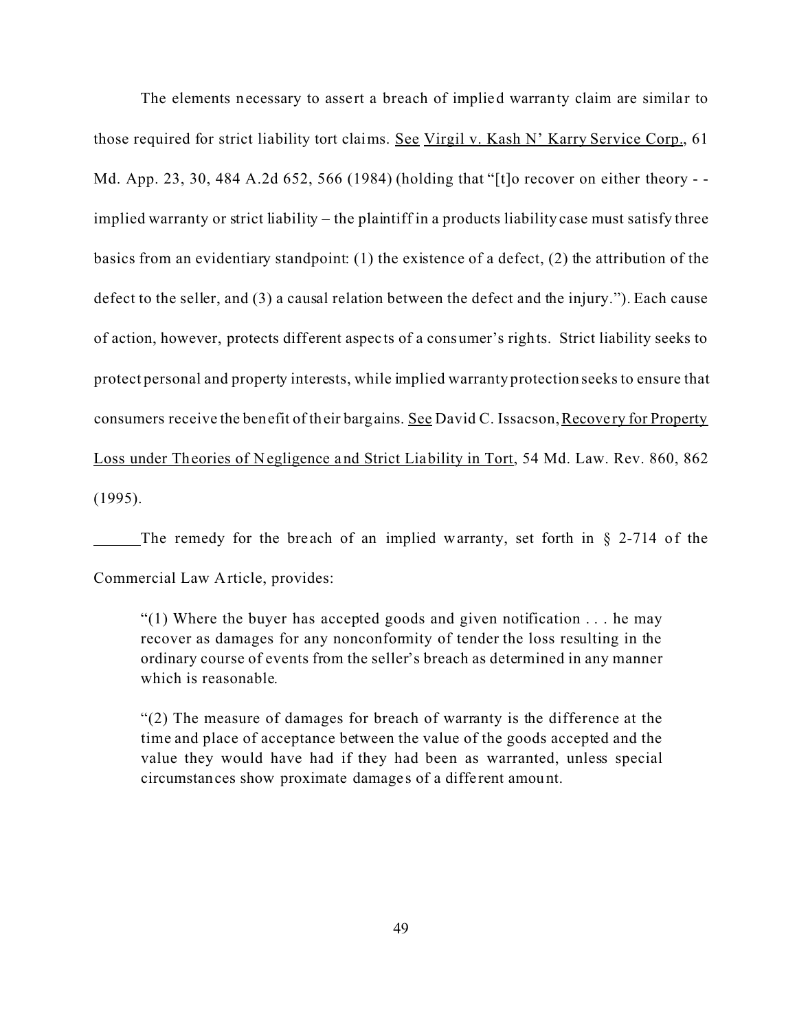The elements necessary to assert a breach of implied warranty claim are similar to those required for strict liability tort claims. See Virgil v. Kash N' Karry Service Corp., 61 Md. App. 23, 30, 484 A.2d 652, 566 (1984) (holding that "[t]o recover on either theory - - implied warranty or strict liability – the plaintiff in a products liability case must satisfy three basics from an evidentiary standpoint: (1) the existence of a defect, (2) the attribution of the defect to the seller, and (3) a causal relation between the defect and the injury."). Each cause of action, however, protects different aspects of a consumer's rights. Strict liability seeks to protect personal and property interests, while implied warranty protection seeks to ensure that consumers receive the benefit of their bargains. See David C. Issacson, Recovery for Property Loss under Theories of Negligence and Strict Liability in Tort, 54 Md. Law. Rev. 860, 862 (1995).

The remedy for the breach of an implied warranty, set forth in § 2-714 of the Commercial Law Article, provides:

> "(1) Where the buyer has accepted goods and given notification . . . he may recover as damages for any nonconformity of tender the loss resulting in the ordinary course of events from the seller's breach as determined in any manner which is reasonable.
>
> "(2) The measure of damages for breach of warranty is the difference at the time and place of acceptance between the value of the goods accepted and the value they would have had if they had been as warranted, unless special circumstances show proximate damages of a different amount.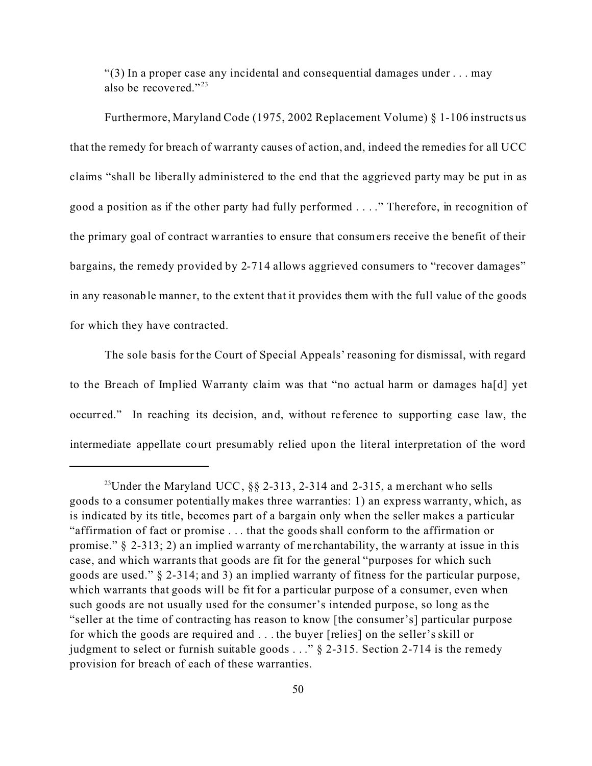"(3) In a proper case any incidental and consequential damages under . . . may also be recovered."[23]

Furthermore, Maryland Code (1975, 2002 Replacement Volume) § 1-106 instructs us that the remedy for breach of warranty causes of action, and, indeed the remedies for all UCC claims "shall be liberally administered to the end that the aggrieved party may be put in as good a position as if the other party had fully performed . . . ." Therefore, in recognition of the primary goal of contract warranties to ensure that consumers receive the benefit of their bargains, the remedy provided by 2-714 allows aggrieved consumers to "recover damages" in any reasonable manner, to the extent that it provides them with the full value of the goods for which they have contracted.

The sole basis for the Court of Special Appeals' reasoning for dismissal, with regard to the Breach of Implied Warranty claim was that "no actual harm or damages ha[d] yet occurred." In reaching its decision, and, without reference to supporting case law, the intermediate appellate court presumably relied upon the literal interpretation of the word

---

[23]Under the Maryland UCC, §§ 2-313, 2-314 and 2-315, a merchant who sells goods to a consumer potentially makes three warranties: 1) an express warranty, which, as is indicated by its title, becomes part of a bargain only when the seller makes a particular "affirmation of fact or promise . . . that the goods shall conform to the affirmation or promise." § 2-313; 2) an implied warranty of merchantability, the warranty at issue in this case, and which warrants that goods are fit for the general "purposes for which such goods are used." § 2-314; and 3) an implied warranty of fitness for the particular purpose, which warrants that goods will be fit for a particular purpose of a consumer, even when such goods are not usually used for the consumer's intended purpose, so long as the "seller at the time of contracting has reason to know [the consumer's] particular purpose for which the goods are required and . . . the buyer [relies] on the seller's skill or judgment to select or furnish suitable goods . . ." § 2-315. Section 2-714 is the remedy provision for breach of each of these warranties.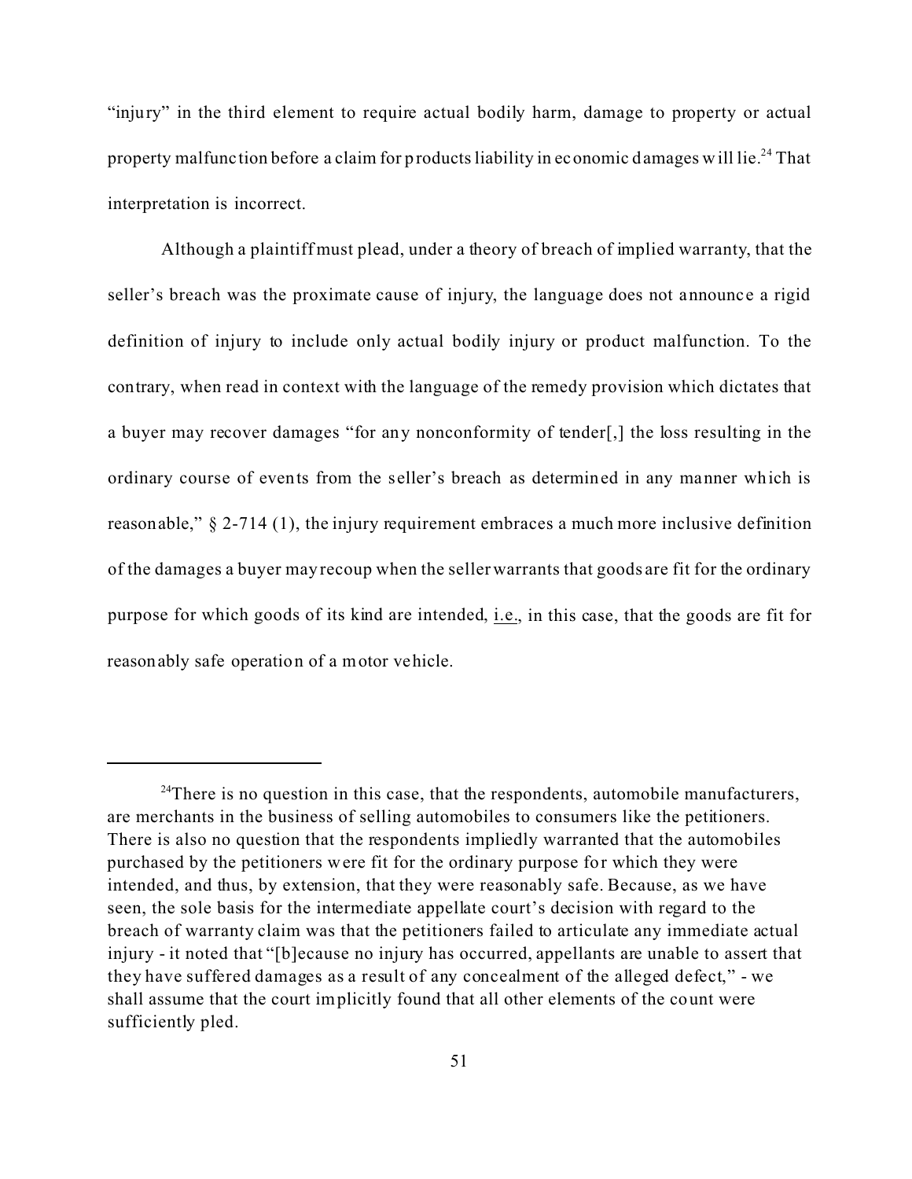"injury" in the third element to require actual bodily harm, damage to property or actual property malfunction before a claim for products liability in economic damages will lie.[24] That interpretation is incorrect.

Although a plaintiff must plead, under a theory of breach of implied warranty, that the seller's breach was the proximate cause of injury, the language does not announce a rigid definition of injury to include only actual bodily injury or product malfunction. To the contrary, when read in context with the language of the remedy provision which dictates that a buyer may recover damages "for any nonconformity of tender[,] the loss resulting in the ordinary course of events from the seller's breach as determined in any manner which is reasonable," § 2-714 (1), the injury requirement embraces a much more inclusive definition of the damages a buyer may recoup when the seller warrants that goods are fit for the ordinary purpose for which goods of its kind are intended, i.e., in this case, that the goods are fit for reasonably safe operation of a motor vehicle.

---

[24]There is no question in this case, that the respondents, automobile manufacturers, are merchants in the business of selling automobiles to consumers like the petitioners. There is also no question that the respondents impliedly warranted that the automobiles purchased by the petitioners were fit for the ordinary purpose for which they were intended, and thus, by extension, that they were reasonably safe. Because, as we have seen, the sole basis for the intermediate appellate court's decision with regard to the breach of warranty claim was that the petitioners failed to articulate any immediate actual injury - it noted that "[b]ecause no injury has occurred, appellants are unable to assert that they have suffered damages as a result of any concealment of the alleged defect," - we shall assume that the court implicitly found that all other elements of the count were sufficiently pled.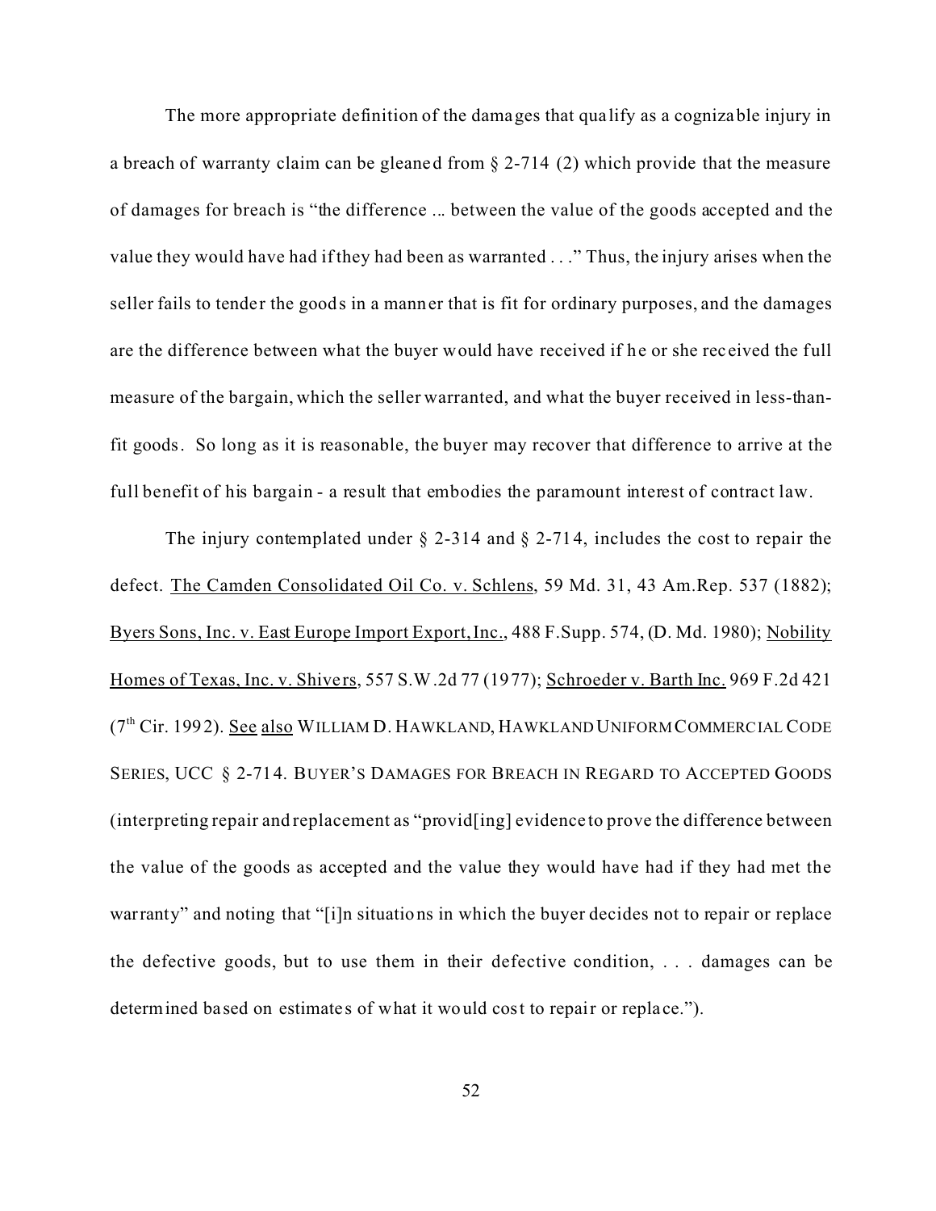The more appropriate definition of the damages that qualify as a cognizable injury in a breach of warranty claim can be gleaned from § 2-714 (2) which provide that the measure of damages for breach is "the difference ... between the value of the goods accepted and the value they would have had if they had been as warranted . . ." Thus, the injury arises when the seller fails to tender the goods in a manner that is fit for ordinary purposes, and the damages are the difference between what the buyer would have received if he or she received the full measure of the bargain, which the seller warranted, and what the buyer received in less-than-fit goods. So long as it is reasonable, the buyer may recover that difference to arrive at the full benefit of his bargain - a result that embodies the paramount interest of contract law.

The injury contemplated under § 2-314 and § 2-714, includes the cost to repair the defect. <u>The Camden Consolidated Oil Co. v. Schlens</u>, 59 Md. 31, 43 Am.Rep. 537 (1882); <u>Byers Sons, Inc. v. East Europe Import Export, Inc.</u>, 488 F.Supp. 574, (D. Md. 1980); <u>Nobility Homes of Texas, Inc. v. Shivers</u>, 557 S.W.2d 77 (1977); <u>Schroeder v. Barth Inc.</u> 969 F.2d 421 (7th Cir. 1992). <u>See</u> <u>also</u> WILLIAM D. HAWKLAND, HAWKLAND UNIFORM COMMERCIAL CODE SERIES, UCC § 2-714. BUYER'S DAMAGES FOR BREACH IN REGARD TO ACCEPTED GOODS (interpreting repair and replacement as "provid[ing] evidence to prove the difference between the value of the goods as accepted and the value they would have had if they had met the warranty" and noting that "[i]n situations in which the buyer decides not to repair or replace the defective goods, but to use them in their defective condition, . . . damages can be determined based on estimates of what it would cost to repair or replace.").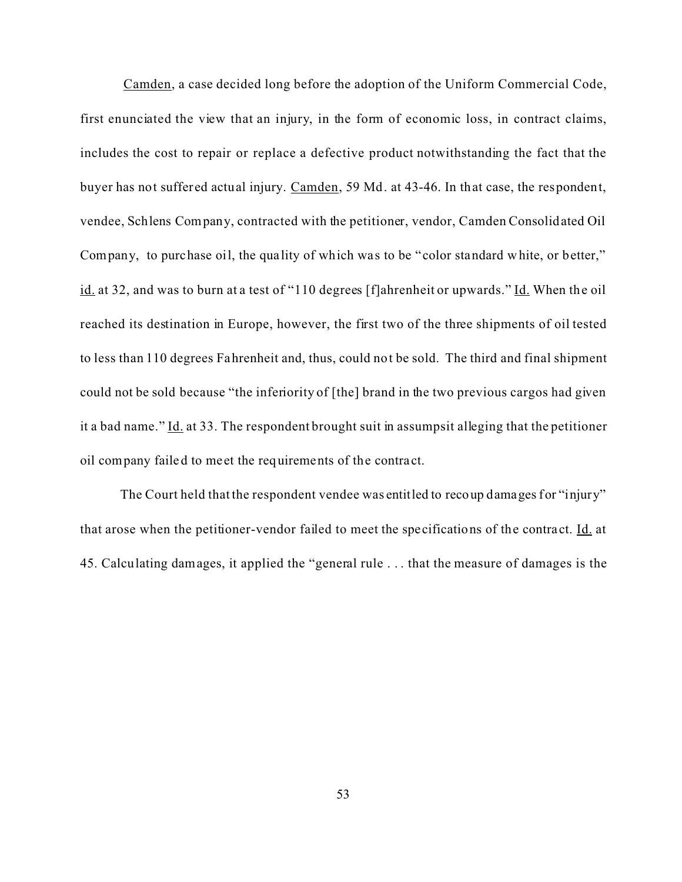Camden, a case decided long before the adoption of the Uniform Commercial Code, first enunciated the view that an injury, in the form of economic loss, in contract claims, includes the cost to repair or replace a defective product notwithstanding the fact that the buyer has not suffered actual injury. Camden, 59 Md. at 43-46. In that case, the respondent, vendee, Schlens Company, contracted with the petitioner, vendor, Camden Consolidated Oil Company, to purchase oil, the quality of which was to be "color standard white, or better," id. at 32, and was to burn at a test of "110 degrees [f]ahrenheit or upwards." Id. When the oil reached its destination in Europe, however, the first two of the three shipments of oil tested to less than 110 degrees Fahrenheit and, thus, could not be sold. The third and final shipment could not be sold because "the inferiority of [the] brand in the two previous cargos had given it a bad name." Id. at 33. The respondent brought suit in assumpsit alleging that the petitioner oil company failed to meet the requirements of the contract.

The Court held that the respondent vendee was entitled to recoup damages for "injury" that arose when the petitioner-vendor failed to meet the specifications of the contract. Id. at 45. Calculating damages, it applied the "general rule . . . that the measure of damages is the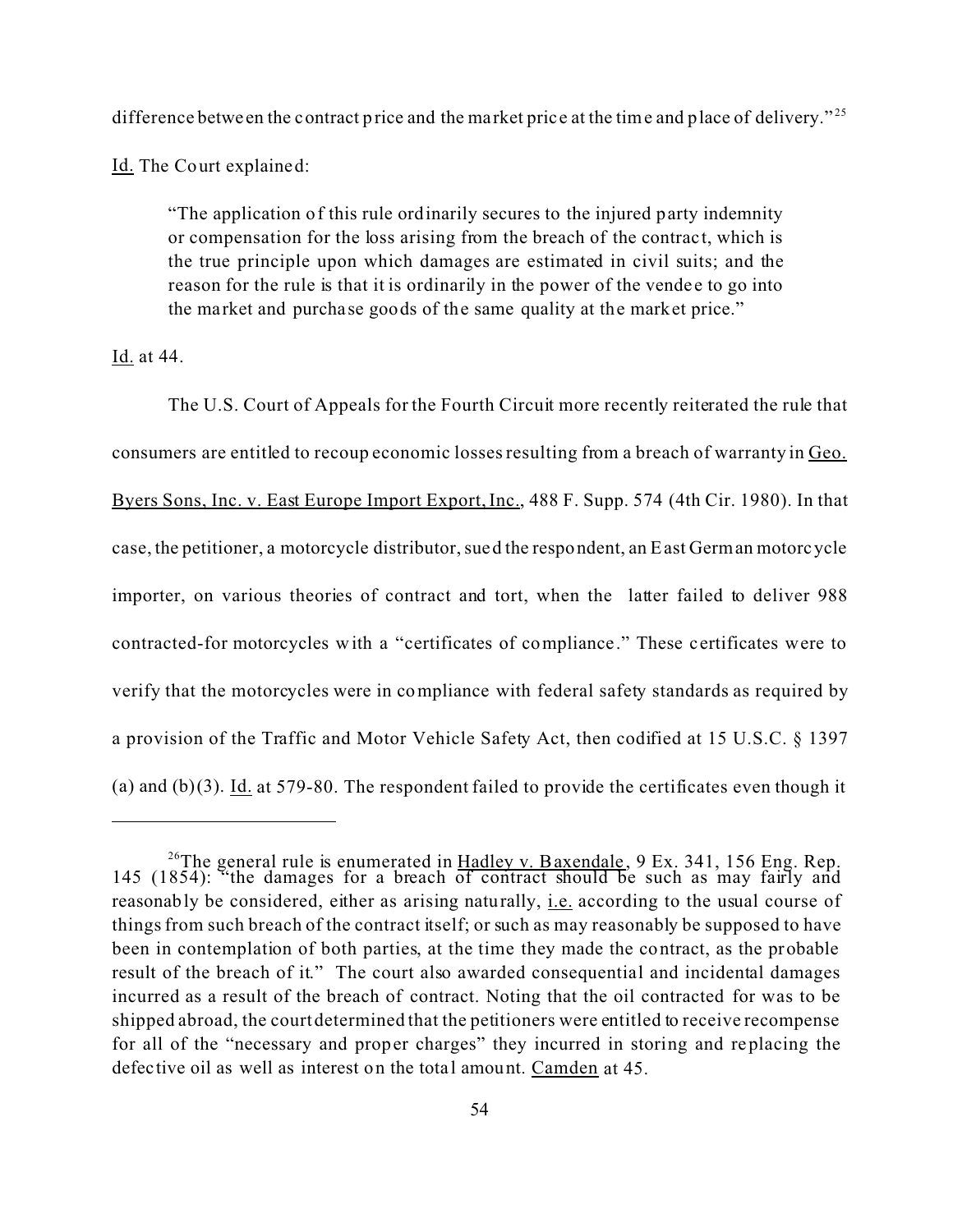difference between the contract price and the market price at the time and place of delivery."[25]

Id. The Court explained:

> "The application of this rule ordinarily secures to the injured party indemnity or compensation for the loss arising from the breach of the contract, which is the true principle upon which damages are estimated in civil suits; and the reason for the rule is that it is ordinarily in the power of the vendee to go into the market and purchase goods of the same quality at the market price."

Id. at 44.

The U.S. Court of Appeals for the Fourth Circuit more recently reiterated the rule that consumers are entitled to recoup economic losses resulting from a breach of warranty in Geo. Byers Sons, Inc. v. East Europe Import Export, Inc., 488 F. Supp. 574 (4th Cir. 1980). In that case, the petitioner, a motorcycle distributor, sued the respondent, an East German motorcycle importer, on various theories of contract and tort, when the latter failed to deliver 988 contracted-for motorcycles with a "certificates of compliance." These certificates were to verify that the motorcycles were in compliance with federal safety standards as required by a provision of the Traffic and Motor Vehicle Safety Act, then codified at 15 U.S.C. § 1397 (a) and (b)(3). Id. at 579-80. The respondent failed to provide the certificates even though it

---

[26]The general rule is enumerated in Hadley v. Baxendale, 9 Ex. 341, 156 Eng. Rep. 145 (1854): "the damages for a breach of contract should be such as may fairly and reasonably be considered, either as arising naturally, i.e. according to the usual course of things from such breach of the contract itself; or such as may reasonably be supposed to have been in contemplation of both parties, at the time they made the contract, as the probable result of the breach of it." The court also awarded consequential and incidental damages incurred as a result of the breach of contract. Noting that the oil contracted for was to be shipped abroad, the court determined that the petitioners were entitled to receive recompense for all of the "necessary and proper charges" they incurred in storing and replacing the defective oil as well as interest on the total amount. Camden at 45.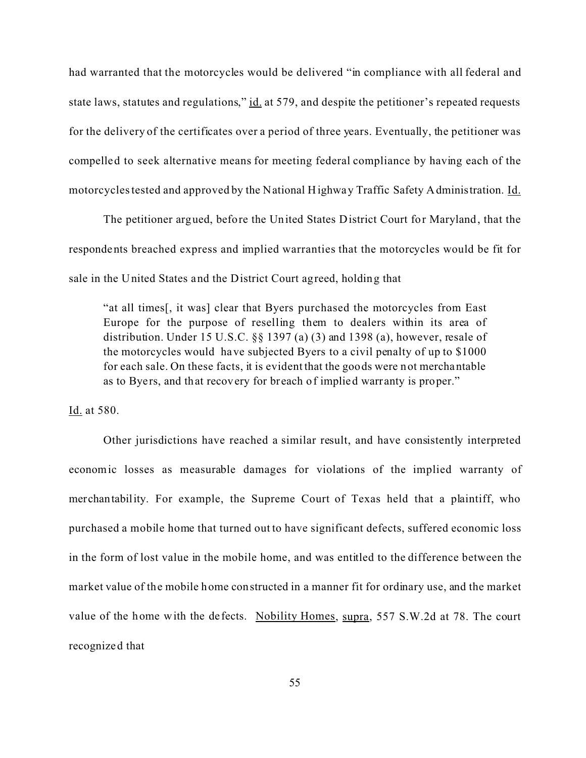had warranted that the motorcycles would be delivered "in compliance with all federal and state laws, statutes and regulations," id. at 579, and despite the petitioner's repeated requests for the delivery of the certificates over a period of three years. Eventually, the petitioner was compelled to seek alternative means for meeting federal compliance by having each of the motorcycles tested and approved by the National Highway Traffic Safety Administration. Id.

The petitioner argued, before the United States District Court for Maryland, that the respondents breached express and implied warranties that the motorcycles would be fit for sale in the United States and the District Court agreed, holding that

> "at all times[, it was] clear that Byers purchased the motorcycles from East Europe for the purpose of reselling them to dealers within its area of distribution. Under 15 U.S.C. §§ 1397 (a) (3) and 1398 (a), however, resale of the motorcycles would have subjected Byers to a civil penalty of up to $1000 for each sale. On these facts, it is evident that the goods were not merchantable as to Byers, and that recovery for breach of implied warranty is proper."

Id. at 580.

Other jurisdictions have reached a similar result, and have consistently interpreted economic losses as measurable damages for violations of the implied warranty of merchantability. For example, the Supreme Court of Texas held that a plaintiff, who purchased a mobile home that turned out to have significant defects, suffered economic loss in the form of lost value in the mobile home, and was entitled to the difference between the market value of the mobile home constructed in a manner fit for ordinary use, and the market value of the home with the defects. Nobility Homes, supra, 557 S.W.2d at 78. The court recognized that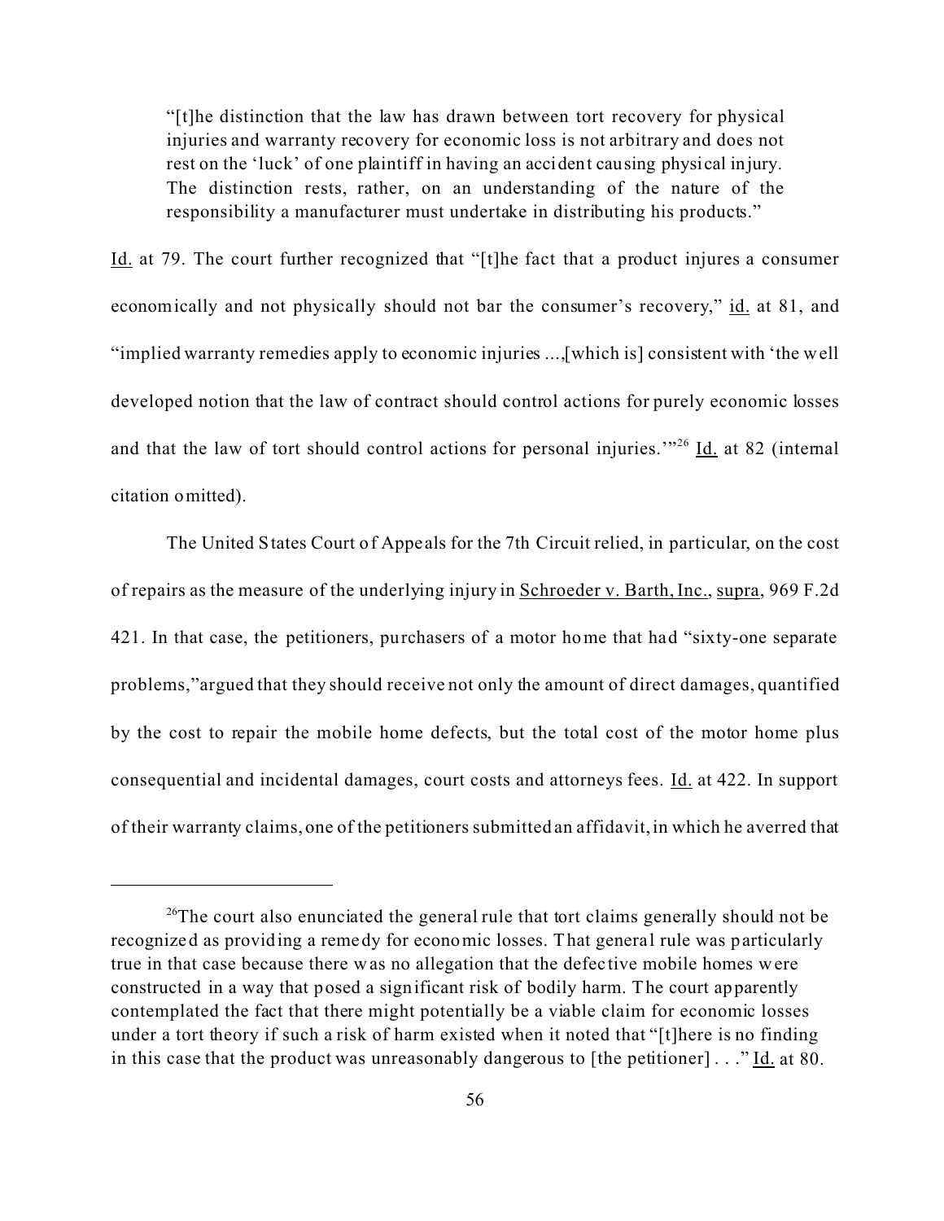> "[t]he distinction that the law has drawn between tort recovery for physical injuries and warranty recovery for economic loss is not arbitrary and does not rest on the 'luck' of one plaintiff in having an accident causing physical injury. The distinction rests, rather, on an understanding of the nature of the responsibility a manufacturer must undertake in distributing his products."

Id. at 79. The court further recognized that "[t]he fact that a product injures a consumer economically and not physically should not bar the consumer's recovery," id. at 81, and "implied warranty remedies apply to economic injuries ...,[which is] consistent with 'the well developed notion that the law of contract should control actions for purely economic losses and that the law of tort should control actions for personal injuries.'"[26] Id. at 82 (internal citation omitted).

The United States Court of Appeals for the 7th Circuit relied, in particular, on the cost of repairs as the measure of the underlying injury in Schroeder v. Barth, Inc., supra, 969 F.2d 421. In that case, the petitioners, purchasers of a motor home that had "sixty-one separate problems,"argued that they should receive not only the amount of direct damages, quantified by the cost to repair the mobile home defects, but the total cost of the motor home plus consequential and incidental damages, court costs and attorneys fees. Id. at 422. In support of their warranty claims, one of the petitioners submitted an affidavit, in which he averred that

---

[26] The court also enunciated the general rule that tort claims generally should not be recognized as providing a remedy for economic losses. That general rule was particularly true in that case because there was no allegation that the defective mobile homes were constructed in a way that posed a significant risk of bodily harm. The court apparently contemplated the fact that there might potentially be a viable claim for economic losses under a tort theory if such a risk of harm existed when it noted that "[t]here is no finding in this case that the product was unreasonably dangerous to [the petitioner] . . ." Id. at 80.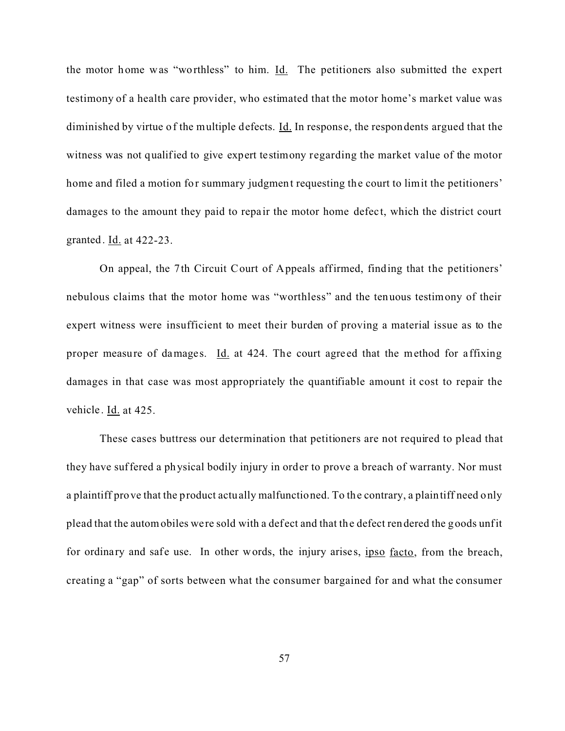the motor home was "worthless" to him. Id. The petitioners also submitted the expert testimony of a health care provider, who estimated that the motor home's market value was diminished by virtue of the multiple defects. Id. In response, the respondents argued that the witness was not qualified to give expert testimony regarding the market value of the motor home and filed a motion for summary judgment requesting the court to limit the petitioners' damages to the amount they paid to repair the motor home defect, which the district court granted. Id. at 422-23.

On appeal, the 7th Circuit Court of Appeals affirmed, finding that the petitioners' nebulous claims that the motor home was "worthless" and the tenuous testimony of their expert witness were insufficient to meet their burden of proving a material issue as to the proper measure of damages. Id. at 424. The court agreed that the method for affixing damages in that case was most appropriately the quantifiable amount it cost to repair the vehicle. Id. at 425.

These cases buttress our determination that petitioners are not required to plead that they have suffered a physical bodily injury in order to prove a breach of warranty. Nor must a plaintiff prove that the product actually malfunctioned. To the contrary, a plaintiff need only plead that the automobiles were sold with a defect and that the defect rendered the goods unfit for ordinary and safe use. In other words, the injury arises, ipso facto, from the breach, creating a "gap" of sorts between what the consumer bargained for and what the consumer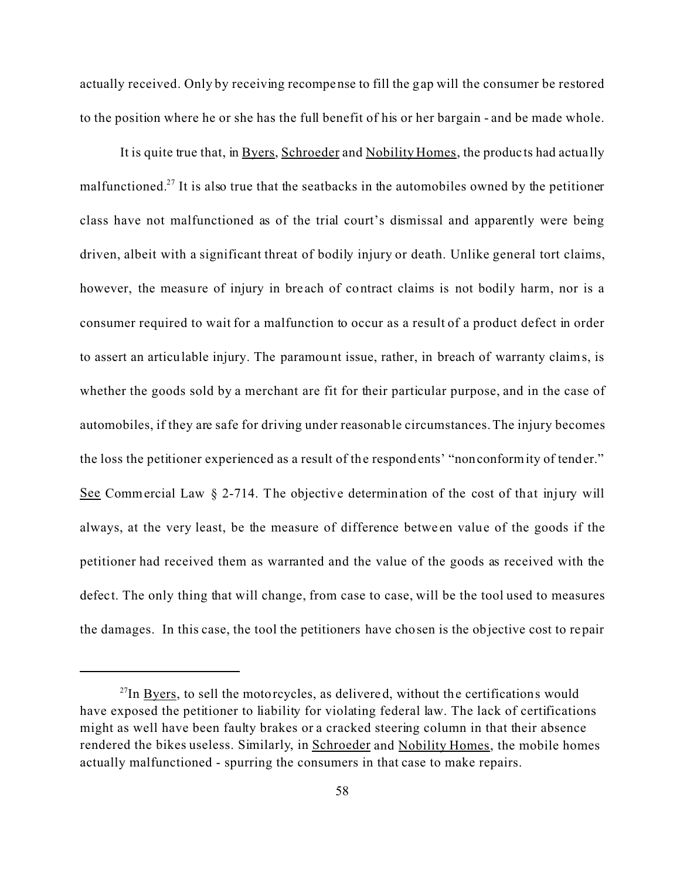actually received. Only by receiving recompense to fill the gap will the consumer be restored to the position where he or she has the full benefit of his or her bargain - and be made whole.

It is quite true that, in Byers, Schroeder and Nobility Homes, the products had actually malfunctioned.[27] It is also true that the seatbacks in the automobiles owned by the petitioner class have not malfunctioned as of the trial court's dismissal and apparently were being driven, albeit with a significant threat of bodily injury or death. Unlike general tort claims, however, the measure of injury in breach of contract claims is not bodily harm, nor is a consumer required to wait for a malfunction to occur as a result of a product defect in order to assert an articulable injury. The paramount issue, rather, in breach of warranty claims, is whether the goods sold by a merchant are fit for their particular purpose, and in the case of automobiles, if they are safe for driving under reasonable circumstances. The injury becomes the loss the petitioner experienced as a result of the respondents' "nonconformity of tender." See Commercial Law § 2-714. The objective determination of the cost of that injury will always, at the very least, be the measure of difference between value of the goods if the petitioner had received them as warranted and the value of the goods as received with the defect. The only thing that will change, from case to case, will be the tool used to measures the damages. In this case, the tool the petitioners have chosen is the objective cost to repair

---

[27] In Byers, to sell the motorcycles, as delivered, without the certifications would have exposed the petitioner to liability for violating federal law. The lack of certifications might as well have been faulty brakes or a cracked steering column in that their absence rendered the bikes useless. Similarly, in Schroeder and Nobility Homes, the mobile homes actually malfunctioned - spurring the consumers in that case to make repairs.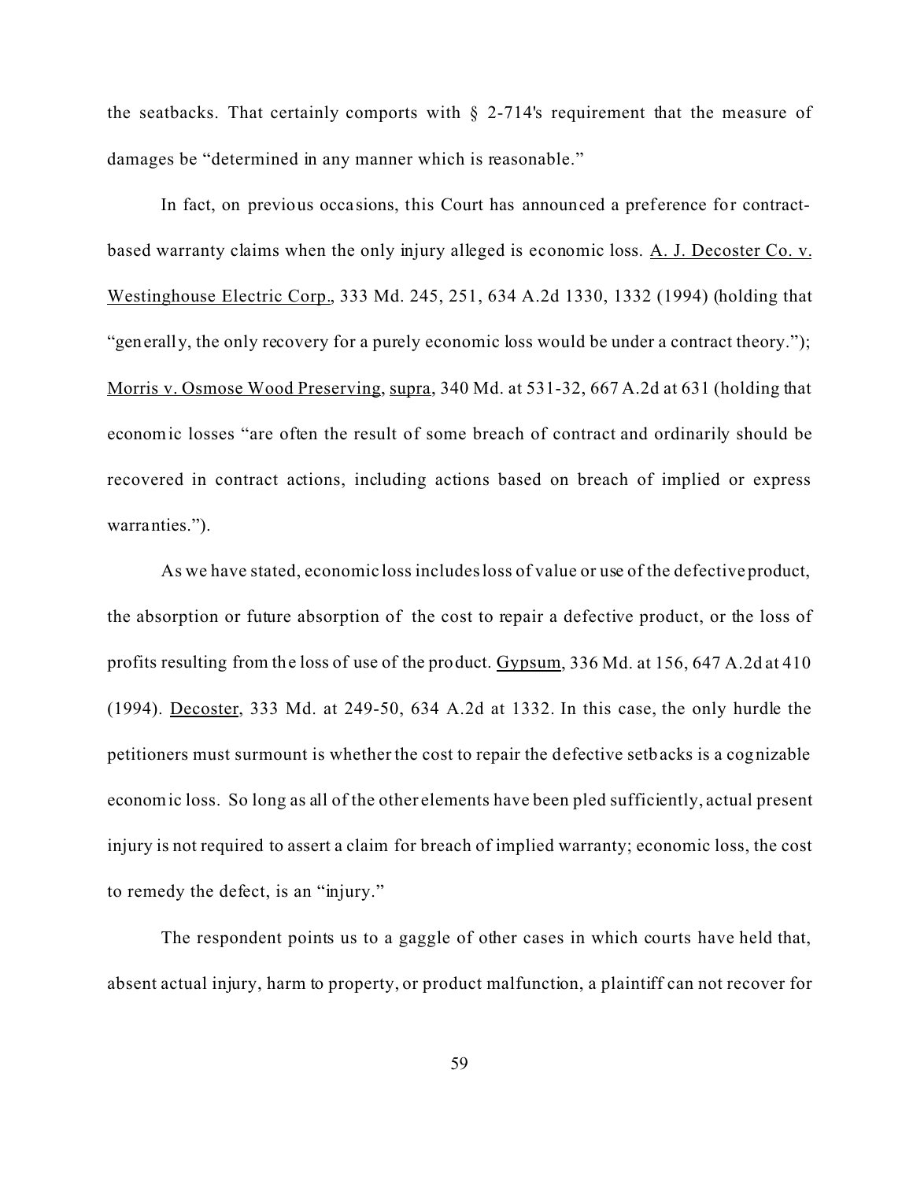the seatbacks. That certainly comports with § 2-714's requirement that the measure of damages be "determined in any manner which is reasonable."

In fact, on previous occasions, this Court has announced a preference for contract-based warranty claims when the only injury alleged is economic loss. A. J. Decoster Co. v. Westinghouse Electric Corp., 333 Md. 245, 251, 634 A.2d 1330, 1332 (1994) (holding that "generally, the only recovery for a purely economic loss would be under a contract theory."); Morris v. Osmose Wood Preserving, supra, 340 Md. at 531-32, 667 A.2d at 631 (holding that economic losses "are often the result of some breach of contract and ordinarily should be recovered in contract actions, including actions based on breach of implied or express warranties.").

As we have stated, economic loss includes loss of value or use of the defective product, the absorption or future absorption of the cost to repair a defective product, or the loss of profits resulting from the loss of use of the product. Gypsum, 336 Md. at 156, 647 A.2d at 410 (1994). Decoster, 333 Md. at 249-50, 634 A.2d at 1332. In this case, the only hurdle the petitioners must surmount is whether the cost to repair the defective setbacks is a cognizable economic loss. So long as all of the other elements have been pled sufficiently, actual present injury is not required to assert a claim for breach of implied warranty; economic loss, the cost to remedy the defect, is an "injury."

The respondent points us to a gaggle of other cases in which courts have held that, absent actual injury, harm to property, or product malfunction, a plaintiff can not recover for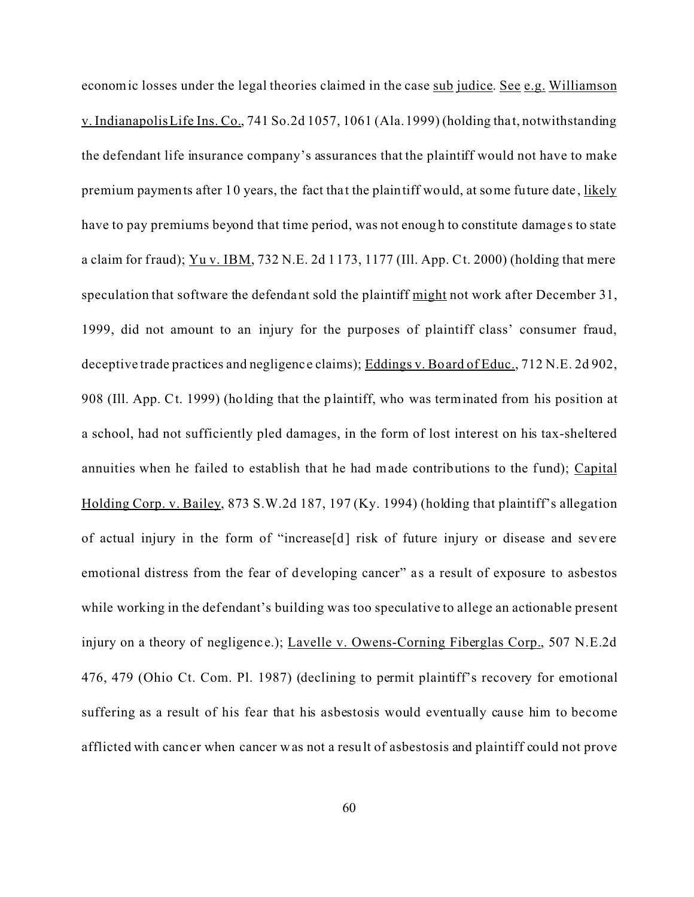economic losses under the legal theories claimed in the case <u>sub judice</u>. <u>See</u> <u>e.g.</u> <u>Williamson v. Indianapolis Life Ins. Co.</u>, 741 So.2d 1057, 1061 (Ala. 1999) (holding that, notwithstanding the defendant life insurance company's assurances that the plaintiff would not have to make premium payments after 10 years, the fact that the plaintiff would, at some future date, <u>likely</u> have to pay premiums beyond that time period, was not enough to constitute damages to state a claim for fraud); <u>Yu v. IBM</u>, 732 N.E. 2d 1173, 1177 (Ill. App. Ct. 2000) (holding that mere speculation that software the defendant sold the plaintiff <u>might</u> not work after December 31, 1999, did not amount to an injury for the purposes of plaintiff class' consumer fraud, deceptive trade practices and negligence claims); <u>Eddings v. Board of Educ.</u>, 712 N.E. 2d 902, 908 (Ill. App. Ct. 1999) (holding that the plaintiff, who was terminated from his position at a school, had not sufficiently pled damages, in the form of lost interest on his tax-sheltered annuities when he failed to establish that he had made contributions to the fund); <u>Capital Holding Corp. v. Bailey</u>, 873 S.W.2d 187, 197 (Ky. 1994) (holding that plaintiff's allegation of actual injury in the form of "increase[d] risk of future injury or disease and severe emotional distress from the fear of developing cancer" as a result of exposure to asbestos while working in the defendant's building was too speculative to allege an actionable present injury on a theory of negligence.); <u>Lavelle v. Owens-Corning Fiberglas Corp.</u>, 507 N.E.2d 476, 479 (Ohio Ct. Com. Pl. 1987) (declining to permit plaintiff's recovery for emotional suffering as a result of his fear that his asbestosis would eventually cause him to become afflicted with cancer when cancer was not a result of asbestosis and plaintiff could not prove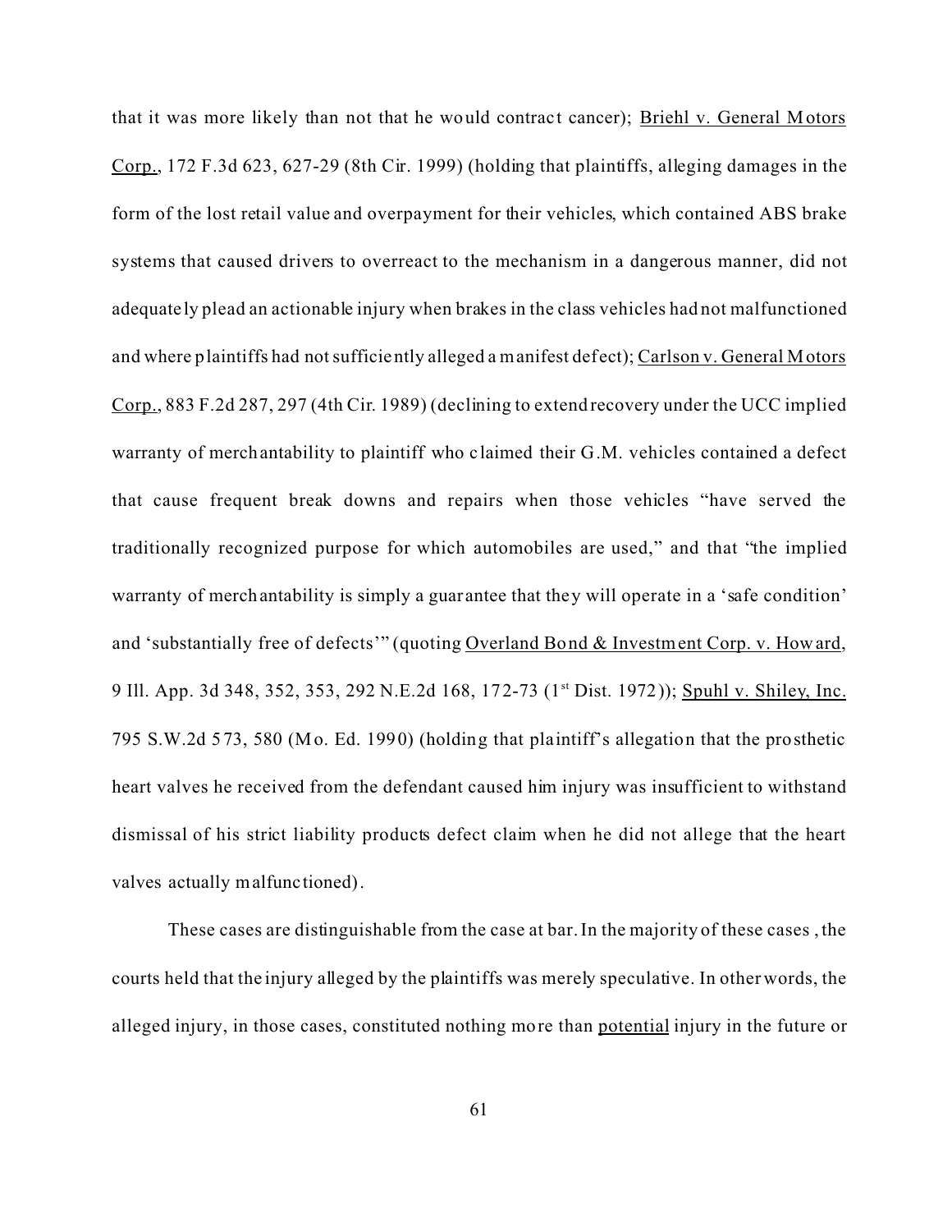that it was more likely than not that he would contract cancer); Briehl v. General Motors Corp., 172 F.3d 623, 627-29 (8th Cir. 1999) (holding that plaintiffs, alleging damages in the form of the lost retail value and overpayment for their vehicles, which contained ABS brake systems that caused drivers to overreact to the mechanism in a dangerous manner, did not adequately plead an actionable injury when brakes in the class vehicles had not malfunctioned and where plaintiffs had not sufficiently alleged a manifest defect); Carlson v. General Motors Corp., 883 F.2d 287, 297 (4th Cir. 1989) (declining to extend recovery under the UCC implied warranty of merchantability to plaintiff who claimed their G.M. vehicles contained a defect that cause frequent break downs and repairs when those vehicles "have served the traditionally recognized purpose for which automobiles are used," and that "the implied warranty of merchantability is simply a guarantee that they will operate in a 'safe condition' and 'substantially free of defects'" (quoting Overland Bond & Investment Corp. v. Howard, 9 Ill. App. 3d 348, 352, 353, 292 N.E.2d 168, 172-73 (1st Dist. 1972)); Spuhl v. Shiley, Inc. 795 S.W.2d 573, 580 (Mo. Ed. 1990) (holding that plaintiff's allegation that the prosthetic heart valves he received from the defendant caused him injury was insufficient to withstand dismissal of his strict liability products defect claim when he did not allege that the heart valves actually malfunctioned).

These cases are distinguishable from the case at bar. In the majority of these cases , the courts held that the injury alleged by the plaintiffs was merely speculative. In other words, the alleged injury, in those cases, constituted nothing more than potential injury in the future or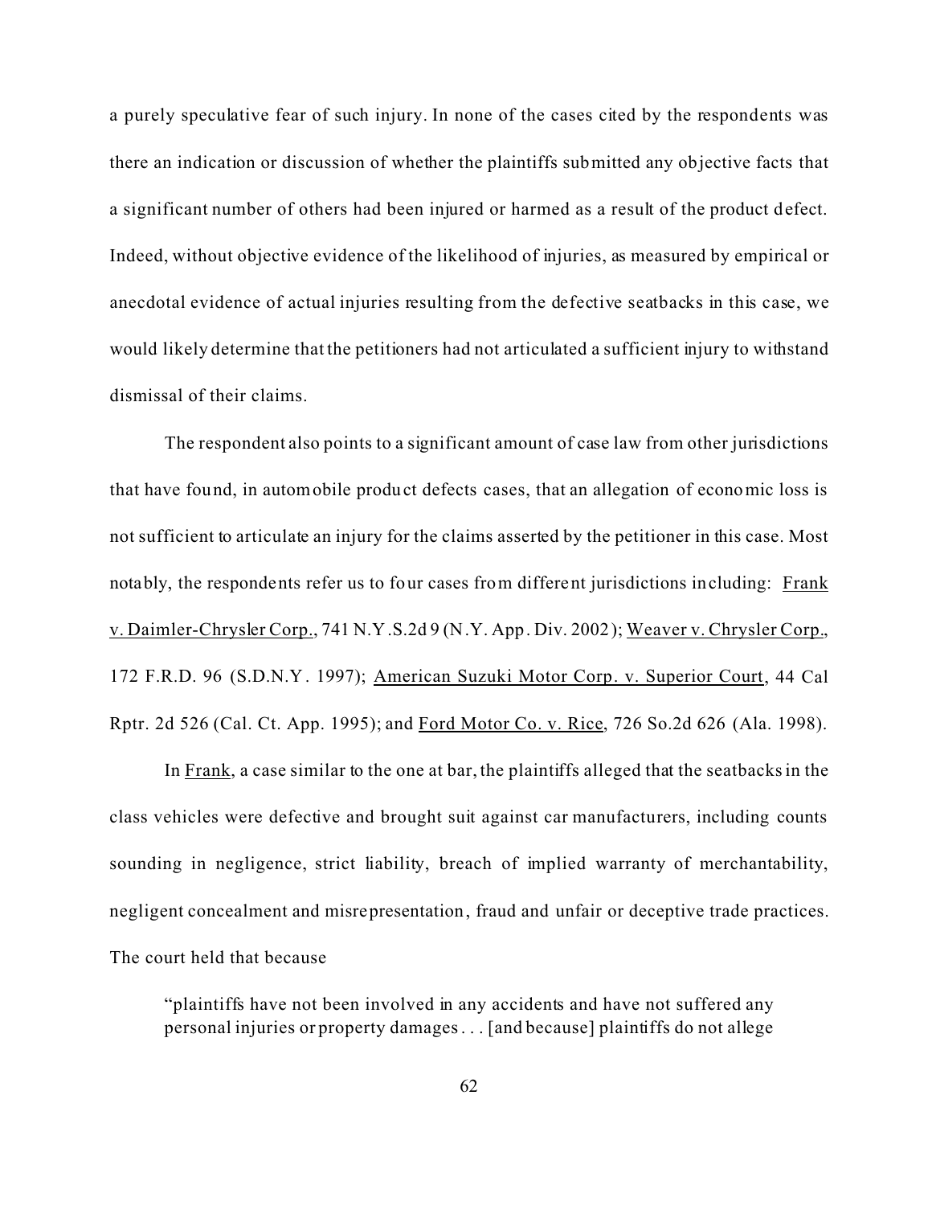a purely speculative fear of such injury. In none of the cases cited by the respondents was there an indication or discussion of whether the plaintiffs submitted any objective facts that a significant number of others had been injured or harmed as a result of the product defect. Indeed, without objective evidence of the likelihood of injuries, as measured by empirical or anecdotal evidence of actual injuries resulting from the defective seatbacks in this case, we would likely determine that the petitioners had not articulated a sufficient injury to withstand dismissal of their claims.

The respondent also points to a significant amount of case law from other jurisdictions that have found, in automobile product defects cases, that an allegation of economic loss is not sufficient to articulate an injury for the claims asserted by the petitioner in this case. Most notably, the respondents refer us to four cases from different jurisdictions including: Frank v. Daimler-Chrysler Corp., 741 N.Y.S.2d 9 (N.Y. App. Div. 2002); Weaver v. Chrysler Corp., 172 F.R.D. 96 (S.D.N.Y. 1997); American Suzuki Motor Corp. v. Superior Court, 44 Cal Rptr. 2d 526 (Cal. Ct. App. 1995); and Ford Motor Co. v. Rice, 726 So.2d 626 (Ala. 1998).

In Frank, a case similar to the one at bar, the plaintiffs alleged that the seatbacks in the class vehicles were defective and brought suit against car manufacturers, including counts sounding in negligence, strict liability, breach of implied warranty of merchantability, negligent concealment and misrepresentation, fraud and unfair or deceptive trade practices. The court held that because

> "plaintiffs have not been involved in any accidents and have not suffered any personal injuries or property damages . . . [and because] plaintiffs do not allege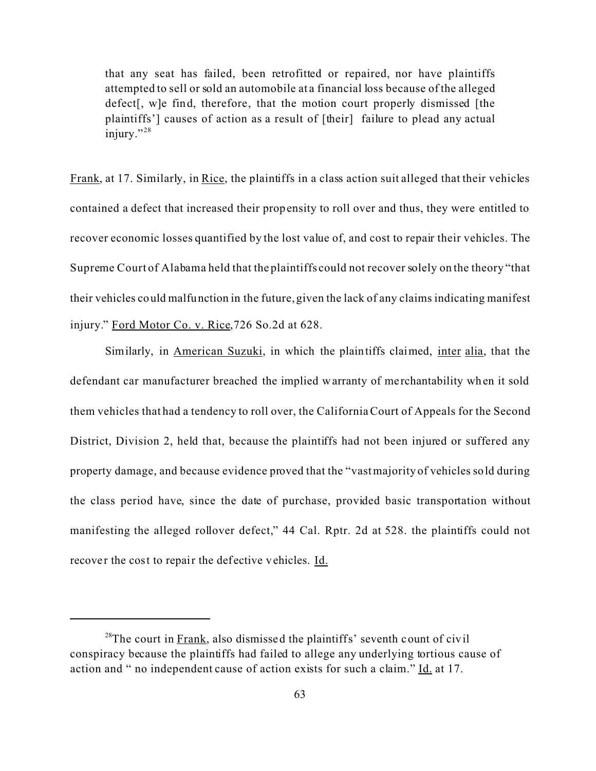> that any seat has failed, been retrofitted or repaired, nor have plaintiffs attempted to sell or sold an automobile at a financial loss because of the alleged defect[, w]e find, therefore, that the motion court properly dismissed [the plaintiffs'] causes of action as a result of [their] failure to plead any actual injury."[28]

Frank, at 17. Similarly, in Rice, the plaintiffs in a class action suit alleged that their vehicles contained a defect that increased their propensity to roll over and thus, they were entitled to recover economic losses quantified by the lost value of, and cost to repair their vehicles. The Supreme Court of Alabama held that the plaintiffs could not recover solely on the theory "that their vehicles could malfunction in the future, given the lack of any claims indicating manifest injury." Ford Motor Co. v. Rice,726 So.2d at 628.

Similarly, in American Suzuki, in which the plaintiffs claimed, inter alia, that the defendant car manufacturer breached the implied warranty of merchantability when it sold them vehicles that had a tendency to roll over, the California Court of Appeals for the Second District, Division 2, held that, because the plaintiffs had not been injured or suffered any property damage, and because evidence proved that the "vast majority of vehicles sold during the class period have, since the date of purchase, provided basic transportation without manifesting the alleged rollover defect," 44 Cal. Rptr. 2d at 528. the plaintiffs could not recover the cost to repair the defective vehicles. Id.

---

[28] The court in Frank, also dismissed the plaintiffs' seventh count of civil conspiracy because the plaintiffs had failed to allege any underlying tortious cause of action and " no independent cause of action exists for such a claim." Id. at 17.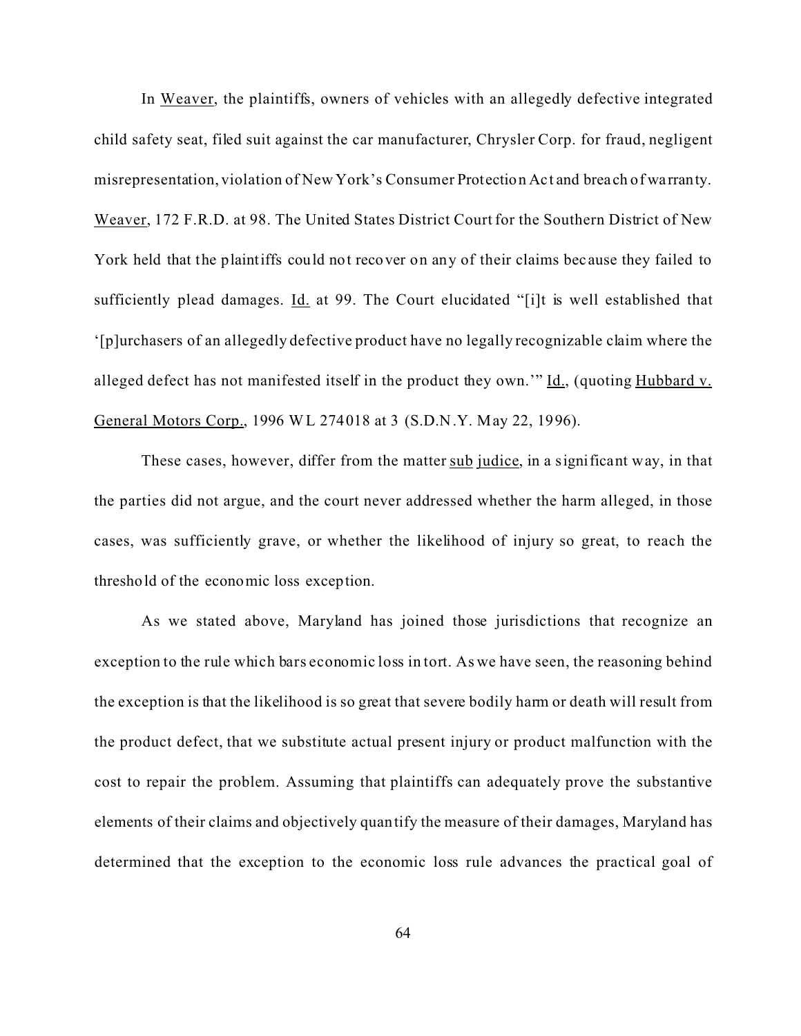In Weaver, the plaintiffs, owners of vehicles with an allegedly defective integrated child safety seat, filed suit against the car manufacturer, Chrysler Corp. for fraud, negligent misrepresentation, violation of New York's Consumer Protection Act and breach of warranty. Weaver, 172 F.R.D. at 98. The United States District Court for the Southern District of New York held that the plaintiffs could not recover on any of their claims because they failed to sufficiently plead damages. Id. at 99. The Court elucidated "[i]t is well established that '[p]urchasers of an allegedly defective product have no legally recognizable claim where the alleged defect has not manifested itself in the product they own.'" Id., (quoting Hubbard v. General Motors Corp., 1996 WL 274018 at 3 (S.D.N.Y. May 22, 1996).

These cases, however, differ from the matter sub judice, in a significant way, in that the parties did not argue, and the court never addressed whether the harm alleged, in those cases, was sufficiently grave, or whether the likelihood of injury so great, to reach the threshold of the economic loss exception.

As we stated above, Maryland has joined those jurisdictions that recognize an exception to the rule which bars economic loss in tort. As we have seen, the reasoning behind the exception is that the likelihood is so great that severe bodily harm or death will result from the product defect, that we substitute actual present injury or product malfunction with the cost to repair the problem. Assuming that plaintiffs can adequately prove the substantive elements of their claims and objectively quantify the measure of their damages, Maryland has determined that the exception to the economic loss rule advances the practical goal of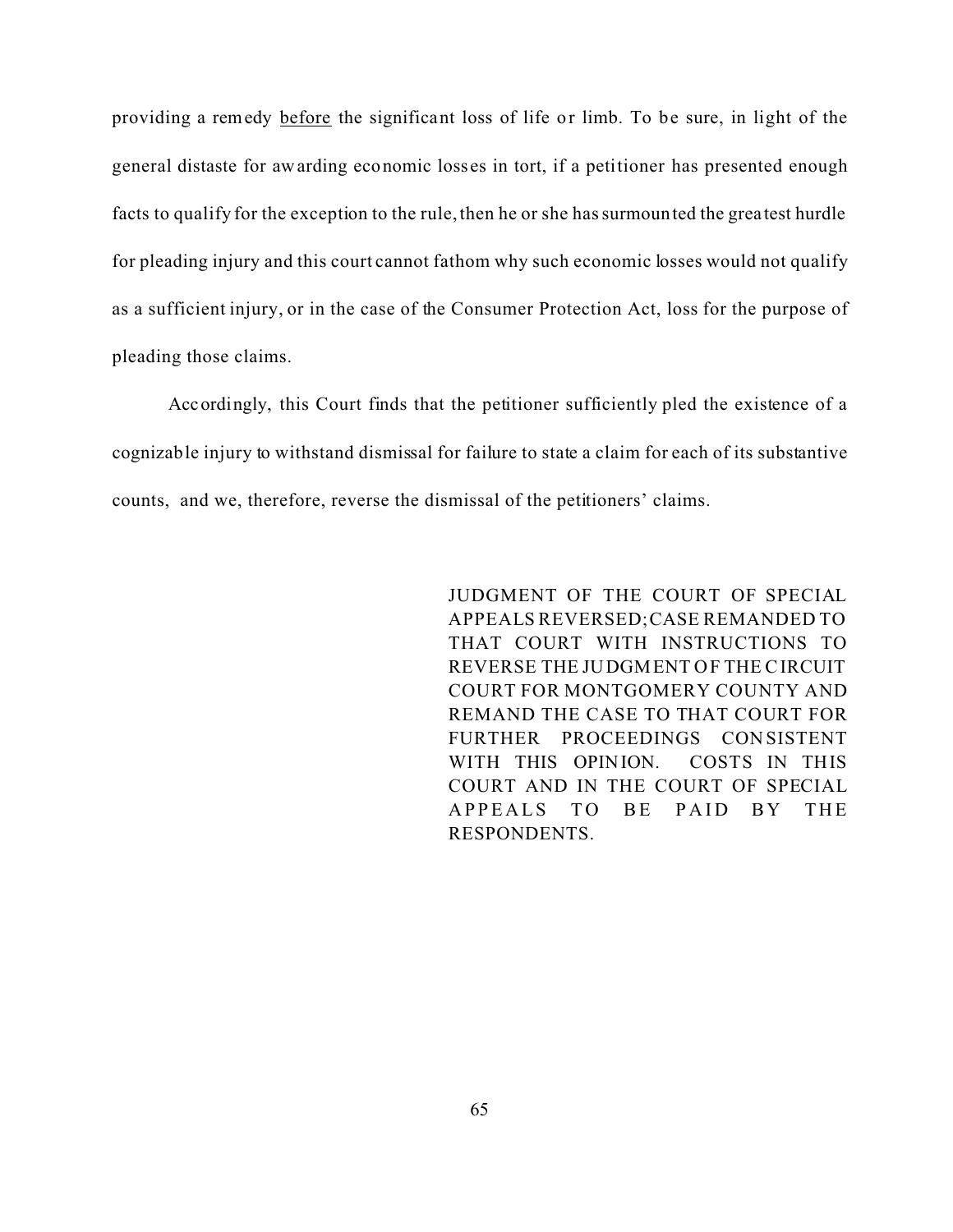providing a remedy <u>before</u> the significant loss of life or limb. To be sure, in light of the general distaste for awarding economic losses in tort, if a petitioner has presented enough facts to qualify for the exception to the rule, then he or she has surmounted the greatest hurdle for pleading injury and this court cannot fathom why such economic losses would not qualify as a sufficient injury, or in the case of the Consumer Protection Act, loss for the purpose of pleading those claims.

Accordingly, this Court finds that the petitioner sufficiently pled the existence of a cognizable injury to withstand dismissal for failure to state a claim for each of its substantive counts, and we, therefore, reverse the dismissal of the petitioners' claims.

JUDGMENT OF THE COURT OF SPECIAL APPEALS REVERSED; CASE REMANDED TO THAT COURT WITH INSTRUCTIONS TO REVERSE THE JUDGMENT OF THE CIRCUIT COURT FOR MONTGOMERY COUNTY AND REMAND THE CASE TO THAT COURT FOR FURTHER PROCEEDINGS CONSISTENT WITH THIS OPINION. COSTS IN THIS COURT AND IN THE COURT OF SPECIAL APPEALS TO BE PAID BY THE RESPONDENTS.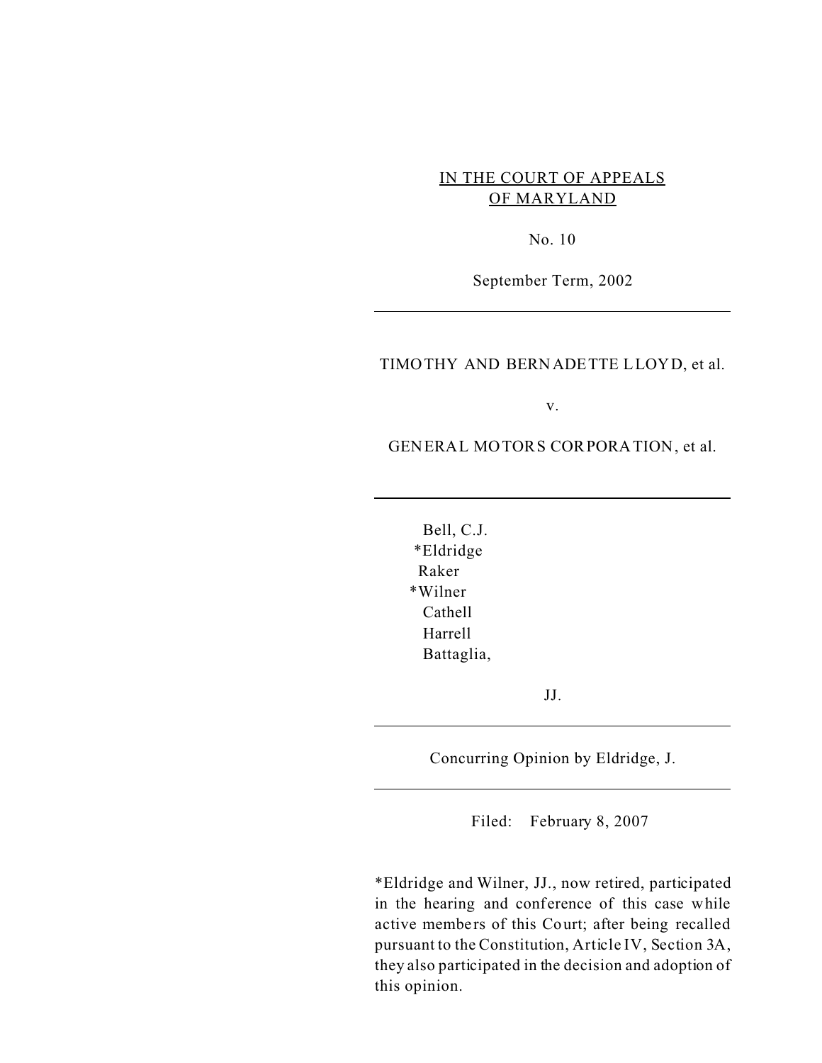IN THE COURT OF APPEALS
OF MARYLAND

No. 10

September Term, 2002

---

TIMOTHY AND BERNADETTE LLOYD, et al.

v.

GENERAL MOTORS CORPORATION, et al.

---

Bell, C.J.
*Eldridge
Raker
*Wilner
Cathell
Harrell
Battaglia,

JJ.

---

Concurring Opinion by Eldridge, J.

---

Filed: February 8, 2007

*Eldridge and Wilner, JJ., now retired, participated in the hearing and conference of this case while active members of this Court; after being recalled pursuant to the Constitution, Article IV, Section 3A, they also participated in the decision and adoption of this opinion.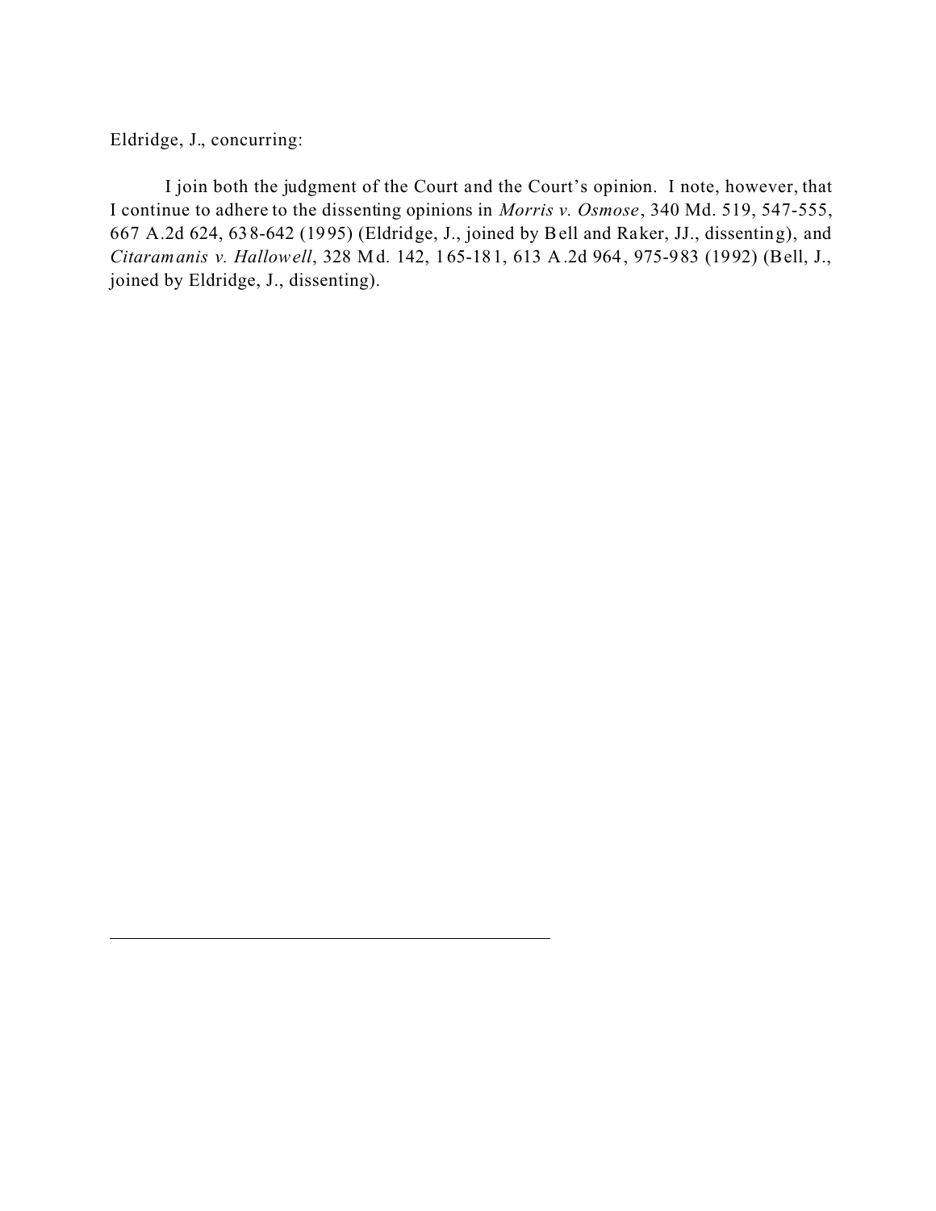Eldridge, J., concurring:

I join both the judgment of the Court and the Court's opinion. I note, however, that I continue to adhere to the dissenting opinions in *Morris v. Osmose*, 340 Md. 519, 547-555, 667 A.2d 624, 638-642 (1995) (Eldridge, J., joined by Bell and Raker, JJ., dissenting), and *Citaramanis v. Hallowell*, 328 Md. 142, 165-181, 613 A.2d 964, 975-983 (1992) (Bell, J., joined by Eldridge, J., dissenting).